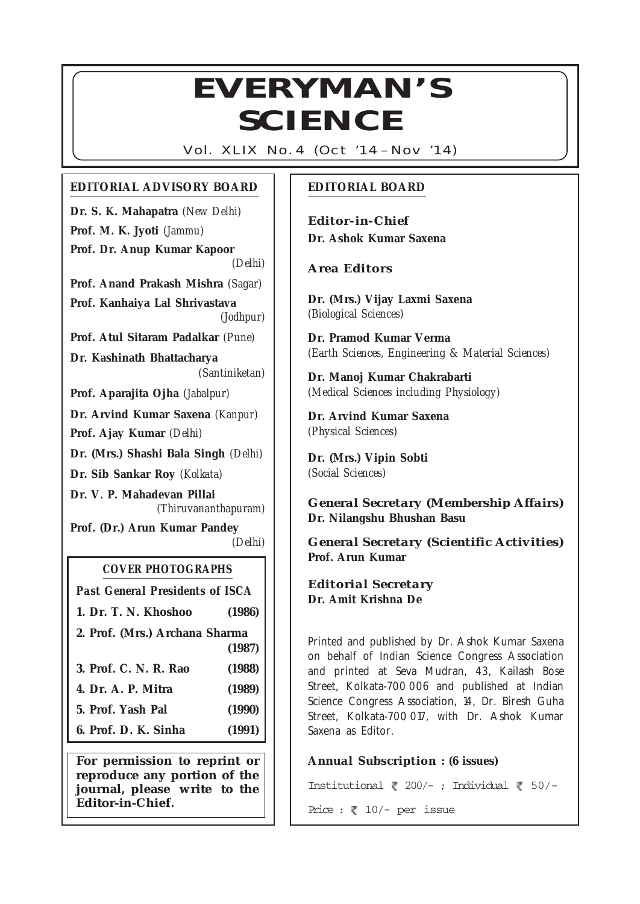# EVERYMAN'S SCIENCE

Vol. XLIX No.4 (Oct '14 – Nov '14)

## EDITORIAL ADVISORY BOARD

**Dr. S. K. Mahapatra** *(New Delhi)*

**Prof. M. K. Jyoti** *(Jammu)*

**Prof. Dr. Anup Kumar Kapoor** *(Delhi)*

**Prof. Anand Prakash Mishra** *(Sagar)*

**Prof. Kanhaiya Lal Shrivastava** *(Jodhpur)*

**Prof. Atul Sitaram Padalkar** *(Pune)*

**Dr. Kashinath Bhattacharya** *(Santiniketan)*

**Prof. Aparajita Ojha** *(Jabalpur)*

**Dr. Arvind Kumar Saxena** *(Kanpur)*

**Prof. Ajay Kumar** *(Delhi)*

**Dr. (Mrs.) Shashi Bala Singh** *(Delhi)*

**Dr. Sib Sankar Roy** *(Kolkata)*

**Dr. V. P. Mahadevan Pillai** *(Thiruvananthapuram)*

**Prof. (Dr.) Arun Kumar Pandey** *(Delhi)*

### COVER PHOTOGRAPHS

*Past General Presidents of ISCA*

| | |
|---|---|
| **1. Dr. T. N. Khoshoo** | **(1986)** |
| **2. Prof. (Mrs.) Archana Sharma** | **(1987)** |
| **3. Prof. C. N. R. Rao** | **(1988)** |
| **4. Dr. A. P. Mitra** | **(1989)** |
| **5. Prof. Yash Pal** | **(1990)** |
| **6. Prof. D. K. Sinha** | **(1991)** |

**For permission to reprint or reproduce any portion of the journal, please write to the Editor-in-Chief.**

## EDITORIAL BOARD

**Editor-in-Chief**
**Dr. Ashok Kumar Saxena**

**Area Editors**

**Dr. (Mrs.) Vijay Laxmi Saxena**
*(Biological Sciences)*

**Dr. Pramod Kumar Verma**
*(Earth Sciences, Engineering & Material Sciences)*

**Dr. Manoj Kumar Chakrabarti**
*(Medical Sciences including Physiology)*

**Dr. Arvind Kumar Saxena**
*(Physical Sciences)*

**Dr. (Mrs.) Vipin Sobti**
*(Social Sciences)*

**General Secretary (Membership Affairs)**
**Dr. Nilangshu Bhushan Basu**

**General Secretary (Scientific Activities)**
**Prof. Arun Kumar**

**Editorial Secretary**
**Dr. Amit Krishna De**

Printed and published by Dr. Ashok Kumar Saxena on behalf of Indian Science Congress Association and printed at Seva Mudran, 43, Kailash Bose Street, Kolkata-700 006 and published at Indian Science Congress Association, 14, Dr. Biresh Guha Street, Kolkata-700 017, with Dr. Ashok Kumar Saxena as Editor.

**Annual Subscription : (6 issues)**

Institutional ₹ 200/- ; Individual ₹ 50/-

Price : ₹ 10/- per issue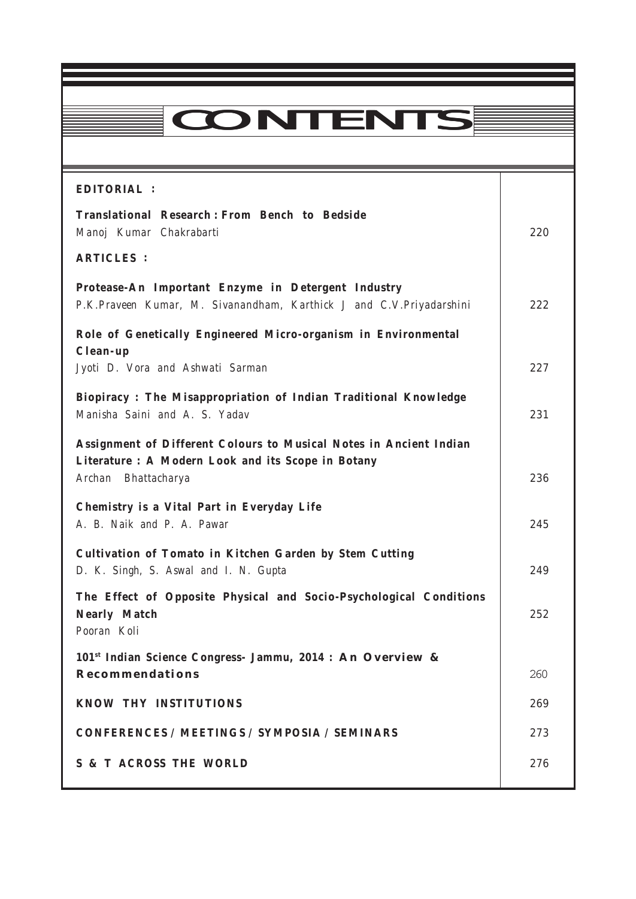# CONTENTS

| | |
|---|---|
| **EDITORIAL :** | |
| **Translational Research : From Bench to Bedside**<br>Manoj Kumar Chakrabarti | 220 |
| **ARTICLES :** | |
| **Protease-An Important Enzyme in Detergent Industry**<br>P.K.Praveen Kumar, M. Sivanandham, Karthick J and C.V.Priyadarshini | 222 |
| **Role of Genetically Engineered Micro-organism in Environmental Clean-up**<br>Jyoti D. Vora and Ashwati Sarman | 227 |
| **Biopiracy : The Misappropriation of Indian Traditional Knowledge**<br>Manisha Saini and A. S. Yadav | 231 |
| **Assignment of Different Colours to Musical Notes in Ancient Indian Literature : A Modern Look and its Scope in Botany**<br>Archan Bhattacharya | 236 |
| **Chemistry is a Vital Part in Everyday Life**<br>A. B. Naik and P. A. Pawar | 245 |
| **Cultivation of Tomato in Kitchen Garden by Stem Cutting**<br>D. K. Singh, S. Aswal and I. N. Gupta | 249 |
| **The Effect of Opposite Physical and Socio-Psychological Conditions Nearly Match**<br>Pooran Koli | 252 |
| **101st Indian Science Congress- Jammu, 2014 : An Overview & Recommendations** | 260 |
| **KNOW THY INSTITUTIONS** | 269 |
| **CONFERENCES / MEETINGS / SYMPOSIA / SEMINARS** | 273 |
| **S & T ACROSS THE WORLD** | 276 |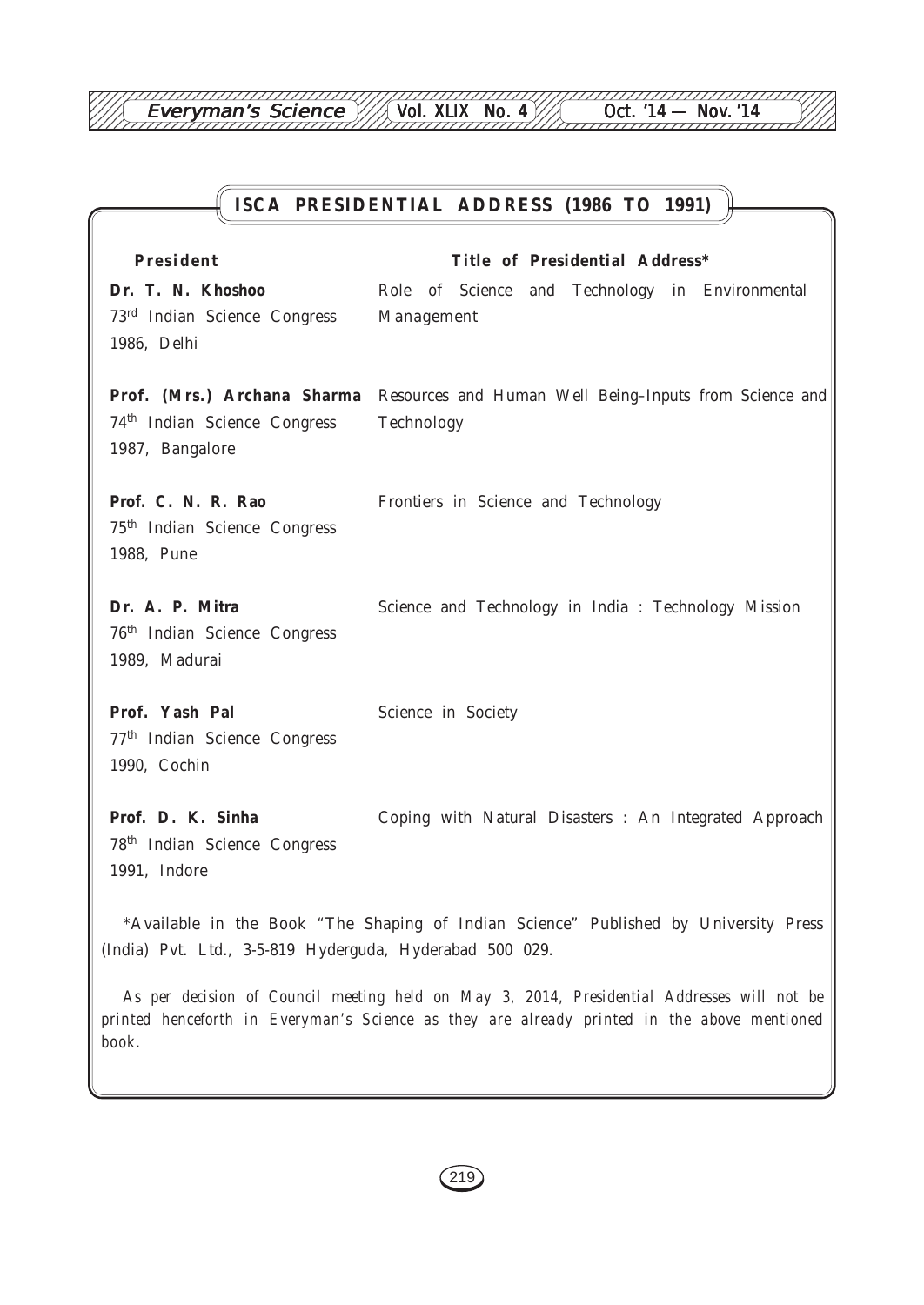## ISCA PRESIDENTIAL ADDRESS (1986 TO 1991)

| President | Title of Presidential Address* |
|---|---|
| **Dr. T. N. Khoshoo**<br>73rd Indian Science Congress<br>1986, Delhi | Role of Science and Technology in Environmental Management |
| **Prof. (Mrs.) Archana Sharma**<br>74th Indian Science Congress<br>1987, Bangalore | Resources and Human Well Being–Inputs from Science and Technology |
| **Prof. C. N. R. Rao**<br>75th Indian Science Congress<br>1988, Pune | Frontiers in Science and Technology |
| **Dr. A. P. Mitra**<br>76th Indian Science Congress<br>1989, Madurai | Science and Technology in India : Technology Mission |
| **Prof. Yash Pal**<br>77th Indian Science Congress<br>1990, Cochin | Science in Society |
| **Prof. D. K. Sinha**<br>78th Indian Science Congress<br>1991, Indore | Coping with Natural Disasters : An Integrated Approach |

*Available in the Book "The Shaping of Indian Science" Published by University Press (India) Pvt. Ltd., 3-5-819 Hyderguda, Hyderabad 500 029.

*As per decision of Council meeting held on May 3, 2014, Presidential Addresses will not be printed henceforth in Everyman's Science as they are already printed in the above mentioned book.*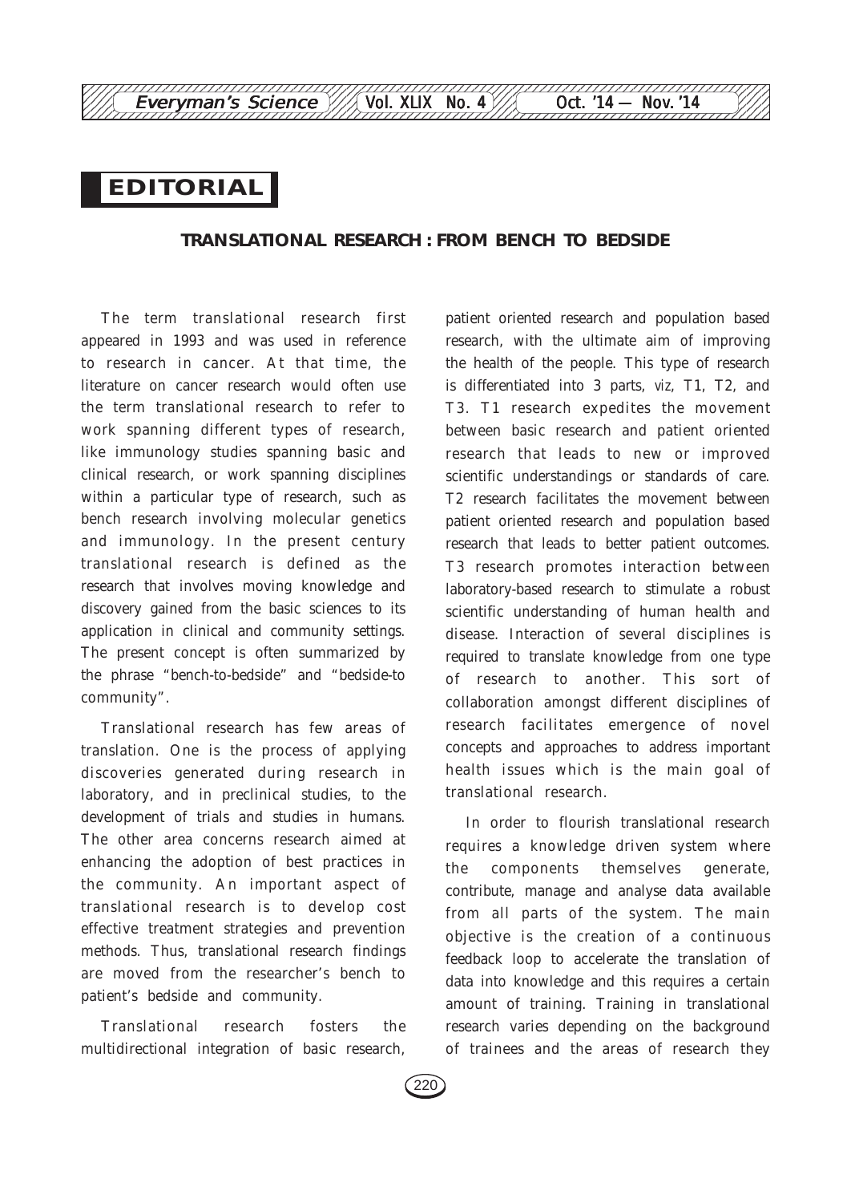# EDITORIAL

## TRANSLATIONAL RESEARCH : FROM BENCH TO BEDSIDE

The term translational research first appeared in 1993 and was used in reference to research in cancer. At that time, the literature on cancer research would often use the term translational research to refer to work spanning different types of research, like immunology studies spanning basic and clinical research, or work spanning disciplines within a particular type of research, such as bench research involving molecular genetics and immunology. In the present century translational research is defined as the research that involves moving knowledge and discovery gained from the basic sciences to its application in clinical and community settings. The present concept is often summarized by the phrase "bench-to-bedside" and "bedside-to community".

Translational research has few areas of translation. One is the process of applying discoveries generated during research in laboratory, and in preclinical studies, to the development of trials and studies in humans. The other area concerns research aimed at enhancing the adoption of best practices in the community. An important aspect of translational research is to develop cost effective treatment strategies and prevention methods. Thus, translational research findings are moved from the researcher's bench to patient's bedside and community.

Translational research fosters the multidirectional integration of basic research, patient oriented research and population based research, with the ultimate aim of improving the health of the people. This type of research is differentiated into 3 parts, *viz*, T1, T2, and T3. T1 research expedites the movement between basic research and patient oriented research that leads to new or improved scientific understandings or standards of care. T2 research facilitates the movement between patient oriented research and population based research that leads to better patient outcomes. T3 research promotes interaction between laboratory-based research to stimulate a robust scientific understanding of human health and disease. Interaction of several disciplines is required to translate knowledge from one type of research to another. This sort of collaboration amongst different disciplines of research facilitates emergence of novel concepts and approaches to address important health issues which is the main goal of translational research.

In order to flourish translational research requires a knowledge driven system where the components themselves generate, contribute, manage and analyse data available from all parts of the system. The main objective is the creation of a continuous feedback loop to accelerate the translation of data into knowledge and this requires a certain amount of training. Training in translational research varies depending on the background of trainees and the areas of research they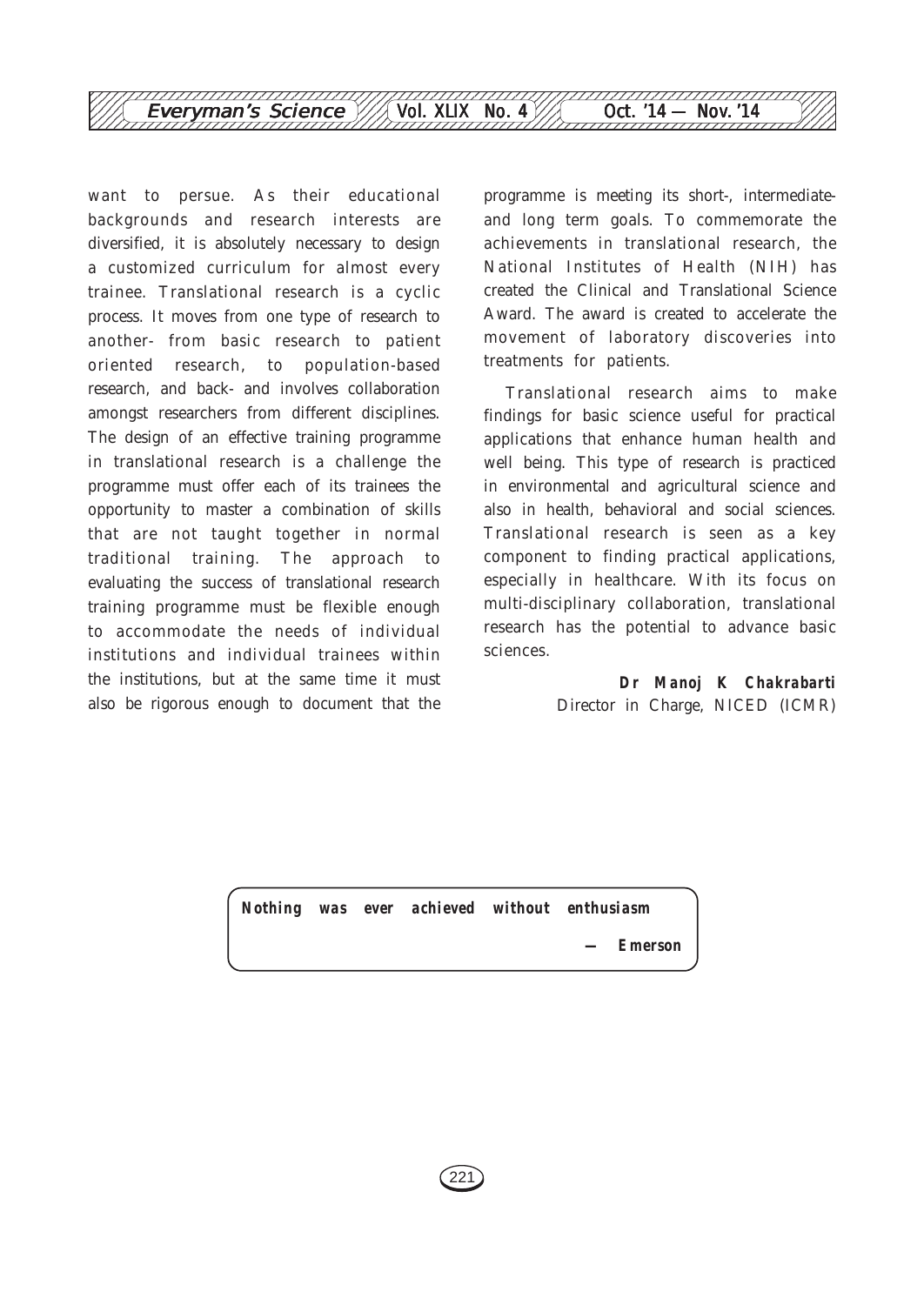want to persue. As their educational backgrounds and research interests are diversified, it is absolutely necessary to design a customized curriculum for almost every trainee. Translational research is a cyclic process. It moves from one type of research to another- from basic research to patient oriented research, to population-based research, and back- and involves collaboration amongst researchers from different disciplines. The design of an effective training programme in translational research is a challenge the programme must offer each of its trainees the opportunity to master a combination of skills that are not taught together in normal traditional training. The approach to evaluating the success of translational research training programme must be flexible enough to accommodate the needs of individual institutions and individual trainees within the institutions, but at the same time it must also be rigorous enough to document that the programme is meeting its short-, intermediate- and long term goals. To commemorate the achievements in translational research, the National Institutes of Health (NIH) has created the Clinical and Translational Science Award. The award is created to accelerate the movement of laboratory discoveries into treatments for patients.

Translational research aims to make findings for basic science useful for practical applications that enhance human health and well being. This type of research is practiced in environmental and agricultural science and also in health, behavioral and social sciences. Translational research is seen as a key component to finding practical applications, especially in healthcare. With its focus on multi-disciplinary collaboration, translational research has the potential to advance basic sciences.

**Dr Manoj K Chakrabarti**
Director in Charge, NICED (ICMR)

> ***Nothing was ever achieved without enthusiasm***
>
> ***— Emerson***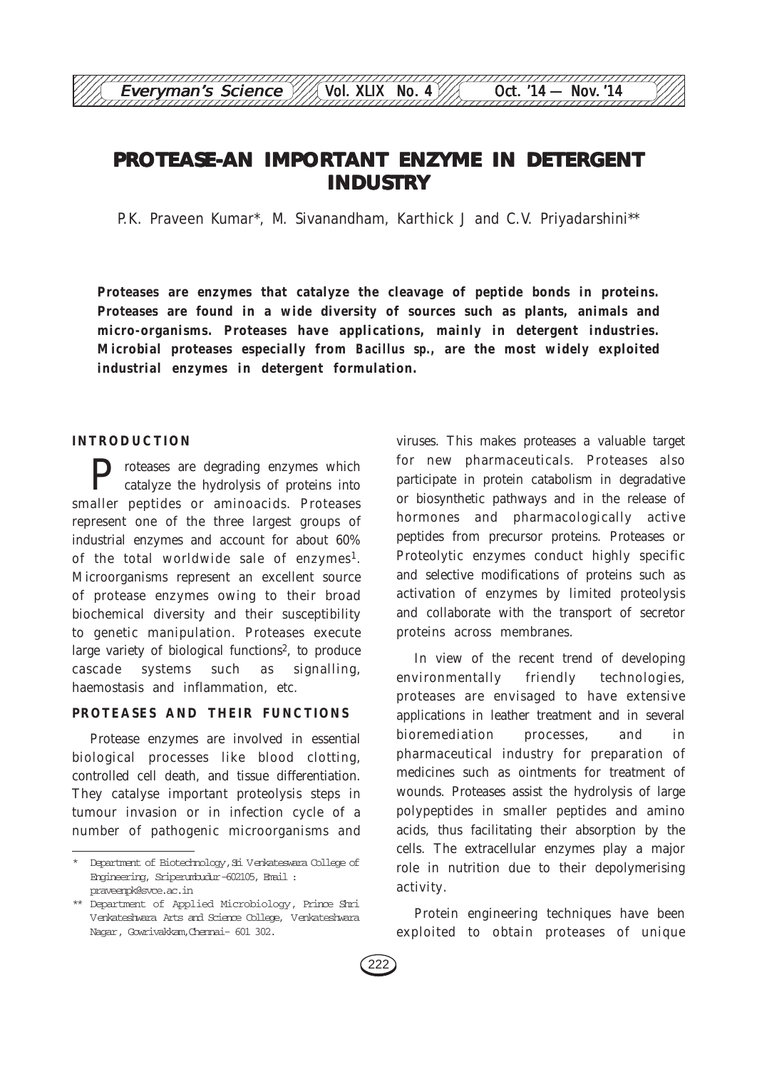# PROTEASE-AN IMPORTANT ENZYME IN DETERGENT INDUSTRY

P.K. Praveen Kumar*, M. Sivanandham, Karthick J and C.V. Priyadarshini**

**Proteases are enzymes that catalyze the cleavage of peptide bonds in proteins. Proteases are found in a wide diversity of sources such as plants, animals and micro-organisms. Proteases have applications, mainly in detergent industries. Microbial proteases especially from *Bacillus sp.*, are the most widely exploited industrial enzymes in detergent formulation.**

## INTRODUCTION

Proteases are degrading enzymes which catalyze the hydrolysis of proteins into smaller peptides or aminoacids. Proteases represent one of the three largest groups of industrial enzymes and account for about 60% of the total worldwide sale of enzymes[1]. Microorganisms represent an excellent source of protease enzymes owing to their broad biochemical diversity and their susceptibility to genetic manipulation. Proteases execute large variety of biological functions[2], to produce cascade systems such as signalling, haemostasis and inflammation, etc.

## PROTEASES AND THEIR FUNCTIONS

Protease enzymes are involved in essential biological processes like blood clotting, controlled cell death, and tissue differentiation. They catalyse important proteolysis steps in tumour invasion or in infection cycle of a number of pathogenic microorganisms and viruses. This makes proteases a valuable target for new pharmaceuticals. Proteases also participate in protein catabolism in degradative or biosynthetic pathways and in the release of hormones and pharmacologically active peptides from precursor proteins. Proteases or Proteolytic enzymes conduct highly specific and selective modifications of proteins such as activation of enzymes by limited proteolysis and collaborate with the transport of secretor proteins across membranes.

In view of the recent trend of developing environmentally friendly technologies, proteases are envisaged to have extensive applications in leather treatment and in several bioremediation processes, and in pharmaceutical industry for preparation of medicines such as ointments for treatment of wounds. Proteases assist the hydrolysis of large polypeptides in smaller peptides and amino acids, thus facilitating their absorption by the cells. The extracellular enzymes play a major role in nutrition due to their depolymerising activity.

Protein engineering techniques have been exploited to obtain proteases of unique

---

\* Department of Biotechnology, Sri Venkateswara College of Engineering, Sriperumbudur-602105, Email : praveenpk@svce.ac.in

\** Department of Applied Microbiology, Prince Shri Venkateshwara Arts and Science College, Venkateshwara Nagar, Gowrivakkam, Chennai- 601 302.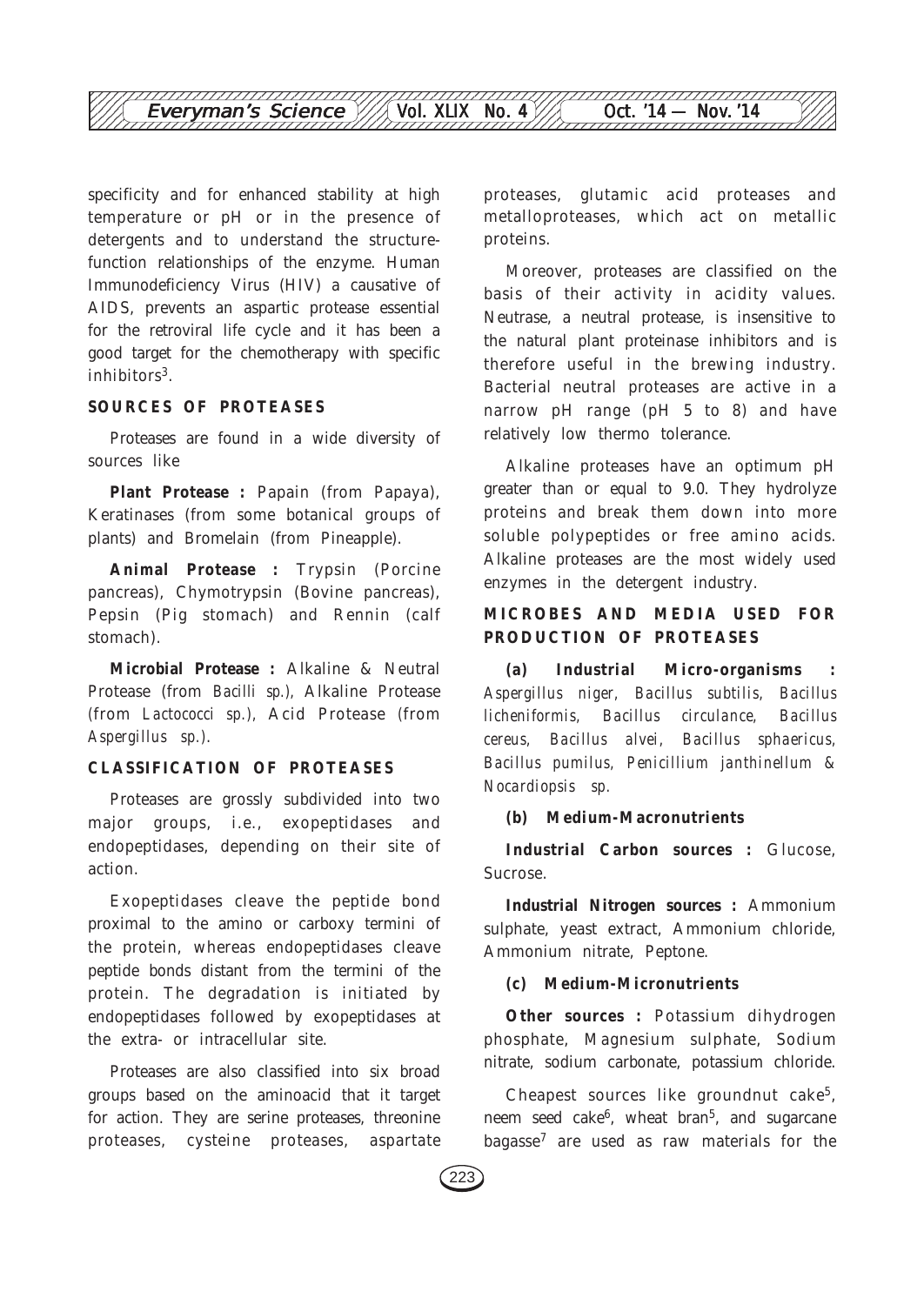specificity and for enhanced stability at high temperature or pH or in the presence of detergents and to understand the structure-function relationships of the enzyme. Human Immunodeficiency Virus (HIV) a causative of AIDS, prevents an aspartic protease essential for the retroviral life cycle and it has been a good target for the chemotherapy with specific inhibitors[3].

## SOURCES OF PROTEASES

Proteases are found in a wide diversity of sources like

**Plant Protease :** Papain (from Papaya), Keratinases (from some botanical groups of plants) and Bromelain (from Pineapple).

**Animal Protease :** Trypsin (Porcine pancreas), Chymotrypsin (Bovine pancreas), Pepsin (Pig stomach) and Rennin (calf stomach).

**Microbial Protease :** Alkaline & Neutral Protease (from *Bacilli sp.*), Alkaline Protease (from *Lactococci sp.*), Acid Protease (from *Aspergillus sp.*).

## CLASSIFICATION OF PROTEASES

Proteases are grossly subdivided into two major groups, i.e., exopeptidases and endopeptidases, depending on their site of action.

Exopeptidases cleave the peptide bond proximal to the amino or carboxy termini of the protein, whereas endopeptidases cleave peptide bonds distant from the termini of the protein. The degradation is initiated by endopeptidases followed by exopeptidases at the extra- or intracellular site.

Proteases are also classified into six broad groups based on the aminoacid that it target for action. They are serine proteases, threonine proteases, cysteine proteases, aspartate proteases, glutamic acid proteases and metalloproteases, which act on metallic proteins.

Moreover, proteases are classified on the basis of their activity in acidity values. Neutrase, a neutral protease, is insensitive to the natural plant proteinase inhibitors and is therefore useful in the brewing industry. Bacterial neutral proteases are active in a narrow pH range (pH 5 to 8) and have relatively low thermo tolerance.

Alkaline proteases have an optimum pH greater than or equal to 9.0. They hydrolyze proteins and break them down into more soluble polypeptides or free amino acids. Alkaline proteases are the most widely used enzymes in the detergent industry.

## MICROBES AND MEDIA USED FOR PRODUCTION OF PROTEASES

**(a) Industrial Micro-organisms :** *Aspergillus niger, Bacillus subtilis, Bacillus licheniformis, Bacillus circulance, Bacillus cereus, Bacillus alvei, Bacillus sphaericus, Bacillus pumilus, Penicillium janthinellum & Nocardiopsis sp.*

**(b) Medium-Macronutrients**

**Industrial Carbon sources :** Glucose, Sucrose.

**Industrial Nitrogen sources :** Ammonium sulphate, yeast extract, Ammonium chloride, Ammonium nitrate, Peptone.

**(c) Medium-Micronutrients**

**Other sources :** Potassium dihydrogen phosphate, Magnesium sulphate, Sodium nitrate, sodium carbonate, potassium chloride.

Cheapest sources like groundnut cake[5], neem seed cake[6], wheat bran[5], and sugarcane bagasse[7] are used as raw materials for the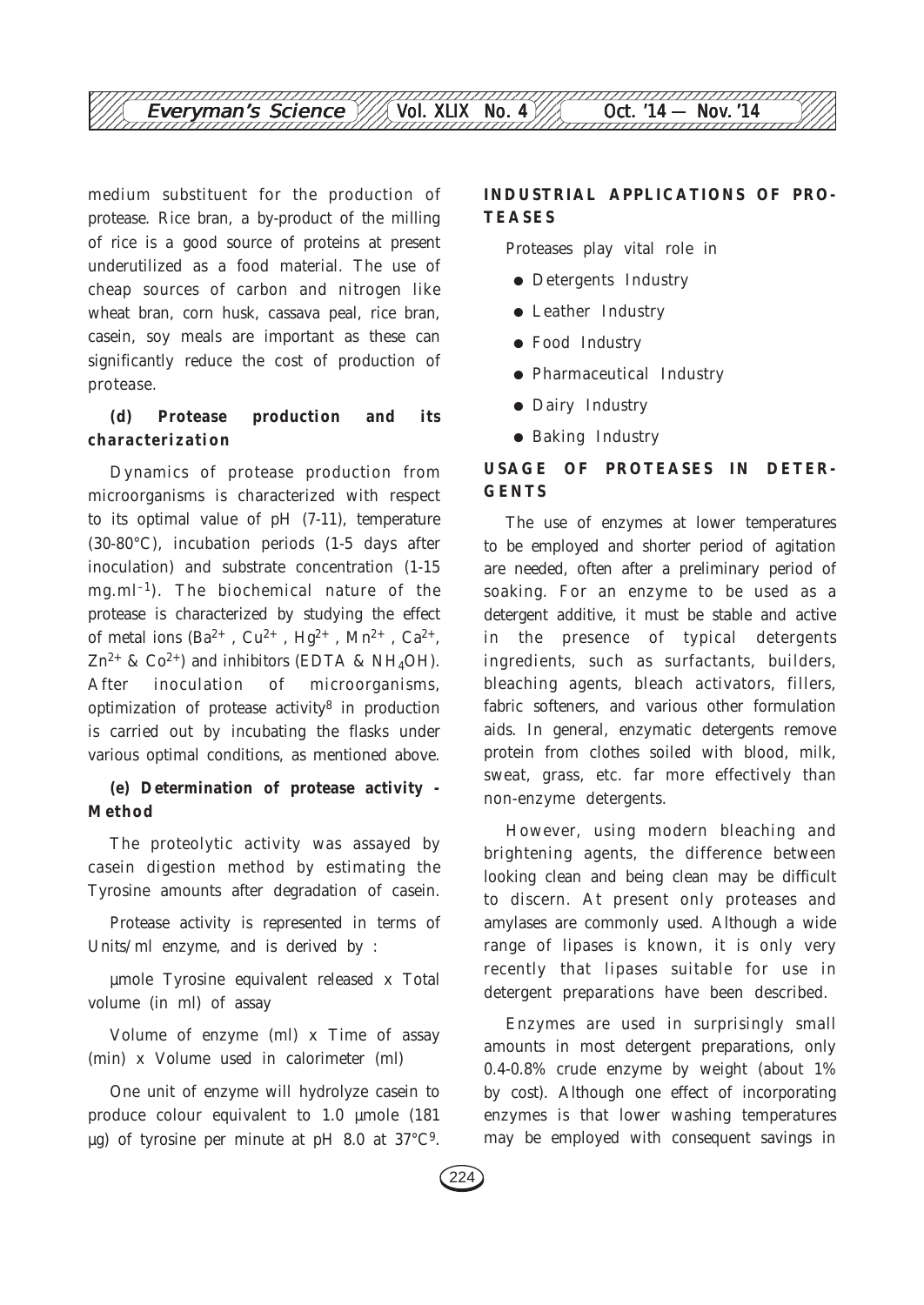medium substituent for the production of protease. Rice bran, a by-product of the milling of rice is a good source of proteins at present underutilized as a food material. The use of cheap sources of carbon and nitrogen like wheat bran, corn husk, cassava peal, rice bran, casein, soy meals are important as these can significantly reduce the cost of production of protease.

### (d) Protease production and its characterization

Dynamics of protease production from microorganisms is characterized with respect to its optimal value of pH (7-11), temperature (30-80°C), incubation periods (1-5 days after inoculation) and substrate concentration (1-15 $mg.ml^{-1}$). The biochemical nature of the protease is characterized by studying the effect of metal ions ($Ba^{2+}$, $Cu^{2+}$, $Hg^{2+}$, $Mn^{2+}$, $Ca^{2+}$, $Zn^{2+}$ & $Co^{2+}$) and inhibitors (EDTA & $NH_4OH$). After inoculation of microorganisms, optimization of protease activity[8] in production is carried out by incubating the flasks under various optimal conditions, as mentioned above.

### (e) Determination of protease activity - Method

The proteolytic activity was assayed by casein digestion method by estimating the Tyrosine amounts after degradation of casein.

Protease activity is represented in terms of Units/ml enzyme, and is derived by :

µmole Tyrosine equivalent released x Total volume (in ml) of assay

Volume of enzyme (ml) x Time of assay (min) x Volume used in calorimeter (ml)

One unit of enzyme will hydrolyze casein to produce colour equivalent to 1.0 µmole (181 µg) of tyrosine per minute at pH 8.0 at 37°C[9].

## INDUSTRIAL APPLICATIONS OF PROTEASES

Proteases play vital role in

- Detergents Industry
- Leather Industry
- Food Industry
- Pharmaceutical Industry
- Dairy Industry
- Baking Industry

## USAGE OF PROTEASES IN DETERGENTS

The use of enzymes at lower temperatures to be employed and shorter period of agitation are needed, often after a preliminary period of soaking. For an enzyme to be used as a detergent additive, it must be stable and active in the presence of typical detergents ingredients, such as surfactants, builders, bleaching agents, bleach activators, fillers, fabric softeners, and various other formulation aids. In general, enzymatic detergents remove protein from clothes soiled with blood, milk, sweat, grass, etc. far more effectively than non-enzyme detergents.

However, using modern bleaching and brightening agents, the difference between looking clean and being clean may be difficult to discern. At present only proteases and amylases are commonly used. Although a wide range of lipases is known, it is only very recently that lipases suitable for use in detergent preparations have been described.

Enzymes are used in surprisingly small amounts in most detergent preparations, only 0.4-0.8% crude enzyme by weight (about 1% by cost). Although one effect of incorporating enzymes is that lower washing temperatures may be employed with consequent savings in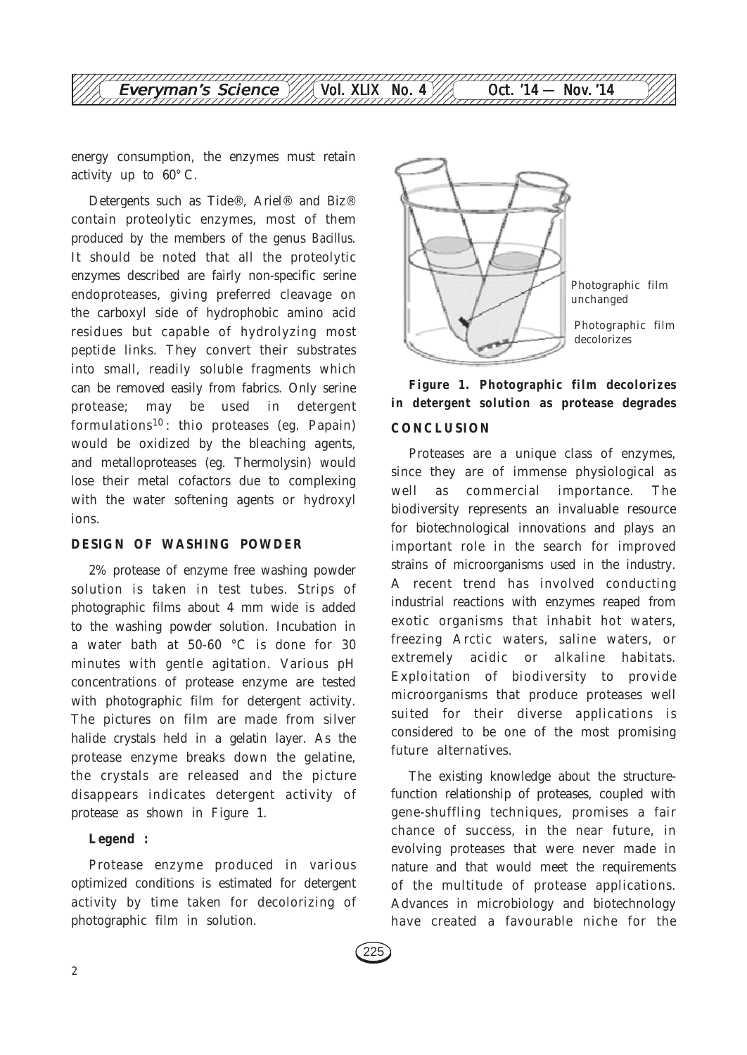energy consumption, the enzymes must retain activity up to 60°C.

Detergents such as Tide®, Ariel® and Biz® contain proteolytic enzymes, most of them produced by the members of the genus *Bacillus*. It should be noted that all the proteolytic enzymes described are fairly non-specific serine endoproteases, giving preferred cleavage on the carboxyl side of hydrophobic amino acid residues but capable of hydrolyzing most peptide links. They convert their substrates into small, readily soluble fragments which can be removed easily from fabrics. Only serine protease; may be used in detergent formulations[10]: thio proteases (eg. Papain) would be oxidized by the bleaching agents, and metalloproteases (eg. Thermolysin) would lose their metal cofactors due to complexing with the water softening agents or hydroxyl ions.

## DESIGN OF WASHING POWDER

2% protease of enzyme free washing powder solution is taken in test tubes. Strips of photographic films about 4 mm wide is added to the washing powder solution. Incubation in a water bath at 50-60 °C is done for 30 minutes with gentle agitation. Various pH concentrations of protease enzyme are tested with photographic film for detergent activity. The pictures on film are made from silver halide crystals held in a gelatin layer. As the protease enzyme breaks down the gelatine, the crystals are released and the picture disappears indicates detergent activity of protease as shown in Figure 1.

**Legend :**

Protease enzyme produced in various optimized conditions is estimated for detergent activity by time taken for decolorizing of photographic film in solution.

Photographic film unchanged

Photographic film decolorizes

**Figure 1. Photographic film decolorizes in detergent solution as protease degrades**

## CONCLUSION

Proteases are a unique class of enzymes, since they are of immense physiological as well as commercial importance. The biodiversity represents an invaluable resource for biotechnological innovations and plays an important role in the search for improved strains of microorganisms used in the industry. A recent trend has involved conducting industrial reactions with enzymes reaped from exotic organisms that inhabit hot waters, freezing Arctic waters, saline waters, or extremely acidic or alkaline habitats. Exploitation of biodiversity to provide microorganisms that produce proteases well suited for their diverse applications is considered to be one of the most promising future alternatives.

The existing knowledge about the structure-function relationship of proteases, coupled with gene-shuffling techniques, promises a fair chance of success, in the near future, in evolving proteases that were never made in nature and that would meet the requirements of the multitude of protease applications. Advances in microbiology and biotechnology have created a favourable niche for the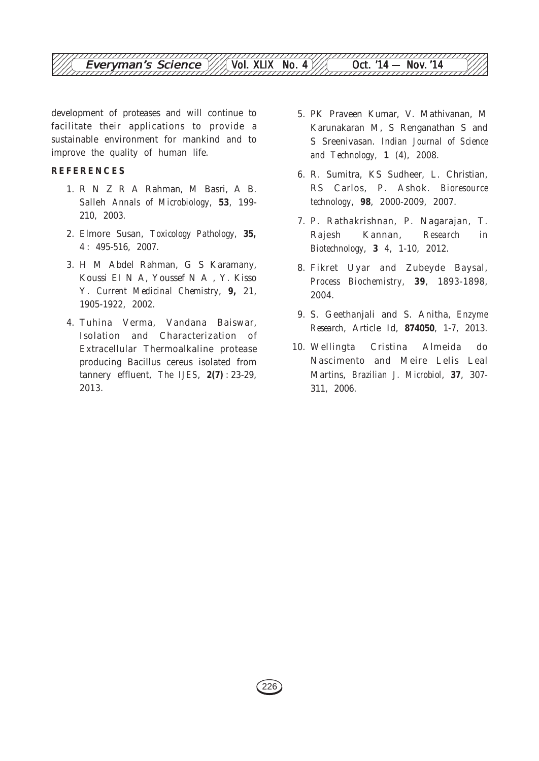development of proteases and will continue to facilitate their applications to provide a sustainable environment for mankind and to improve the quality of human life.

**REFERENCES**

1. R N Z R A Rahman, M Basri, A B. Salleh *Annals of Microbiology*, **53**, 199-210, 2003.
2. Elmore Susan, *Toxicology Pathology*, **35,** 4 : 495-516, 2007.
3. H M Abdel Rahman, G S Karamany, Koussi EI N A, Youssef N A , Y. Kisso Y. *Current Medicinal Chemistry*, **9,** 21, 1905-1922, 2002.
4. Tuhina Verma, Vandana Baiswar, Isolation and Characterization of Extracellular Thermoalkaline protease producing Bacillus cereus isolated from tannery effluent, *The IJES*, **2(7)** : 23-29, 2013.
5. PK Praveen Kumar, V. Mathivanan, M Karunakaran M, S Renganathan S and S Sreenivasan. *Indian Journal of Science and Technology,* **1** (4), 2008.
6. R. Sumitra, KS Sudheer, L. Christian, RS Carlos, P. Ashok. *Bioresource technology*, **98**, 2000-2009, 2007.
7. P. Rathakrishnan, P. Nagarajan, T. Rajesh Kannan, *Research in Biotechnology*, **3** 4, 1-10, 2012.
8. Fikret Uyar and Zubeyde Baysal, *Process Biochemistry*, **39**, 1893-1898, 2004.
9. S. Geethanjali and S. Anitha, *Enzyme Research*, Article Id, **874050**, 1-7, 2013.
10. Wellingta Cristina Almeida do Nascimento and Meire Lelis Leal Martins, *Brazilian J. Microbiol*, **37**, 307-311, 2006.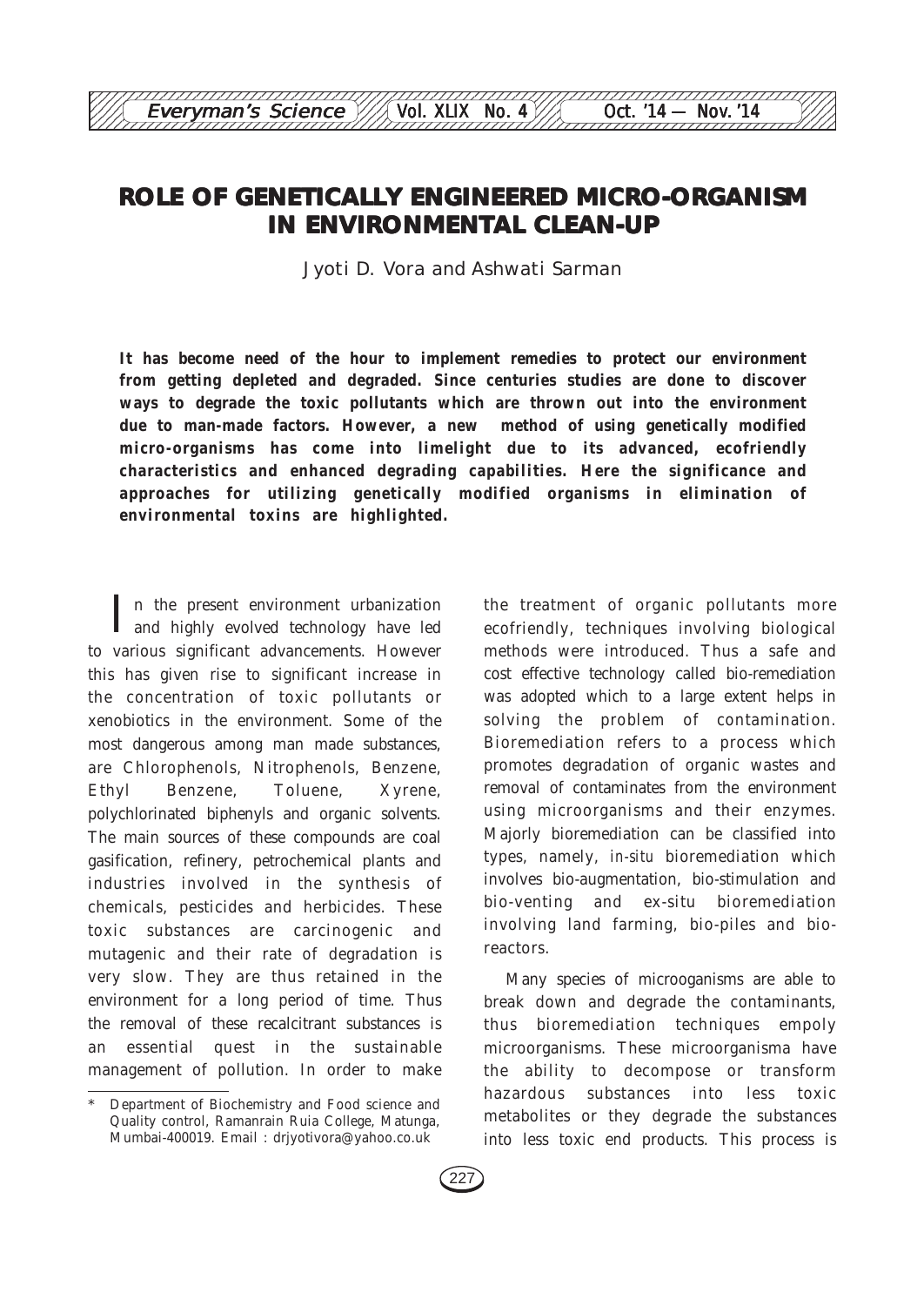# ROLE OF GENETICALLY ENGINEERED MICRO-ORGANISM IN ENVIRONMENTAL CLEAN-UP

Jyoti D. Vora and Ashwati Sarman

**It has become need of the hour to implement remedies to protect our environment from getting depleted and degraded. Since centuries studies are done to discover ways to degrade the toxic pollutants which are thrown out into the environment due to man-made factors. However, a new method of using genetically modified micro-organisms has come into limelight due to its advanced, ecofriendly characteristics and enhanced degrading capabilities. Here the significance and approaches for utilizing genetically modified organisms in elimination of environmental toxins are highlighted.**

In the present environment urbanization and highly evolved technology have led to various significant advancements. However this has given rise to significant increase in the concentration of toxic pollutants or xenobiotics in the environment. Some of the most dangerous among man made substances, are Chlorophenols, Nitrophenols, Benzene, Ethyl Benzene, Toluene, Xyrene, polychlorinated biphenyls and organic solvents. The main sources of these compounds are coal gasification, refinery, petrochemical plants and industries involved in the synthesis of chemicals, pesticides and herbicides. These toxic substances are carcinogenic and mutagenic and their rate of degradation is very slow. They are thus retained in the environment for a long period of time. Thus the removal of these recalcitrant substances is an essential quest in the sustainable management of pollution. In order to make the treatment of organic pollutants more ecofriendly, techniques involving biological methods were introduced. Thus a safe and cost effective technology called bio-remediation was adopted which to a large extent helps in solving the problem of contamination. Bioremediation refers to a process which promotes degradation of organic wastes and removal of contaminates from the environment using microorganisms and their enzymes. Majorly bioremediation can be classified into types, namely, *in-situ* bioremediation which involves bio-augmentation, bio-stimulation and bio-venting and ex-situ bioremediation involving land farming, bio-piles and bio-reactors.

Many species of microoganisms are able to break down and degrade the contaminants, thus bioremediation techniques empoly microorganisms. These microorganisma have the ability to decompose or transform hazardous substances into less toxic metabolites or they degrade the substances into less toxic end products. This process is

\* Department of Biochemistry and Food science and Quality control, Ramanrain Ruia College, Matunga, Mumbai-400019. Email : drjyotivora@yahoo.co.uk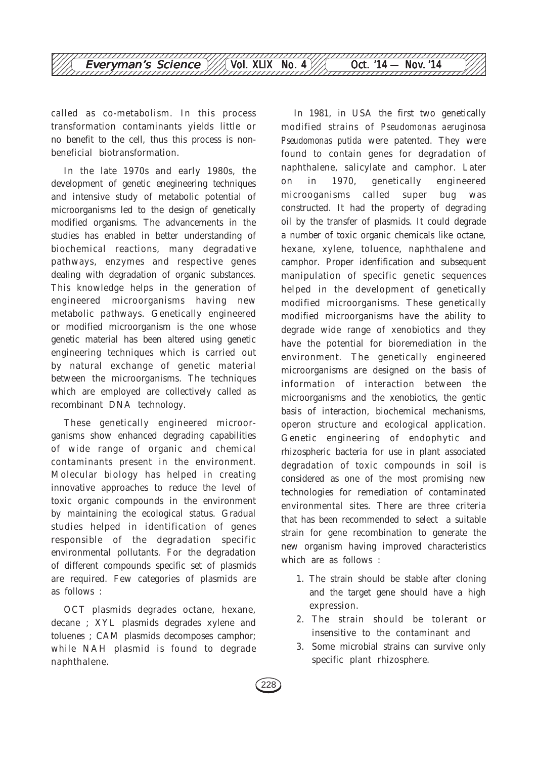called as co-metabolism. In this process transformation contaminants yields little or no benefit to the cell, thus this process is non-beneficial biotransformation.

In the late 1970s and early 1980s, the development of genetic enegineering techniques and intensive study of metabolic potential of microorganisms led to the design of genetically modified organisms. The advancements in the studies has enabled in better understanding of biochemical reactions, many degradative pathways, enzymes and respective genes dealing with degradation of organic substances. This knowledge helps in the generation of engineered microorganisms having new metabolic pathways. Genetically engineered or modified microorganism is the one whose genetic material has been altered using genetic engineering techniques which is carried out by natural exchange of genetic material between the microorganisms. The techniques which are employed are collectively called as recombinant DNA technology.

These genetically engineered microorganisms show enhanced degrading capabilities of wide range of organic and chemical contaminants present in the environment. Molecular biology has helped in creating innovative approaches to reduce the level of toxic organic compounds in the environment by maintaining the ecological status. Gradual studies helped in identification of genes responsible of the degradation specific environmental pollutants. For the degradation of different compounds specific set of plasmids are required. Few categories of plasmids are as follows :

OCT plasmids degrades octane, hexane, decane ; XYL plasmids degrades xylene and toluenes ; CAM plasmids decomposes camphor; while NAH plasmid is found to degrade naphthalene.

In 1981, in USA the first two genetically modified strains of *Pseudomonas aeruginosa Pseudomonas putida* were patented. They were found to contain genes for degradation of naphthalene, salicylate and camphor. Later on in 1970, genetically engineered microoganisms called super bug was constructed. It had the property of degrading oil by the transfer of plasmids. It could degrade a number of toxic organic chemicals like octane, hexane, xylene, toluence, naphthalene and camphor. Proper idenfification and subsequent manipulation of specific genetic sequences helped in the development of genetically modified microorganisms. These genetically modified microorganisms have the ability to degrade wide range of xenobiotics and they have the potential for bioremediation in the environment. The genetically engineered microorganisms are designed on the basis of information of interaction between the microorganisms and the xenobiotics, the gentic basis of interaction, biochemical mechanisms, operon structure and ecological application. Genetic engineering of endophytic and rhizospheric bacteria for use in plant associated degradation of toxic compounds in soil is considered as one of the most promising new technologies for remediation of contaminated environmental sites. There are three criteria that has been recommended to select a suitable strain for gene recombination to generate the new organism having improved characteristics which are as follows :

1. The strain should be stable after cloning and the target gene should have a high expression.
2. The strain should be tolerant or insensitive to the contaminant and
3. Some microbial strains can survive only specific plant rhizosphere.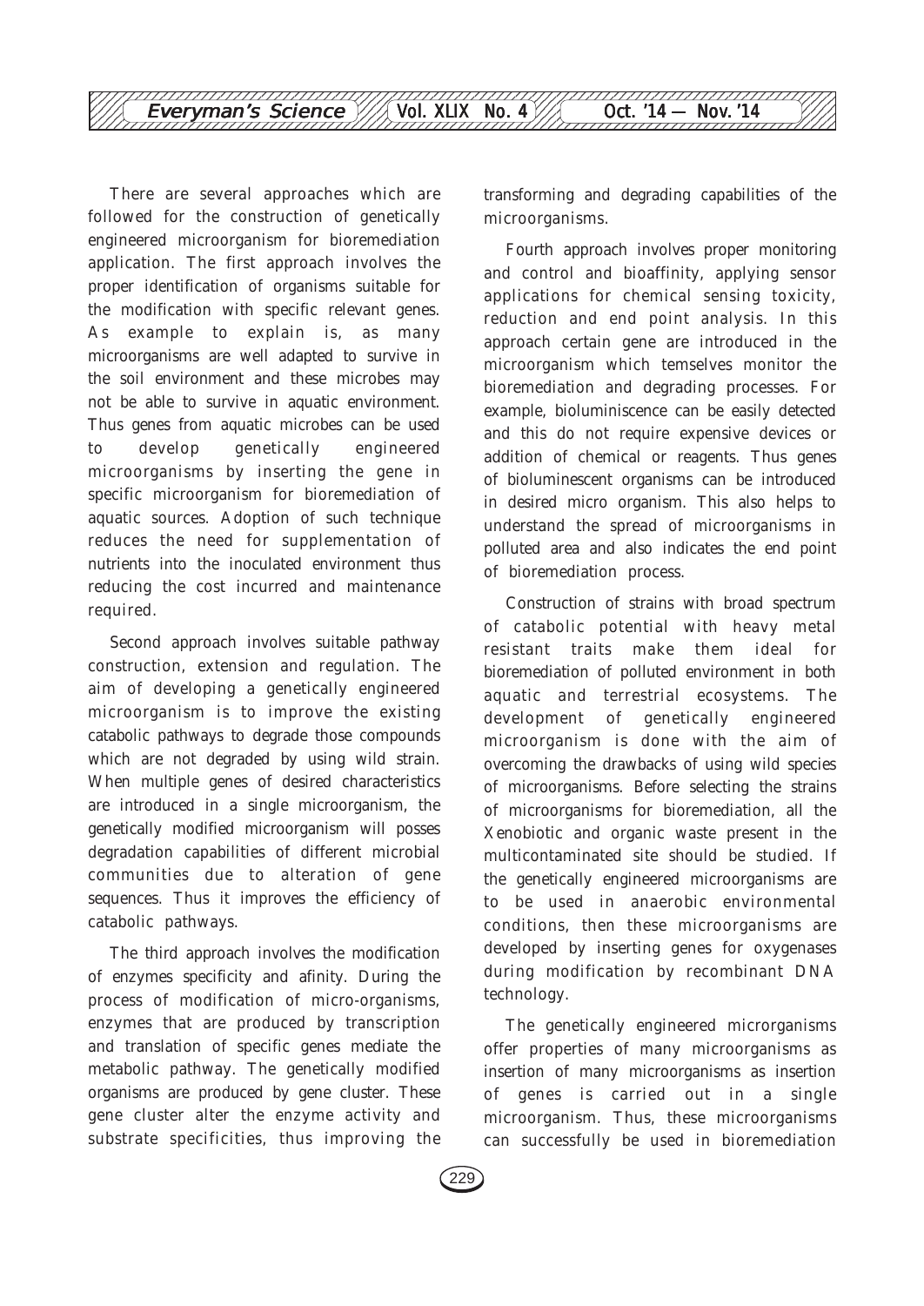There are several approaches which are followed for the construction of genetically engineered microorganism for bioremediation application. The first approach involves the proper identification of organisms suitable for the modification with specific relevant genes. As example to explain is, as many microorganisms are well adapted to survive in the soil environment and these microbes may not be able to survive in aquatic environment. Thus genes from aquatic microbes can be used to develop genetically engineered microorganisms by inserting the gene in specific microorganism for bioremediation of aquatic sources. Adoption of such technique reduces the need for supplementation of nutrients into the inoculated environment thus reducing the cost incurred and maintenance required.

Second approach involves suitable pathway construction, extension and regulation. The aim of developing a genetically engineered microorganism is to improve the existing catabolic pathways to degrade those compounds which are not degraded by using wild strain. When multiple genes of desired characteristics are introduced in a single microorganism, the genetically modified microorganism will posses degradation capabilities of different microbial communities due to alteration of gene sequences. Thus it improves the efficiency of catabolic pathways.

The third approach involves the modification of enzymes specificity and afinity. During the process of modification of micro-organisms, enzymes that are produced by transcription and translation of specific genes mediate the metabolic pathway. The genetically modified organisms are produced by gene cluster. These gene cluster alter the enzyme activity and substrate specificities, thus improving the transforming and degrading capabilities of the microorganisms.

Fourth approach involves proper monitoring and control and bioaffinity, applying sensor applications for chemical sensing toxicity, reduction and end point analysis. In this approach certain gene are introduced in the microorganism which temselves monitor the bioremediation and degrading processes. For example, bioluminiscence can be easily detected and this do not require expensive devices or addition of chemical or reagents. Thus genes of bioluminescent organisms can be introduced in desired micro organism. This also helps to understand the spread of microorganisms in polluted area and also indicates the end point of bioremediation process.

Construction of strains with broad spectrum of catabolic potential with heavy metal resistant traits make them ideal for bioremediation of polluted environment in both aquatic and terrestrial ecosystems. The development of genetically engineered microorganism is done with the aim of overcoming the drawbacks of using wild species of microorganisms. Before selecting the strains of microorganisms for bioremediation, all the Xenobiotic and organic waste present in the multicontaminated site should be studied. If the genetically engineered microorganisms are to be used in anaerobic environmental conditions, then these microorganisms are developed by inserting genes for oxygenases during modification by recombinant DNA technology.

The genetically engineered microrganisms offer properties of many microorganisms as insertion of many microorganisms as insertion of genes is carried out in a single microorganism. Thus, these microorganisms can successfully be used in bioremediation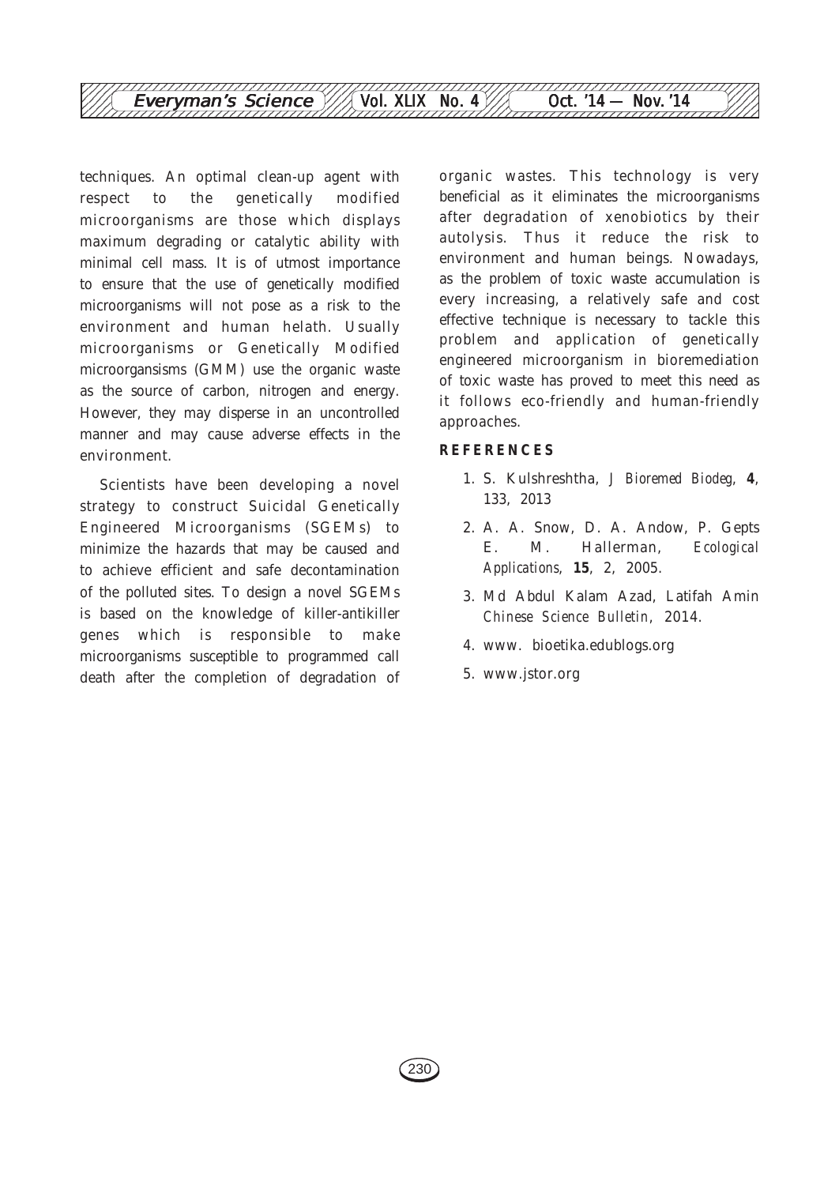techniques. An optimal clean-up agent with respect to the genetically modified microorganisms are those which displays maximum degrading or catalytic ability with minimal cell mass. It is of utmost importance to ensure that the use of genetically modified microorganisms will not pose as a risk to the environment and human helath. Usually microorganisms or Genetically Modified microorgansisms (GMM) use the organic waste as the source of carbon, nitrogen and energy. However, they may disperse in an uncontrolled manner and may cause adverse effects in the environment.

Scientists have been developing a novel strategy to construct Suicidal Genetically Engineered Microorganisms (SGEMs) to minimize the hazards that may be caused and to achieve efficient and safe decontamination of the polluted sites. To design a novel SGEMs is based on the knowledge of killer-antikiller genes which is responsible to make microorganisms susceptible to programmed call death after the completion of degradation of organic wastes. This technology is very beneficial as it eliminates the microorganisms after degradation of xenobiotics by their autolysis. Thus it reduce the risk to environment and human beings. Nowadays, as the problem of toxic waste accumulation is every increasing, a relatively safe and cost effective technique is necessary to tackle this problem and application of genetically engineered microorganism in bioremediation of toxic waste has proved to meet this need as it follows eco-friendly and human-friendly approaches.

## REFERENCES

1. S. Kulshreshtha, *J Bioremed Biodeg*, **4**, 133, 2013
2. A. A. Snow, D. A. Andow, P. Gepts E. M. Hallerman, *Ecological Applications*, **15**, 2, 2005.
3. Md Abdul Kalam Azad, Latifah Amin *Chinese Science Bulletin*, 2014.
4. www. bioetika.edublogs.org
5. www.jstor.org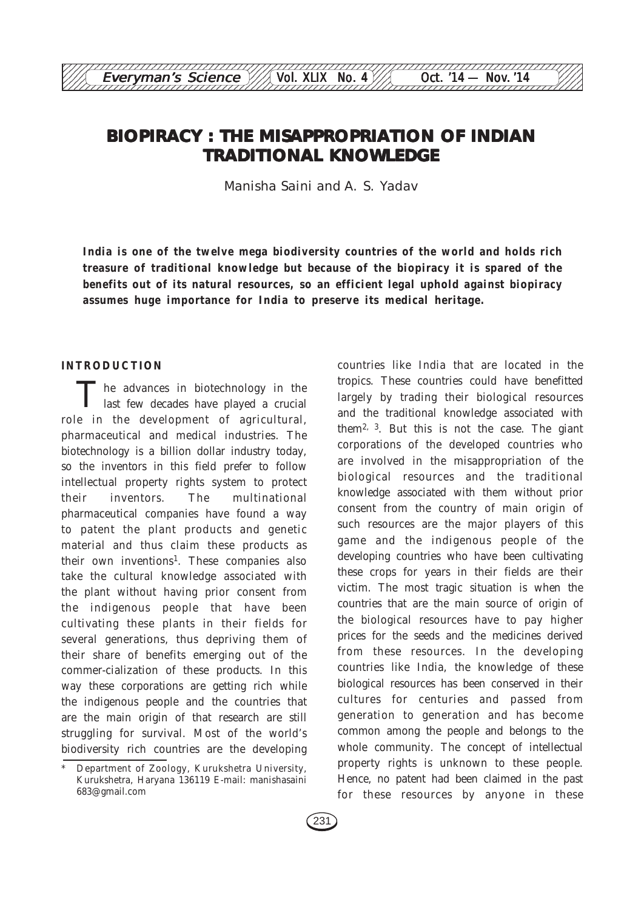# BIOPIRACY : THE MISAPPROPRIATION OF INDIAN TRADITIONAL KNOWLEDGE

Manisha Saini and A. S. Yadav

**India is one of the twelve mega biodiversity countries of the world and holds rich treasure of traditional knowledge but because of the biopiracy it is spared of the benefits out of its natural resources, so an efficient legal uphold against biopiracy assumes huge importance for India to preserve its medical heritage.**

## INTRODUCTION

The advances in biotechnology in the last few decades have played a crucial role in the development of agricultural, pharmaceutical and medical industries. The biotechnology is a billion dollar industry today, so the inventors in this field prefer to follow intellectual property rights system to protect their inventors. The multinational pharmaceutical companies have found a way to patent the plant products and genetic material and thus claim these products as their own inventions[1]. These companies also take the cultural knowledge associated with the plant without having prior consent from the indigenous people that have been cultivating these plants in their fields for several generations, thus depriving them of their share of benefits emerging out of the commer-cialization of these products. In this way these corporations are getting rich while the indigenous people and the countries that are the main origin of that research are still struggling for survival. Most of the world's biodiversity rich countries are the developing countries like India that are located in the tropics. These countries could have benefitted largely by trading their biological resources and the traditional knowledge associated with them[2, 3]. But this is not the case. The giant corporations of the developed countries who are involved in the misappropriation of the biological resources and the traditional knowledge associated with them without prior consent from the country of main origin of such resources are the major players of this game and the indigenous people of the developing countries who have been cultivating these crops for years in their fields are their victim. The most tragic situation is when the countries that are the main source of origin of the biological resources have to pay higher prices for the seeds and the medicines derived from these resources. In the developing countries like India, the knowledge of these biological resources has been conserved in their cultures for centuries and passed from generation to generation and has become common among the people and belongs to the whole community. The concept of intellectual property rights is unknown to these people. Hence, no patent had been claimed in the past for these resources by anyone in these

\* Department of Zoology, Kurukshetra University, Kurukshetra, Haryana 136119 E-mail: manishasaini683@gmail.com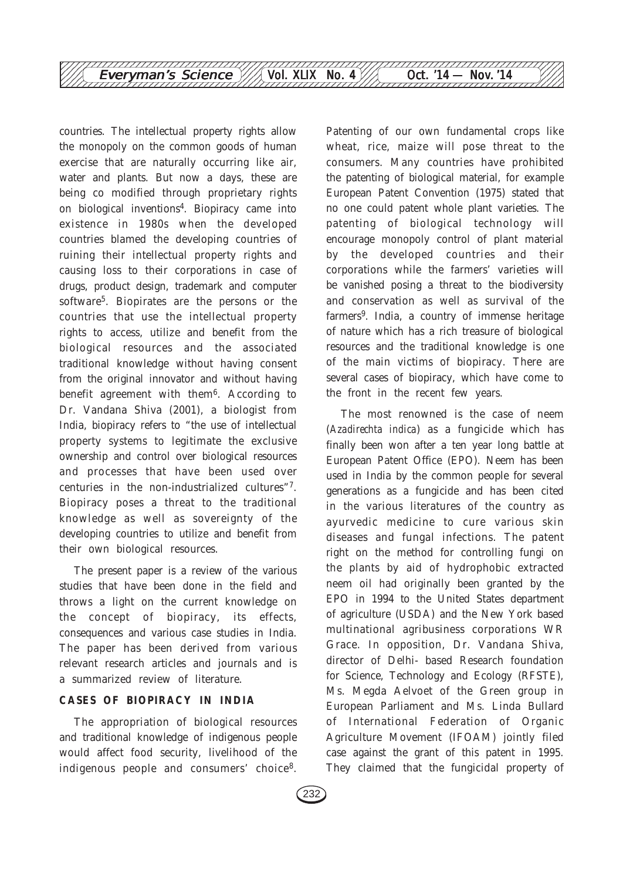countries. The intellectual property rights allow the monopoly on the common goods of human exercise that are naturally occurring like air, water and plants. But now a days, these are being co modified through proprietary rights on biological inventions[4]. Biopiracy came into existence in 1980s when the developed countries blamed the developing countries of ruining their intellectual property rights and causing loss to their corporations in case of drugs, product design, trademark and computer software[5]. Biopirates are the persons or the countries that use the intellectual property rights to access, utilize and benefit from the biological resources and the associated traditional knowledge without having consent from the original innovator and without having benefit agreement with them[6]. According to Dr. Vandana Shiva (2001), a biologist from India, biopiracy refers to "the use of intellectual property systems to legitimate the exclusive ownership and control over biological resources and processes that have been used over centuries in the non-industrialized cultures"[7]. Biopiracy poses a threat to the traditional knowledge as well as sovereignty of the developing countries to utilize and benefit from their own biological resources.

The present paper is a review of the various studies that have been done in the field and throws a light on the current knowledge on the concept of biopiracy, its effects, consequences and various case studies in India. The paper has been derived from various relevant research articles and journals and is a summarized review of literature.

## CASES OF BIOPIRACY IN INDIA

The appropriation of biological resources and traditional knowledge of indigenous people would affect food security, livelihood of the indigenous people and consumers' choice[8]. Patenting of our own fundamental crops like wheat, rice, maize will pose threat to the consumers. Many countries have prohibited the patenting of biological material, for example European Patent Convention (1975) stated that no one could patent whole plant varieties. The patenting of biological technology will encourage monopoly control of plant material by the developed countries and their corporations while the farmers' varieties will be vanished posing a threat to the biodiversity and conservation as well as survival of the farmers[9]. India, a country of immense heritage of nature which has a rich treasure of biological resources and the traditional knowledge is one of the main victims of biopiracy. There are several cases of biopiracy, which have come to the front in the recent few years.

The most renowned is the case of neem (*Azadirechta indica*) as a fungicide which has finally been won after a ten year long battle at European Patent Office (EPO). Neem has been used in India by the common people for several generations as a fungicide and has been cited in the various literatures of the country as ayurvedic medicine to cure various skin diseases and fungal infections. The patent right on the method for controlling fungi on the plants by aid of hydrophobic extracted neem oil had originally been granted by the EPO in 1994 to the United States department of agriculture (USDA) and the New York based multinational agribusiness corporations WR Grace. In opposition, Dr. Vandana Shiva, director of Delhi- based Research foundation for Science, Technology and Ecology (RFSTE), Ms. Megda Aelvoet of the Green group in European Parliament and Ms. Linda Bullard of International Federation of Organic Agriculture Movement (IFOAM) jointly filed case against the grant of this patent in 1995. They claimed that the fungicidal property of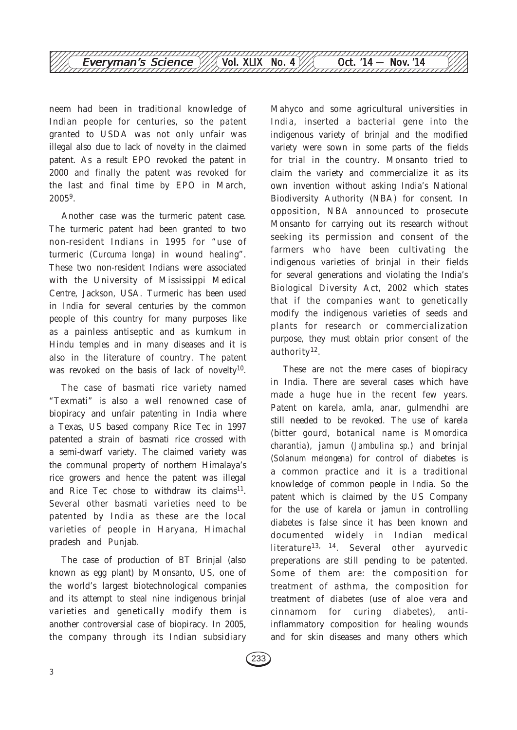neem had been in traditional knowledge of Indian people for centuries, so the patent granted to USDA was not only unfair was illegal also due to lack of novelty in the claimed patent. As a result EPO revoked the patent in 2000 and finally the patent was revoked for the last and final time by EPO in March, 2005[9].

Another case was the turmeric patent case. The turmeric patent had been granted to two non-resident Indians in 1995 for "use of turmeric (*Curcuma longa*) in wound healing". These two non-resident Indians were associated with the University of Mississippi Medical Centre, Jackson, USA. Turmeric has been used in India for several centuries by the common people of this country for many purposes like as a painless antiseptic and as kumkum in Hindu temples and in many diseases and it is also in the literature of country. The patent was revoked on the basis of lack of novelty[10].

The case of basmati rice variety named "Texmati" is also a well renowned case of biopiracy and unfair patenting in India where a Texas, US based company Rice Tec in 1997 patented a strain of basmati rice crossed with a semi-dwarf variety. The claimed variety was the communal property of northern Himalaya's rice growers and hence the patent was illegal and Rice Tec chose to withdraw its claims[11]. Several other basmati varieties need to be patented by India as these are the local varieties of people in Haryana, Himachal pradesh and Punjab.

The case of production of BT Brinjal (also known as egg plant) by Monsanto, US, one of the world's largest biotechnological companies and its attempt to steal nine indigenous brinjal varieties and genetically modify them is another controversial case of biopiracy. In 2005, the company through its Indian subsidiary Mahyco and some agricultural universities in India, inserted a bacterial gene into the indigenous variety of brinjal and the modified variety were sown in some parts of the fields for trial in the country. Monsanto tried to claim the variety and commercialize it as its own invention without asking India's National Biodiversity Authority (NBA) for consent. In opposition, NBA announced to prosecute Monsanto for carrying out its research without seeking its permission and consent of the farmers who have been cultivating the indigenous varieties of brinjal in their fields for several generations and violating the India's Biological Diversity Act, 2002 which states that if the companies want to genetically modify the indigenous varieties of seeds and plants for research or commercialization purpose, they must obtain prior consent of the authority[12].

These are not the mere cases of biopiracy in India. There are several cases which have made a huge hue in the recent few years. Patent on karela, amla, anar, gulmendhi are still needed to be revoked. The use of karela (bitter gourd, botanical name is *Momordica charantia*), jamun (*Jambulina sp.*) and brinjal (*Solanum melongena*) for control of diabetes is a common practice and it is a traditional knowledge of common people in India. So the patent which is claimed by the US Company for the use of karela or jamun in controlling diabetes is false since it has been known and documented widely in Indian medical literature[13, 14]. Several other ayurvedic preperations are still pending to be patented. Some of them are: the composition for treatment of asthma, the composition for treatment of diabetes (use of aloe vera and cinnamom for curing diabetes), anti-inflammatory composition for healing wounds and for skin diseases and many others which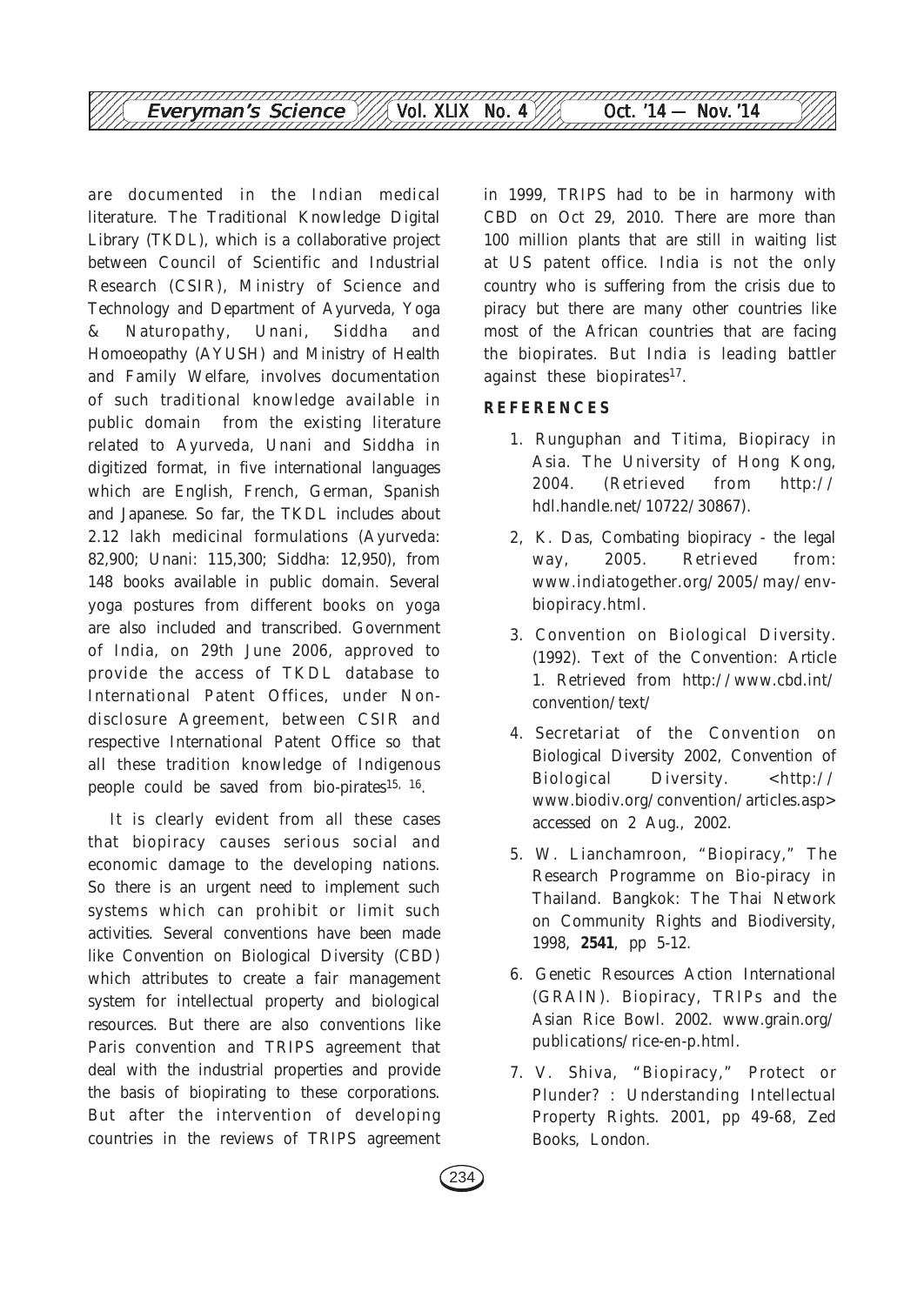are documented in the Indian medical literature. The Traditional Knowledge Digital Library (TKDL), which is a collaborative project between Council of Scientific and Industrial Research (CSIR), Ministry of Science and Technology and Department of Ayurveda, Yoga & Naturopathy, Unani, Siddha and Homoeopathy (AYUSH) and Ministry of Health and Family Welfare, involves documentation of such traditional knowledge available in public domain from the existing literature related to Ayurveda, Unani and Siddha in digitized format, in five international languages which are English, French, German, Spanish and Japanese. So far, the TKDL includes about 2.12 lakh medicinal formulations (Ayurveda: 82,900; Unani: 115,300; Siddha: 12,950), from 148 books available in public domain. Several yoga postures from different books on yoga are also included and transcribed. Government of India, on 29th June 2006, approved to provide the access of TKDL database to International Patent Offices, under Non-disclosure Agreement, between CSIR and respective International Patent Office so that all these tradition knowledge of Indigenous people could be saved from bio-pirates[15, 16].

It is clearly evident from all these cases that biopiracy causes serious social and economic damage to the developing nations. So there is an urgent need to implement such systems which can prohibit or limit such activities. Several conventions have been made like Convention on Biological Diversity (CBD) which attributes to create a fair management system for intellectual property and biological resources. But there are also conventions like Paris convention and TRIPS agreement that deal with the industrial properties and provide the basis of biopirating to these corporations. But after the intervention of developing countries in the reviews of TRIPS agreement in 1999, TRIPS had to be in harmony with CBD on Oct 29, 2010. There are more than 100 million plants that are still in waiting list at US patent office. India is not the only country who is suffering from the crisis due to piracy but there are many other countries like most of the African countries that are facing the biopirates. But India is leading battler against these biopirates[17].

**REFERENCES**

1. Runguphan and Titima, Biopiracy in Asia. The University of Hong Kong, 2004. (Retrieved from http://hdl.handle.net/10722/30867).
2. K. Das, Combating biopiracy - the legal way, 2005. Retrieved from: www.indiatogether.org/2005/may/env-biopiracy.html.
3. Convention on Biological Diversity. (1992). Text of the Convention: Article 1. Retrieved from http://www.cbd.int/convention/text/
4. Secretariat of the Convention on Biological Diversity 2002, Convention of Biological Diversity. <http://www.biodiv.org/convention/articles.asp> accessed on 2 Aug., 2002.
5. W. Lianchamroon, "Biopiracy," The Research Programme on Bio-piracy in Thailand. Bangkok: The Thai Network on Community Rights and Biodiversity, 1998, **2541**, pp 5-12.
6. Genetic Resources Action International (GRAIN). Biopiracy, TRIPs and the Asian Rice Bowl. 2002. www.grain.org/publications/rice-en-p.html.
7. V. Shiva, "Biopiracy," Protect or Plunder? : Understanding Intellectual Property Rights. 2001, pp 49-68, Zed Books, London.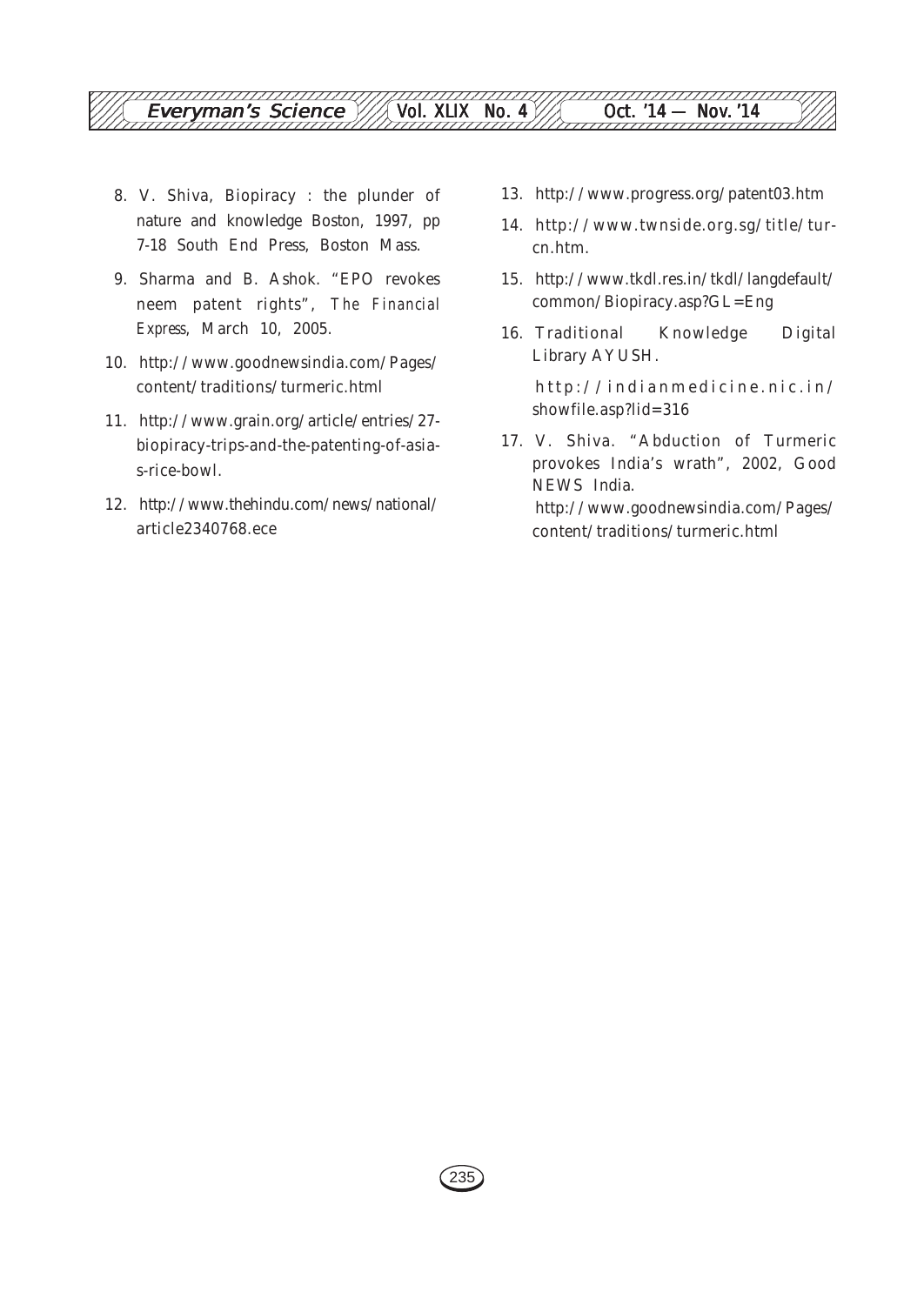8. V. Shiva, Biopiracy : the plunder of nature and knowledge Boston, 1997, pp 7-18 South End Press, Boston Mass.
9. Sharma and B. Ashok. "EPO revokes neem patent rights", *The Financial Express*, March 10, 2005.
10. http://www.goodnewsindia.com/Pages/content/traditions/turmeric.html
11. http://www.grain.org/article/entries/27-biopiracy-trips-and-the-patenting-of-asia-s-rice-bowl.
12. http://www.thehindu.com/news/national/article2340768.ece
13. http://www.progress.org/patent03.htm
14. http://www.twnside.org.sg/title/tur-cn.htm.
15. http://www.tkdl.res.in/tkdl/langdefault/common/Biopiracy.asp?GL=Eng
16. Traditional Knowledge Digital Library AYUSH.

    http://indianmedicine.nic.in/showfile.asp?lid=316
17. V. Shiva. "Abduction of Turmeric provokes India's wrath", 2002, Good NEWS India.
    http://www.goodnewsindia.com/Pages/content/traditions/turmeric.html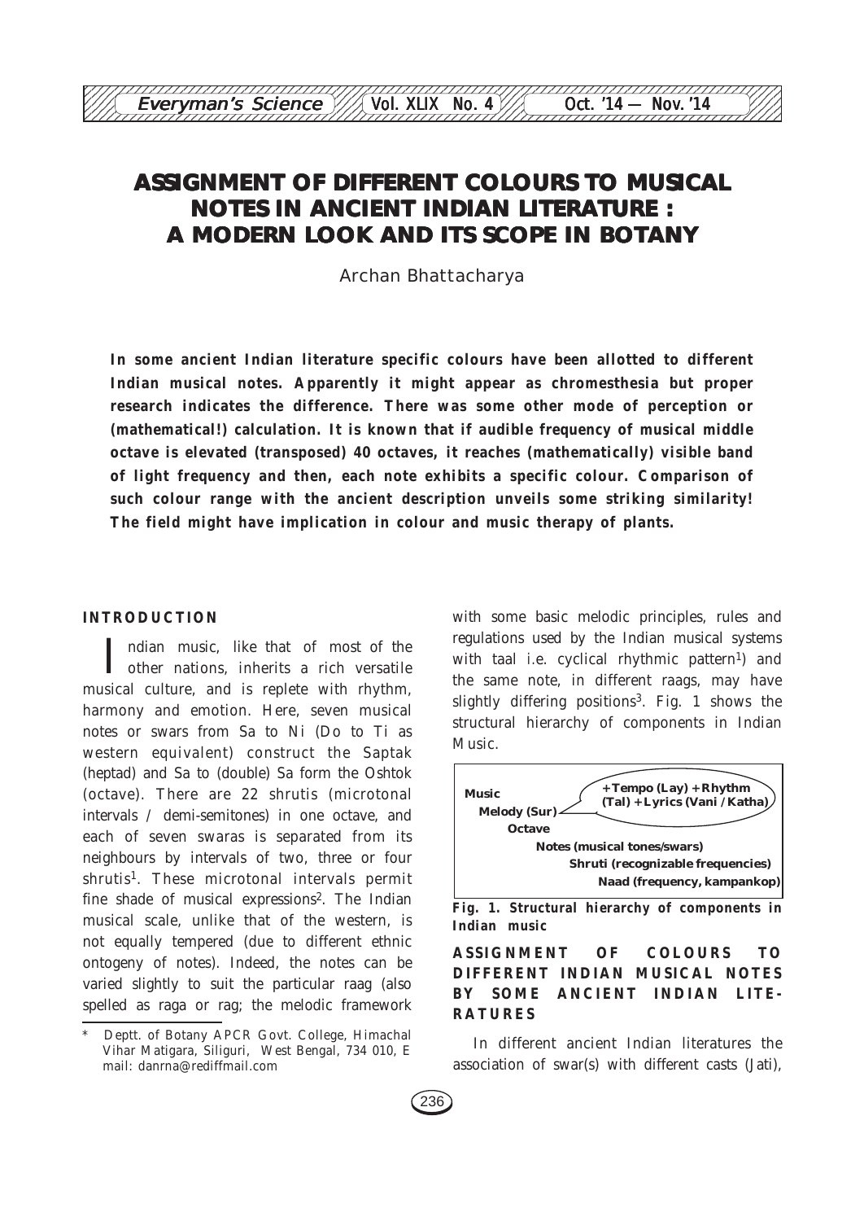# ASSIGNMENT OF DIFFERENT COLOURS TO MUSICAL NOTES IN ANCIENT INDIAN LITERATURE : A MODERN LOOK AND ITS SCOPE IN BOTANY

Archan Bhattacharya

**In some ancient Indian literature specific colours have been allotted to different Indian musical notes. Apparently it might appear as chromesthesia but proper research indicates the difference. There was some other mode of perception or (mathematical!) calculation. It is known that if audible frequency of musical middle octave is elevated (transposed) 40 octaves, it reaches (mathematically) visible band of light frequency and then, each note exhibits a specific colour. Comparison of such colour range with the ancient description unveils some striking similarity! The field might have implication in colour and music therapy of plants.**

## INTRODUCTION

Indian music, like that of most of the other nations, inherits a rich versatile musical culture, and is replete with rhythm, harmony and emotion. Here, seven musical notes or swars from Sa to Ni (Do to Ti as western equivalent) construct the Saptak (heptad) and Sa to (double) Sa form the Oshtok (octave). There are 22 shrutis (microtonal intervals / demi-semitones) in one octave, and each of seven swaras is separated from its neighbours by intervals of two, three or four shrutis[1]. These microtonal intervals permit fine shade of musical expressions[2]. The Indian musical scale, unlike that of the western, is not equally tempered (due to different ethnic ontogeny of notes). Indeed, the notes can be varied slightly to suit the particular raag (also spelled as raga or rag; the melodic framework with some basic melodic principles, rules and regulations used by the Indian musical systems with taal i.e. cyclical rhythmic pattern[1]) and the same note, in different raags, may have slightly differing positions[3]. Fig. 1 shows the structural hierarchy of components in Indian Music.

**Music** — + Tempo (Lay) + Rhythm (Tal) + Lyrics (Vani / Katha)
**Melody (Sur)**
**Octave**
**Notes (musical tones/swars)**
**Shruti (recognizable frequencies)**
**Naad (frequency, kampankop)**

**Fig. 1. Structural hierarchy of components in Indian music**

## ASSIGNMENT OF COLOURS TO DIFFERENT INDIAN MUSICAL NOTES BY SOME ANCIENT INDIAN LITERATURES

In different ancient Indian literatures the association of swar(s) with different casts (Jati),

\* Deptt. of Botany APCR Govt. College, Himachal Vihar Matigara, Siliguri, West Bengal, 734 010, E mail: danrna@rediffmail.com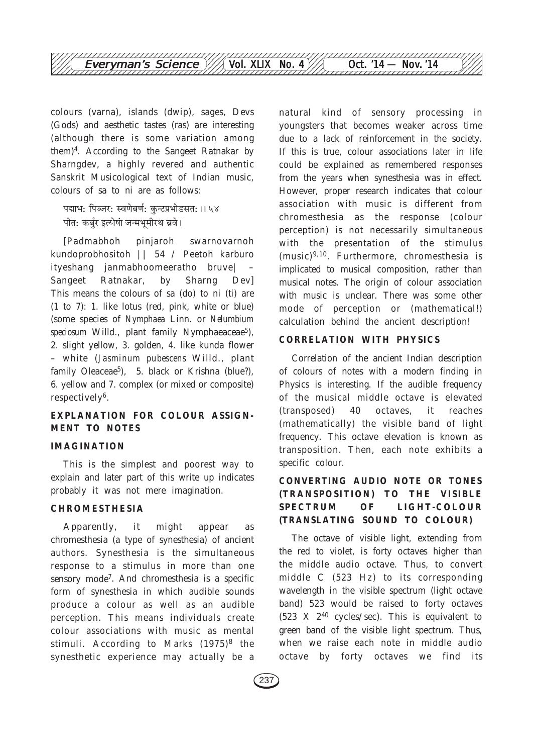colours (varna), islands (dwip), sages, Devs (Gods) and aesthetic tastes (ras) are interesting (although there is some variation among them)[4]. According to the Sangeet Ratnakar by Sharngdev, a highly revered and authentic Sanskrit Musicological text of Indian music, colours of sa to ni are as follows:

पद्माभ: पिञ्जर: स्वर्णवर्ण: कुन्दप्रभोऽसत: ।। ५४
पीत: कर्बुर इत्येषां जन्मभूमीरथ ब्रवे ।

[Padmabhoh pinjaroh swarnovarnoh kundoprobhositoh || 54 / Peetoh karburo ityeshang janmabhoomeeratho bruve| – Sangeet Ratnakar, by Sharng Dev] This means the colours of sa (do) to ni (ti) are (1 to 7): 1. like lotus (red, pink, white or blue) (some species of *Nymphaea* Linn. or *Nelumbium speciosum* Willd., plant family Nymphaeaceae[5]), 2. slight yellow, 3. golden, 4. like kunda flower – white (*Jasminum pubescens* Willd., plant family Oleaceae[5]), 5. black or Krishna (blue?), 6. yellow and 7. complex (or mixed or composite) respectively[6].

## EXPLANATION FOR COLOUR ASSIGNMENT TO NOTES

### IMAGINATION

This is the simplest and poorest way to explain and later part of this write up indicates probably it was not mere imagination.

### CHROMESTHESIA

Apparently, it might appear as chromesthesia (a type of synesthesia) of ancient authors. Synesthesia is the simultaneous response to a stimulus in more than one sensory mode[7]. And chromesthesia is a specific form of synesthesia in which audible sounds produce a colour as well as an audible perception. This means individuals create colour associations with music as mental stimuli. According to Marks (1975)[8] the synesthetic experience may actually be a natural kind of sensory processing in youngsters that becomes weaker across time due to a lack of reinforcement in the society. If this is true, colour associations later in life could be explained as remembered responses from the years when synesthesia was in effect. However, proper research indicates that colour association with music is different from chromesthesia as the response (colour perception) is not necessarily simultaneous with the presentation of the stimulus (music)[9,10]. Furthermore, chromesthesia is implicated to musical composition, rather than musical notes. The origin of colour association with music is unclear. There was some other mode of perception or (mathematical!) calculation behind the ancient description!

### CORRELATION WITH PHYSICS

Correlation of the ancient Indian description of colours of notes with a modern finding in Physics is interesting. If the audible frequency of the musical middle octave is elevated (transposed) 40 octaves, it reaches (mathematically) the visible band of light frequency. This octave elevation is known as transposition. Then, each note exhibits a specific colour.

### CONVERTING AUDIO NOTE OR TONES (TRANSPOSITION) TO THE VISIBLE SPECTRUM OF LIGHT-COLOUR (TRANSLATING SOUND TO COLOUR)

The octave of visible light, extending from the red to violet, is forty octaves higher than the middle audio octave. Thus, to convert middle C (523 Hz) to its corresponding wavelength in the visible spectrum (light octave band) 523 would be raised to forty octaves ($523 \times 2^{40}$ cycles/sec). This is equivalent to green band of the visible light spectrum. Thus, when we raise each note in middle audio octave by forty octaves we find its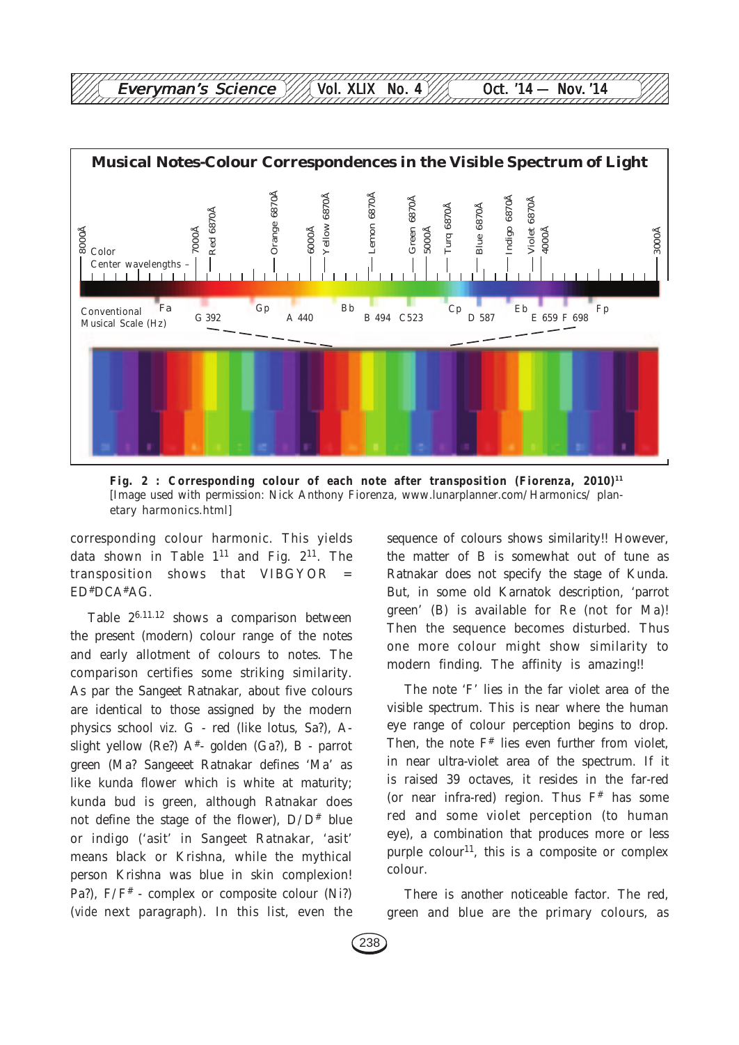Fig. 2 : Corresponding colour of each note after transposition (Fiorenza, 2010)[11]
[Image used with permission: Nick Anthony Fiorenza, www.lunarplanner.com/Harmonics/ planetary harmonics.html]

corresponding colour harmonic. This yields data shown in Table 1[11] and Fig. 2[11]. The transposition shows that VIBGYOR = ED#DCA#AG.

Table 2[6,11,12] shows a comparison between the present (modern) colour range of the notes and early allotment of colours to notes. The comparison certifies some striking similarity. As par the Sangeet Ratnakar, about five colours are identical to those assigned by the modern physics school viz. G - red (like lotus, Sa?), A-slight yellow (Re?) A#- golden (Ga?), B - parrot green (Ma? Sangeeet Ratnakar defines 'Ma' as like kunda flower which is white at maturity; kunda bud is green, although Ratnakar does not define the stage of the flower), D/D# blue or indigo ('asit' in Sangeet Ratnakar, 'asit' means black or Krishna, while the mythical person Krishna was blue in skin complexion! Pa?), F/F# - complex or composite colour (Ni?) (*vide* next paragraph). In this list, even the sequence of colours shows similarity!! However, the matter of B is somewhat out of tune as Ratnakar does not specify the stage of Kunda. But, in some old Karnatok description, 'parrot green' (B) is available for Re (not for Ma)! Then the sequence becomes disturbed. Thus one more colour might show similarity to modern finding. The affinity is amazing!!

The note 'F' lies in the far violet area of the visible spectrum. This is near where the human eye range of colour perception begins to drop. Then, the note F# lies even further from violet, in near ultra-violet area of the spectrum. If it is raised 39 octaves, it resides in the far-red (or near infra-red) region. Thus F# has some red and some violet perception (to human eye), a combination that produces more or less purple colour[11], this is a composite or complex colour.

There is another noticeable factor. The red, green and blue are the primary colours, as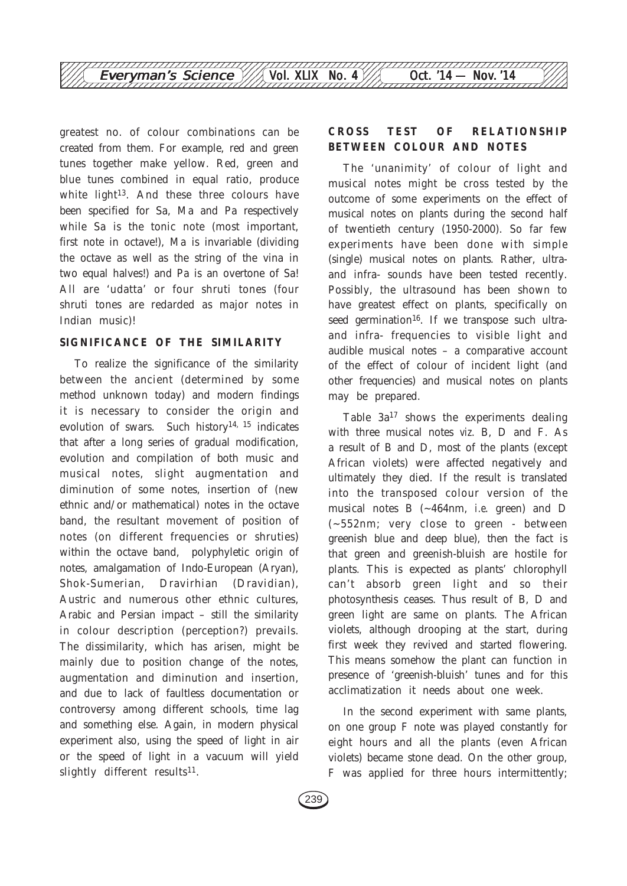greatest no. of colour combinations can be created from them. For example, red and green tunes together make yellow. Red, green and blue tunes combined in equal ratio, produce white light[13]. And these three colours have been specified for Sa, Ma and Pa respectively while Sa is the tonic note (most important, first note in octave!), Ma is invariable (dividing the octave as well as the string of the vina in two equal halves!) and Pa is an overtone of Sa! All are 'udatta' or four shruti tones (four shruti tones are redarded as major notes in Indian music)!

## SIGNIFICANCE OF THE SIMILARITY

To realize the significance of the similarity between the ancient (determined by some method unknown today) and modern findings it is necessary to consider the origin and evolution of swars. Such history[14, 15] indicates that after a long series of gradual modification, evolution and compilation of both music and musical notes, slight augmentation and diminution of some notes, insertion of (new ethnic and/or mathematical) notes in the octave band, the resultant movement of position of notes (on different frequencies or shruties) within the octave band, polyphyletic origin of notes, amalgamation of Indo-European (Aryan), Shok-Sumerian, Dravirhian (Dravidian), Austric and numerous other ethnic cultures, Arabic and Persian impact – still the similarity in colour description (perception?) prevails. The dissimilarity, which has arisen, might be mainly due to position change of the notes, augmentation and diminution and insertion, and due to lack of faultless documentation or controversy among different schools, time lag and something else. Again, in modern physical experiment also, using the speed of light in air or the speed of light in a vacuum will yield slightly different results[11].

## CROSS TEST OF RELATIONSHIP BETWEEN COLOUR AND NOTES

The 'unanimity' of colour of light and musical notes might be cross tested by the outcome of some experiments on the effect of musical notes on plants during the second half of twentieth century (1950-2000). So far few experiments have been done with simple (single) musical notes on plants. Rather, ultra- and infra- sounds have been tested recently. Possibly, the ultrasound has been shown to have greatest effect on plants, specifically on seed germination[16]. If we transpose such ultra- and infra- frequencies to visible light and audible musical notes – a comparative account of the effect of colour of incident light (and other frequencies) and musical notes on plants may be prepared.

Table 3a[17] shows the experiments dealing with three musical notes viz. B, D and F. As a result of B and D, most of the plants (except African violets) were affected negatively and ultimately they died. If the result is translated into the transposed colour version of the musical notes B (~464nm, i.e. green) and D (~552nm; very close to green - between greenish blue and deep blue), then the fact is that green and greenish-bluish are hostile for plants. This is expected as plants' chlorophyll can't absorb green light and so their photosynthesis ceases. Thus result of B, D and green light are same on plants. The African violets, although drooping at the start, during first week they revived and started flowering. This means somehow the plant can function in presence of 'greenish-bluish' tunes and for this acclimatization it needs about one week.

In the second experiment with same plants, on one group F note was played constantly for eight hours and all the plants (even African violets) became stone dead. On the other group, F was applied for three hours intermittently;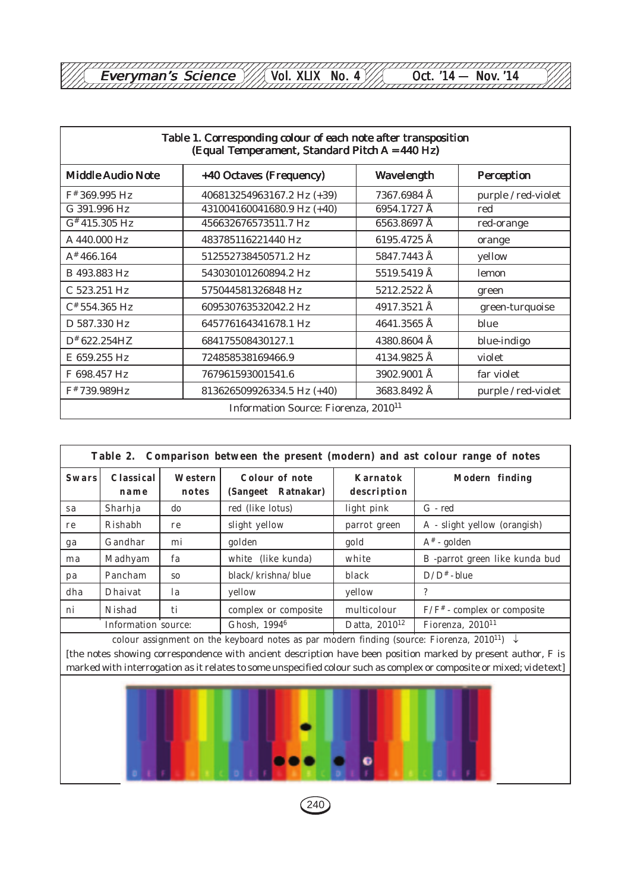| Table 1. Corresponding colour of each note after transposition (Equal Temperament, Standard Pitch A = 440 Hz) | | | |
|---|---|---|---|
| **Middle Audio Note** | **+40 Octaves (Frequency)** | **Wavelength** | **Perception** |
| F# 369.995 Hz | 406813254963167.2 Hz (+39) | 7367.6984 Å | purple / red-violet |
| G 391.996 Hz | 431004160041680.9 Hz (+40) | 6954.1727 Å | red |
| G# 415.305 Hz | 456632676573511.7 Hz | 6563.8697 Å | red-orange |
| A 440.000 Hz | 483785116221440 Hz | 6195.4725 Å | orange |
| A# 466.164 | 512552738450571.2 Hz | 5847.7443 Å | yellow |
| B 493.883 Hz | 543030101260894.2 Hz | 5519.5419 Å | lemon |
| C 523.251 Hz | 575044581326848 Hz | 5212.2522 Å | green |
| C# 554.365 Hz | 609530763532042.2 Hz | 4917.3521 Å | green-turquoise |
| D 587.330 Hz | 645776164341678.1 Hz | 4641.3565 Å | blue |
| D# 622.254HZ | 684175508430127.1 | 4380.8604 Å | blue-indigo |
| E 659.255 Hz | 724858538169466.9 | 4134.9825 Å | violet |
| F 698.457 Hz | 767961593001541.6 | 3902.9001 Å | far violet |
| F# 739.989Hz | 813626509926334.5 Hz (+40) | 3683.8492 Å | purple / red-violet |
| Information Source: Fiorenza, 2010[11] | | | |

| Table 2. Comparison between the present (modern) and ast colour range of notes | | | | | |
|---|---|---|---|---|---|
| **Swars** | **Classical name** | **Western notes** | **Colour of note (Sangeet Ratnakar)** | **Karnatok description** | **Modern finding** |
| sa | Sharhja | do | red (like lotus) | light pink | G - red |
| re | Rishabh | re | slight yellow | parrot green | A - slight yellow (orangish) |
| ga | Gandhar | mi | golden | gold | A# - golden |
| ma | Madhyam | fa | white (like kunda) | white | B -parrot green like kunda bud |
| pa | Pancham | so | black/krishna/blue | black | D/D# - blue |
| dha | Dhaivat | la | yellow | yellow | ? |
| ni | Nishad | ti | complex or composite | multicolour | F/F# - complex or composite |
| | Information source: | | Ghosh, 1994[6] | Datta, 2010[12] | Fiorenza, 2010[11] |

colour assignment on the keyboard notes as par modern finding (source: Fiorenza, 2010[11]) ↓

[the notes showing correspondence with ancient description have been position marked by present author, F is marked with interrogation as it relates to some unspecified colour such as complex or composite or mixed; vide text]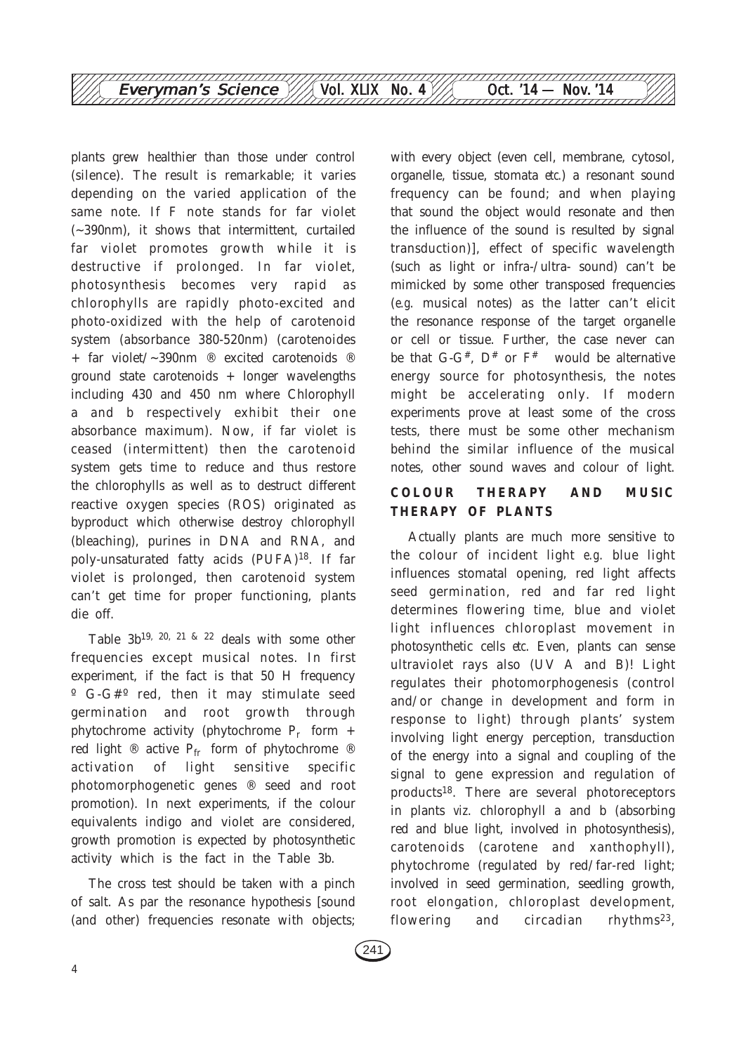plants grew healthier than those under control (silence). The result is remarkable; it varies depending on the varied application of the same note. If F note stands for far violet (~390nm), it shows that intermittent, curtailed far violet promotes growth while it is destructive if prolonged. In far violet, photosynthesis becomes very rapid as chlorophylls are rapidly photo-excited and photo-oxidized with the help of carotenoid system (absorbance 380-520nm) (carotenoides + far violet/~390nm ® excited carotenoids ® ground state carotenoids + longer wavelengths including 430 and 450 nm where Chlorophyll a and b respectively exhibit their one absorbance maximum). Now, if far violet is ceased (intermittent) then the carotenoid system gets time to reduce and thus restore the chlorophylls as well as to destruct different reactive oxygen species (ROS) originated as byproduct which otherwise destroy chlorophyll (bleaching), purines in DNA and RNA, and poly-unsaturated fatty acids (PUFA)[18]. If far violet is prolonged, then carotenoid system can't get time for proper functioning, plants die off.

Table 3b[19, 20, 21 & 22] deals with some other frequencies except musical notes. In first experiment, if the fact is that 50 H frequency º G-G#º red, then it may stimulate seed germination and root growth through phytochrome activity (phytochrome $P_r$ form + red light ® active $P_{fr}$ form of phytochrome ® activation of light sensitive specific photomorphogenetic genes ® seed and root promotion). In next experiments, if the colour equivalents indigo and violet are considered, growth promotion is expected by photosynthetic activity which is the fact in the Table 3b.

The cross test should be taken with a pinch of salt. As par the resonance hypothesis [sound (and other) frequencies resonate with objects; with every object (even cell, membrane, cytosol, organelle, tissue, stomata *etc.*) a resonant sound frequency can be found; and when playing that sound the object would resonate and then the influence of the sound is resulted by signal transduction)], effect of specific wavelength (such as light or infra-/ultra- sound) can't be mimicked by some other transposed frequencies (*e.g.* musical notes) as the latter can't elicit the resonance response of the target organelle or cell or tissue. Further, the case never can be that G-G#, D# or F# would be alternative energy source for photosynthesis, the notes might be accelerating only. If modern experiments prove at least some of the cross tests, there must be some other mechanism behind the similar influence of the musical notes, other sound waves and colour of light.

## COLOUR THERAPY AND MUSIC THERAPY OF PLANTS

Actually plants are much more sensitive to the colour of incident light *e.g.* blue light influences stomatal opening, red light affects seed germination, red and far red light determines flowering time, blue and violet light influences chloroplast movement in photosynthetic cells *etc.* Even, plants can sense ultraviolet rays also (UV A and B)! Light regulates their photomorphogenesis (control and/or change in development and form in response to light) through plants' system involving light energy perception, transduction of the energy into a signal and coupling of the signal to gene expression and regulation of products[18]. There are several photoreceptors in plants *viz.* chlorophyll a and b (absorbing red and blue light, involved in photosynthesis), carotenoids (carotene and xanthophyll), phytochrome (regulated by red/far-red light; involved in seed germination, seedling growth, root elongation, chloroplast development, flowering and circadian rhythms[23],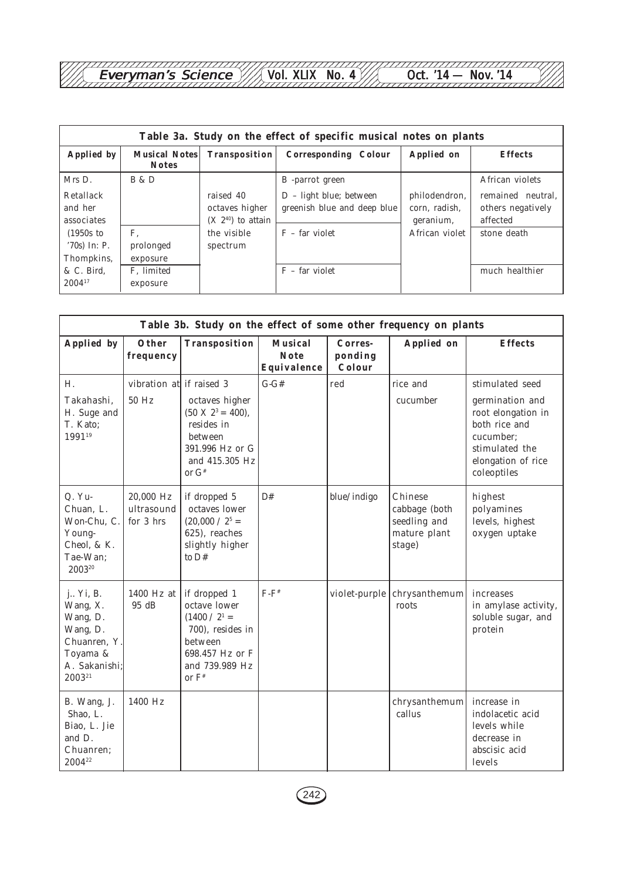**Table 3a. Study on the effect of specific musical notes on plants**

| Applied by | Musical Notes | Transposition | Corresponding Colour | Applied on | Effects |
|---|---|---|---|---|---|
| Mrs D. Retallack and her associates (1950s to '70s) In: P. Thompkins, & C. Bird, 2004[17] | B & D | raised 40 octaves higher (X $2^{40}$) to attain the visible spectrum | B -parrot green<br>D – light blue; between greenish blue and deep blue | philodendron, corn, radish, geranium, African violet | African violets remained neutral, others negatively affected |
| | F, prolonged exposure | | F – far violet | | stone death |
| | F, limited exposure | | F – far violet | | much healthier |

**Table 3b. Study on the effect of some other frequency on plants**

| Applied by | Other frequency | Transposition | Musical Note Equivalence | Corres-ponding Colour | Applied on | Effects |
|---|---|---|---|---|---|---|
| H. Takahashi, H. Suge and T. Kato; 1991[19] | vibration at 50 Hz | if raised 3 octaves higher ($50 \times 2^3 = 400$), resides in between 391.996 Hz or G and 415.305 Hz or $G^{\#}$ | G-G# | red | rice and cucumber | stimulated seed germination and root elongation in both rice and cucumber; stimulated the elongation of rice coleoptiles |
| Q. Yu-Chuan, L. Won-Chu, C. Young-Cheol, & K. Tae-Wan; 2003[20] | 20,000 Hz ultrasound for 3 hrs | if dropped 5 octaves lower ($20{,}000 / 2^5 = 625$), reaches slightly higher to D# | D# | blue/indigo | Chinese cabbage (both seedling and mature plant stage) | highest polyamines levels, highest oxygen uptake |
| j.. Yi, B. Wang, X. Wang, D. Wang, D. Chuanren, Y. Toyama & A. Sakanishi; 2003[21] | 1400 Hz at 95 dB | if dropped 1 octave lower ($1400 / 2^1 = 700$), resides in between 698.457 Hz or F and 739.989 Hz or $F^{\#}$ | $F$-$F^{\#}$ | violet-purple | chrysanthemum roots | increases in amylase activity, soluble sugar, and protein |
| B. Wang, J. Shao, L. Biao, L. Jie and D. Chuanren; 2004[22] | 1400 Hz | | | | chrysanthemum callus | increase in indolacetic acid levels while decrease in abscisic acid levels |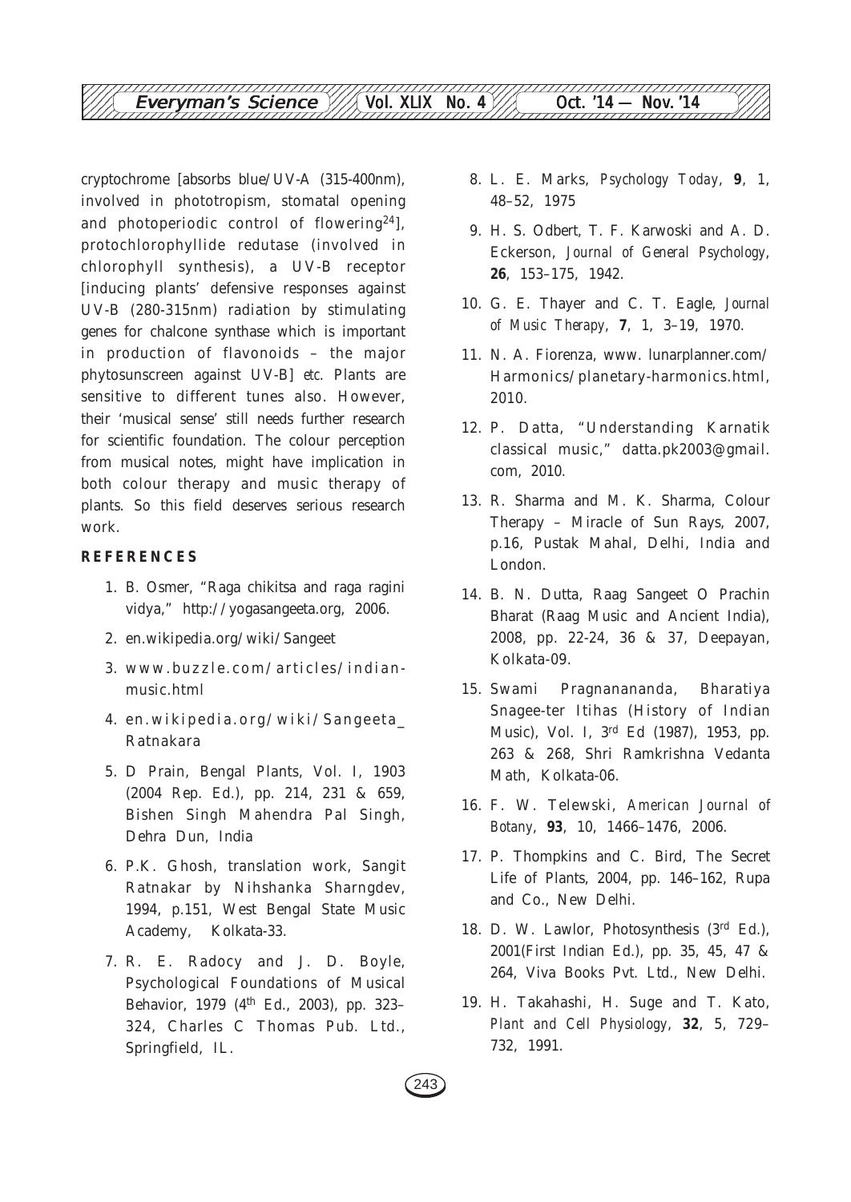cryptochrome [absorbs blue/UV-A (315-400nm), involved in phototropism, stomatal opening and photoperiodic control of flowering[24]], protochlorophyllide redutase (involved in chlorophyll synthesis), a UV-B receptor [inducing plants' defensive responses against UV-B (280-315nm) radiation by stimulating genes for chalcone synthase which is important in production of flavonoids – the major phytosunscreen against UV-B] *etc.* Plants are sensitive to different tunes also. However, their 'musical sense' still needs further research for scientific foundation. The colour perception from musical notes, might have implication in both colour therapy and music therapy of plants. So this field deserves serious research work.

## REFERENCES

1. B. Osmer, "Raga chikitsa and raga ragini vidya," http://yogasangeeta.org, 2006.
2. en.wikipedia.org/wiki/Sangeet
3. www.buzzle.com/articles/indian-music.html
4. en.wikipedia.org/wiki/Sangeeta_Ratnakara
5. D Prain, Bengal Plants, Vol. I, 1903 (2004 Rep. Ed.), pp. 214, 231 & 659, Bishen Singh Mahendra Pal Singh, Dehra Dun, India
6. P.K. Ghosh, translation work, Sangit Ratnakar by Nihshanka Sharngdev, 1994, p.151, West Bengal State Music Academy, Kolkata-33.
7. R. E. Radocy and J. D. Boyle, Psychological Foundations of Musical Behavior, 1979 (4th Ed., 2003), pp. 323–324, Charles C Thomas Pub. Ltd., Springfield, IL.
8. L. E. Marks, *Psychology Today*, **9**, 1, 48–52, 1975
9. H. S. Odbert, T. F. Karwoski and A. D. Eckerson, *Journal of General Psychology*, **26**, 153–175, 1942.
10. G. E. Thayer and C. T. Eagle, *Journal of Music Therapy*, **7**, 1, 3–19, 1970.
11. N. A. Fiorenza, www. lunarplanner.com/Harmonics/planetary-harmonics.html, 2010.
12. P. Datta, "Understanding Karnatik classical music," datta.pk2003@gmail.com, 2010.
13. R. Sharma and M. K. Sharma, Colour Therapy – Miracle of Sun Rays, 2007, p.16, Pustak Mahal, Delhi, India and London.
14. B. N. Dutta, Raag Sangeet O Prachin Bharat (Raag Music and Ancient India), 2008, pp. 22-24, 36 & 37, Deepayan, Kolkata-09.
15. Swami Pragnanananda, Bharatiya Snagee-ter Itihas (History of Indian Music), Vol. I, 3rd Ed (1987), 1953, pp. 263 & 268, Shri Ramkrishna Vedanta Math, Kolkata-06.
16. F. W. Telewski, *American Journal of Botany*, **93**, 10, 1466–1476, 2006.
17. P. Thompkins and C. Bird, The Secret Life of Plants, 2004, pp. 146–162, Rupa and Co., New Delhi.
18. D. W. Lawlor, Photosynthesis (3rd Ed.), 2001(First Indian Ed.), pp. 35, 45, 47 & 264, Viva Books Pvt. Ltd., New Delhi.
19. H. Takahashi, H. Suge and T. Kato, *Plant and Cell Physiology*, **32**, 5, 729–732, 1991.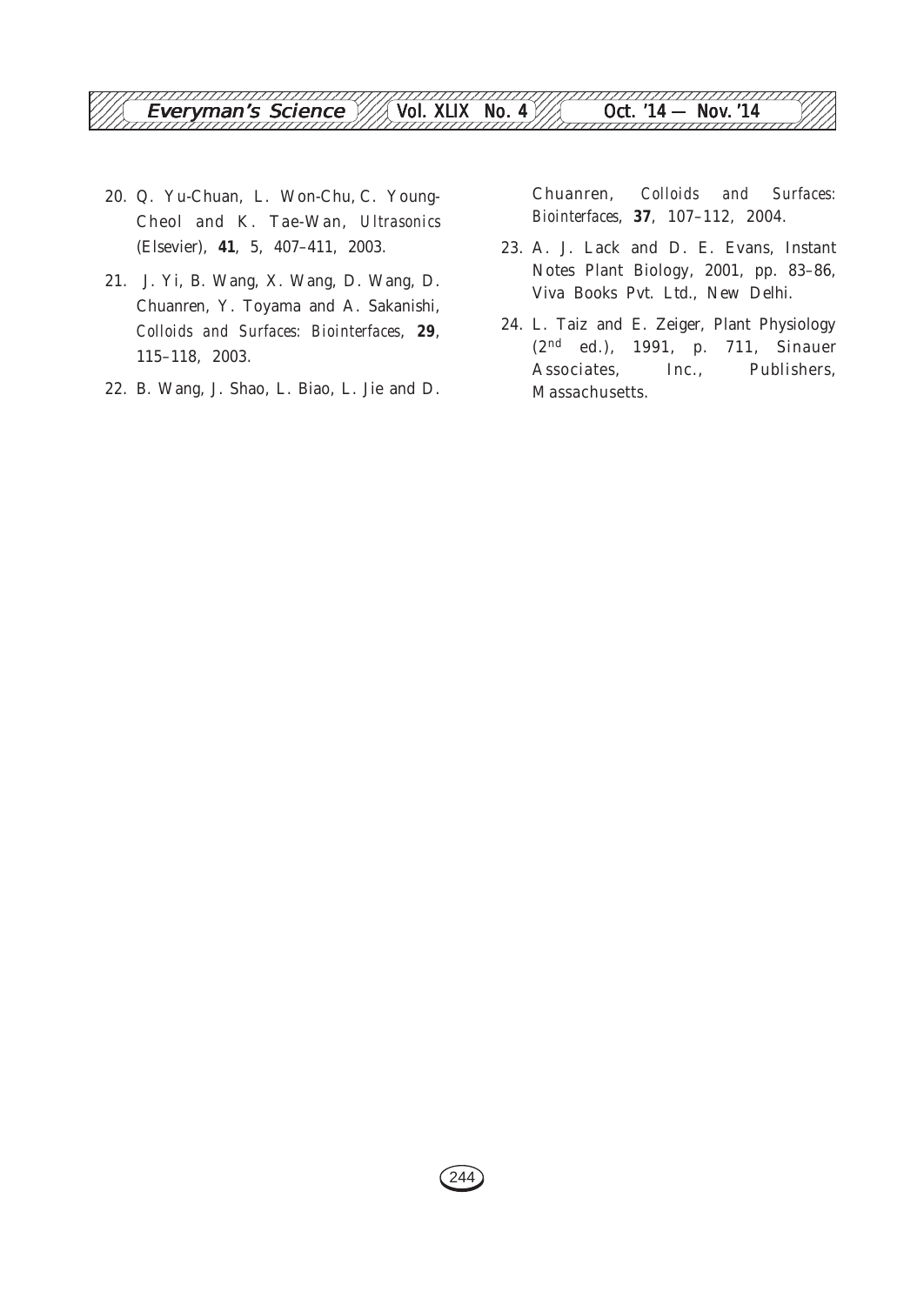20. Q. Yu-Chuan, L. Won-Chu, C. Young-Cheol and K. Tae-Wan, *Ultrasonics* (Elsevier), **41**, 5, 407–411, 2003.

21. J. Yi, B. Wang, X. Wang, D. Wang, D. Chuanren, Y. Toyama and A. Sakanishi, *Colloids and Surfaces: Biointerfaces*, **29**, 115–118, 2003.

22. B. Wang, J. Shao, L. Biao, L. Jie and D. Chuanren, *Colloids and Surfaces: Biointerfaces*, **37**, 107–112, 2004.

23. A. J. Lack and D. E. Evans, Instant Notes Plant Biology, 2001, pp. 83–86, Viva Books Pvt. Ltd., New Delhi.

24. L. Taiz and E. Zeiger, Plant Physiology ($2^{nd}$ ed.), 1991, p. 711, Sinauer Associates, Inc., Publishers, Massachusetts.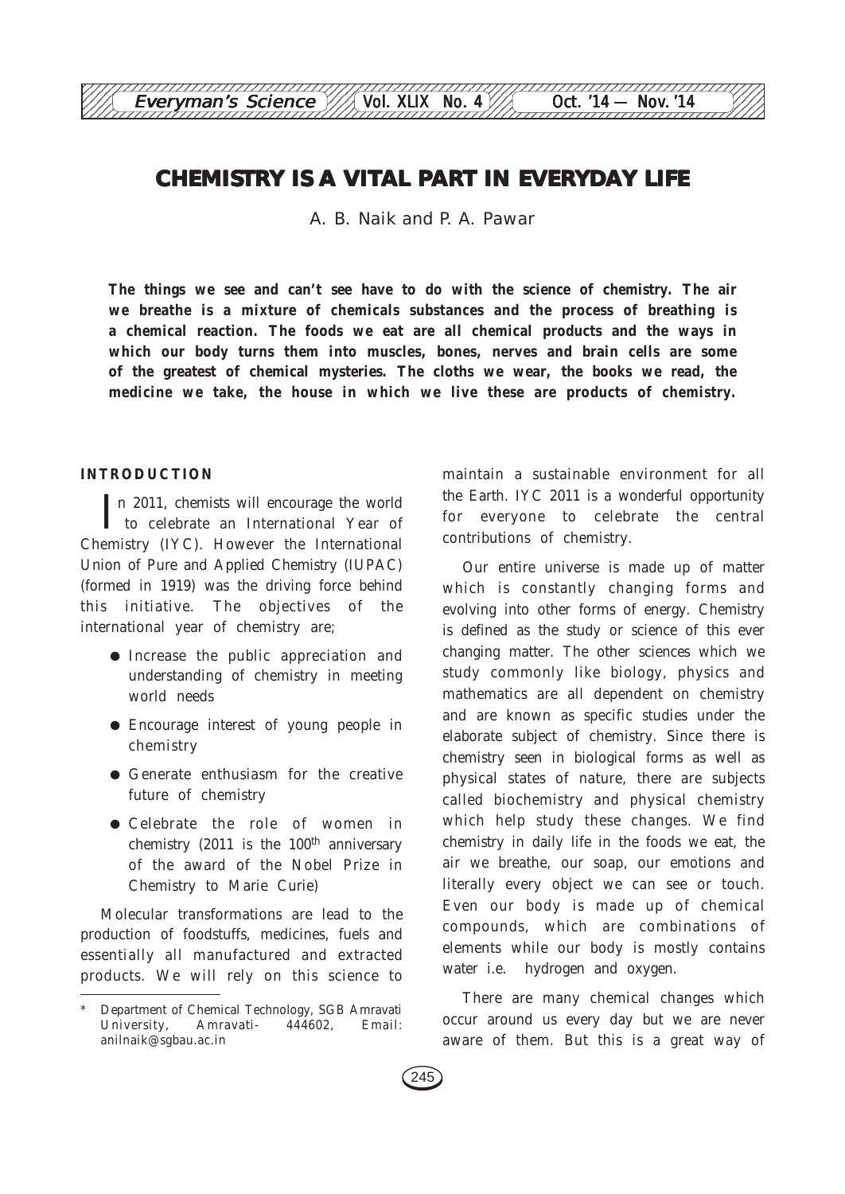// CHEMISTRY IS A VITAL PART IN EVERYDAY LIFE

A. B. Naik and P. A. Pawar

**The things we see and can't see have to do with the science of chemistry. The air we breathe is a mixture of chemicals substances and the process of breathing is a chemical reaction. The foods we eat are all chemical products and the ways in which our body turns them into muscles, bones, nerves and brain cells are some of the greatest of chemical mysteries. The cloths we wear, the books we read, the medicine we take, the house in which we live these are products of chemistry.**

## INTRODUCTION

In 2011, chemists will encourage the world to celebrate an International Year of Chemistry (IYC). However the International Union of Pure and Applied Chemistry (IUPAC) (formed in 1919) was the driving force behind this initiative. The objectives of the international year of chemistry are;

- Increase the public appreciation and understanding of chemistry in meeting world needs
- Encourage interest of young people in chemistry
- Generate enthusiasm for the creative future of chemistry
- Celebrate the role of women in chemistry (2011 is the 100th anniversary of the award of the Nobel Prize in Chemistry to Marie Curie)

Molecular transformations are lead to the production of foodstuffs, medicines, fuels and essentially all manufactured and extracted products. We will rely on this science to maintain a sustainable environment for all the Earth. IYC 2011 is a wonderful opportunity for everyone to celebrate the central contributions of chemistry.

Our entire universe is made up of matter which is constantly changing forms and evolving into other forms of energy. Chemistry is defined as the study or science of this ever changing matter. The other sciences which we study commonly like biology, physics and mathematics are all dependent on chemistry and are known as specific studies under the elaborate subject of chemistry. Since there is chemistry seen in biological forms as well as physical states of nature, there are subjects called biochemistry and physical chemistry which help study these changes. We find chemistry in daily life in the foods we eat, the air we breathe, our soap, our emotions and literally every object we can see or touch. Even our body is made up of chemical compounds, which are combinations of elements while our body is mostly contains water i.e. hydrogen and oxygen.

There are many chemical changes which occur around us every day but we are never aware of them. But this is a great way of

---

\* Department of Chemical Technology, SGB Amravati University, Amravati- 444602, Email: anilnaik@sgbau.ac.in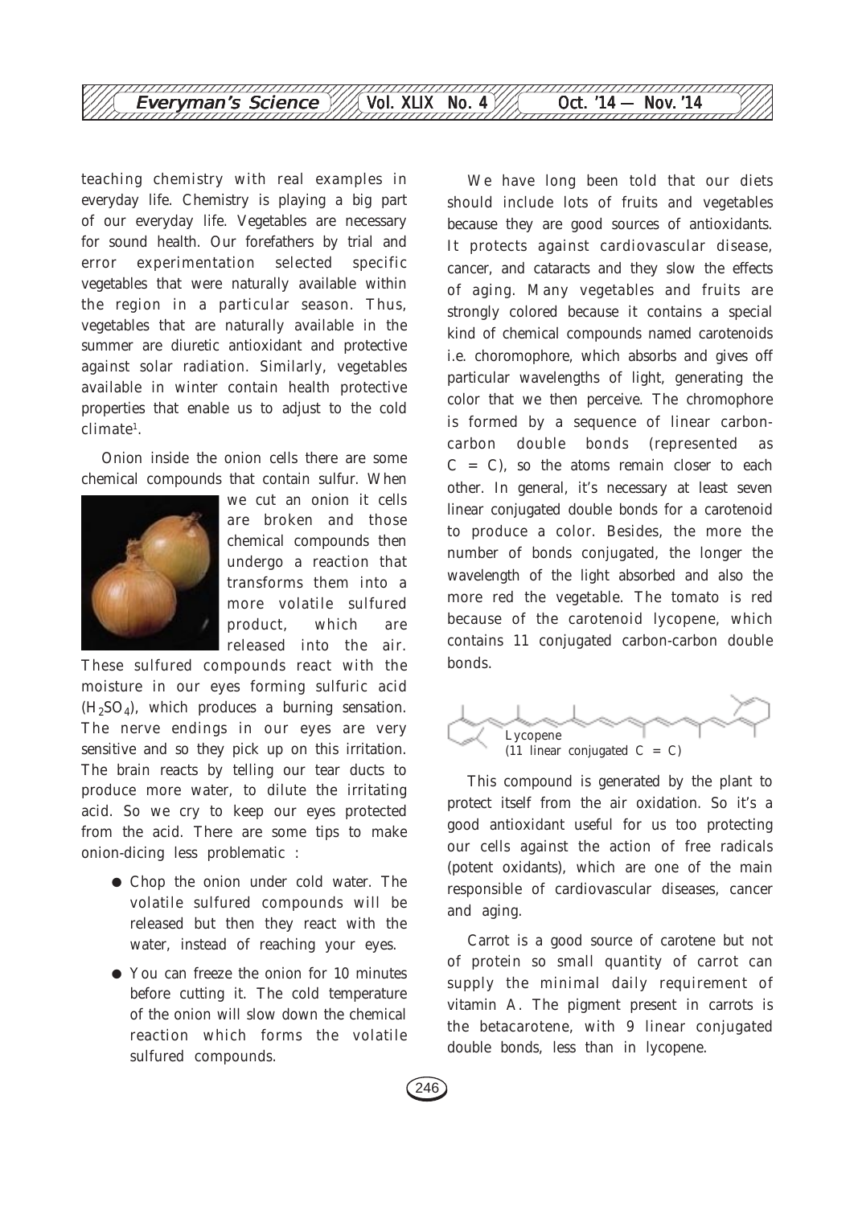teaching chemistry with real examples in everyday life. Chemistry is playing a big part of our everyday life. Vegetables are necessary for sound health. Our forefathers by trial and error experimentation selected specific vegetables that were naturally available within the region in a particular season. Thus, vegetables that are naturally available in the summer are diuretic antioxidant and protective against solar radiation. Similarly, vegetables available in winter contain health protective properties that enable us to adjust to the cold climate[1].

Onion inside the onion cells there are some chemical compounds that contain sulfur. When we cut an onion it cells are broken and those chemical compounds then undergo a reaction that transforms them into a more volatile sulfured product, which are released into the air. These sulfured compounds react with the moisture in our eyes forming sulfuric acid ($H_2SO_4$), which produces a burning sensation. The nerve endings in our eyes are very sensitive and so they pick up on this irritation. The brain reacts by telling our tear ducts to produce more water, to dilute the irritating acid. So we cry to keep our eyes protected from the acid. There are some tips to make onion-dicing less problematic :

- Chop the onion under cold water. The volatile sulfured compounds will be released but then they react with the water, instead of reaching your eyes.
- You can freeze the onion for 10 minutes before cutting it. The cold temperature of the onion will slow down the chemical reaction which forms the volatile sulfured compounds.

We have long been told that our diets should include lots of fruits and vegetables because they are good sources of antioxidants. It protects against cardiovascular disease, cancer, and cataracts and they slow the effects of aging. Many vegetables and fruits are strongly colored because it contains a special kind of chemical compounds named carotenoids i.e. choromophore, which absorbs and gives off particular wavelengths of light, generating the color that we then perceive. The chromophore is formed by a sequence of linear carbon-carbon double bonds (represented as $C = C$), so the atoms remain closer to each other. In general, it's necessary at least seven linear conjugated double bonds for a carotenoid to produce a color. Besides, the more the number of bonds conjugated, the longer the wavelength of the light absorbed and also the more red the vegetable. The tomato is red because of the carotenoid lycopene, which contains 11 conjugated carbon-carbon double bonds.

Lycopene
(11 linear conjugated $C = C$)

This compound is generated by the plant to protect itself from the air oxidation. So it's a good antioxidant useful for us too protecting our cells against the action of free radicals (potent oxidants), which are one of the main responsible of cardiovascular diseases, cancer and aging.

Carrot is a good source of carotene but not of protein so small quantity of carrot can supply the minimal daily requirement of vitamin A. The pigment present in carrots is the betacarotene, with 9 linear conjugated double bonds, less than in lycopene.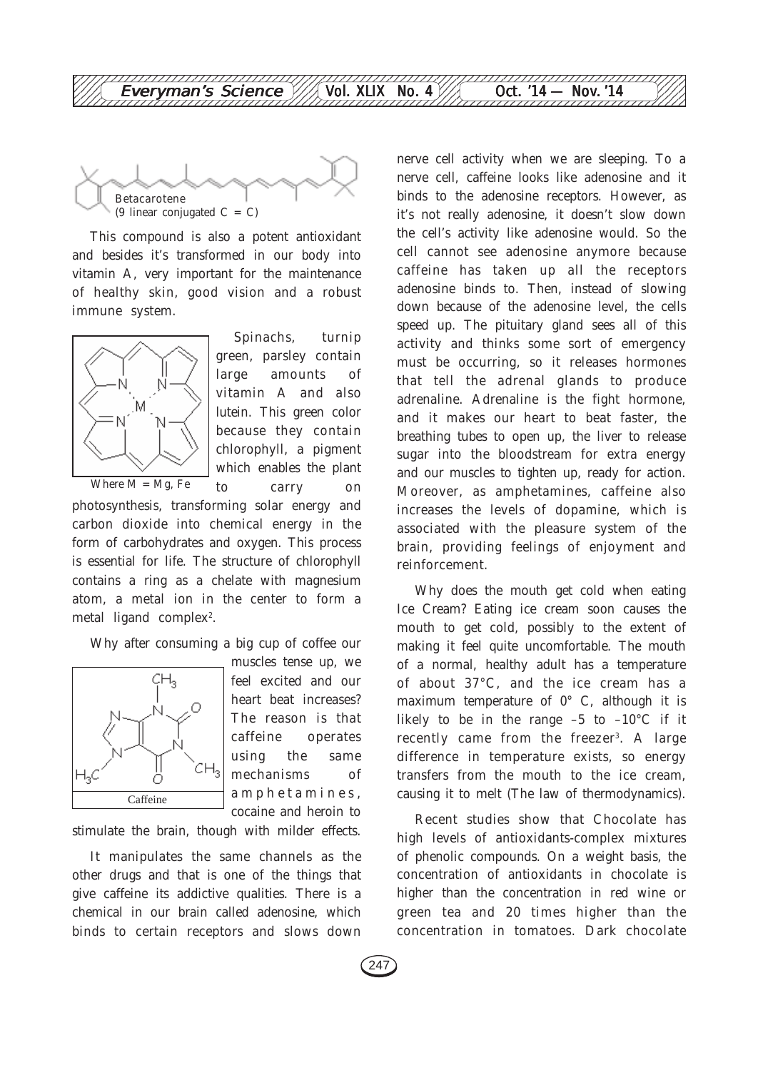Betacarotene
(9 linear conjugated C = C)

This compound is also a potent antioxidant and besides it's transformed in our body into vitamin A, very important for the maintenance of healthy skin, good vision and a robust immune system.

Where M = Mg, Fe

Spinachs, turnip green, parsley contain large amounts of vitamin A and also lutein. This green color because they contain chlorophyll, a pigment which enables the plant to carry on photosynthesis, transforming solar energy and carbon dioxide into chemical energy in the form of carbohydrates and oxygen. This process is essential for life. The structure of chlorophyll contains a ring as a chelate with magnesium atom, a metal ion in the center to form a metal ligand complex[2].

Why after consuming a big cup of coffee our muscles tense up, we feel excited and our heart beat increases? The reason is that caffeine operates using the same mechanisms of amphetamines, cocaine and heroin to stimulate the brain, though with milder effects.

Caffeine

It manipulates the same channels as the other drugs and that is one of the things that give caffeine its addictive qualities. There is a chemical in our brain called adenosine, which binds to certain receptors and slows down nerve cell activity when we are sleeping. To a nerve cell, caffeine looks like adenosine and it binds to the adenosine receptors. However, as it's not really adenosine, it doesn't slow down the cell's activity like adenosine would. So the cell cannot see adenosine anymore because caffeine has taken up all the receptors adenosine binds to. Then, instead of slowing down because of the adenosine level, the cells speed up. The pituitary gland sees all of this activity and thinks some sort of emergency must be occurring, so it releases hormones that tell the adrenal glands to produce adrenaline. Adrenaline is the fight hormone, and it makes our heart to beat faster, the breathing tubes to open up, the liver to release sugar into the bloodstream for extra energy and our muscles to tighten up, ready for action. Moreover, as amphetamines, caffeine also increases the levels of dopamine, which is associated with the pleasure system of the brain, providing feelings of enjoyment and reinforcement.

Why does the mouth get cold when eating Ice Cream? Eating ice cream soon causes the mouth to get cold, possibly to the extent of making it feel quite uncomfortable. The mouth of a normal, healthy adult has a temperature of about 37°C, and the ice cream has a maximum temperature of 0° C, although it is likely to be in the range –5 to –10°C if it recently came from the freezer[3]. A large difference in temperature exists, so energy transfers from the mouth to the ice cream, causing it to melt (The law of thermodynamics).

Recent studies show that Chocolate has high levels of antioxidants-complex mixtures of phenolic compounds. On a weight basis, the concentration of antioxidants in chocolate is higher than the concentration in red wine or green tea and 20 times higher than the concentration in tomatoes. Dark chocolate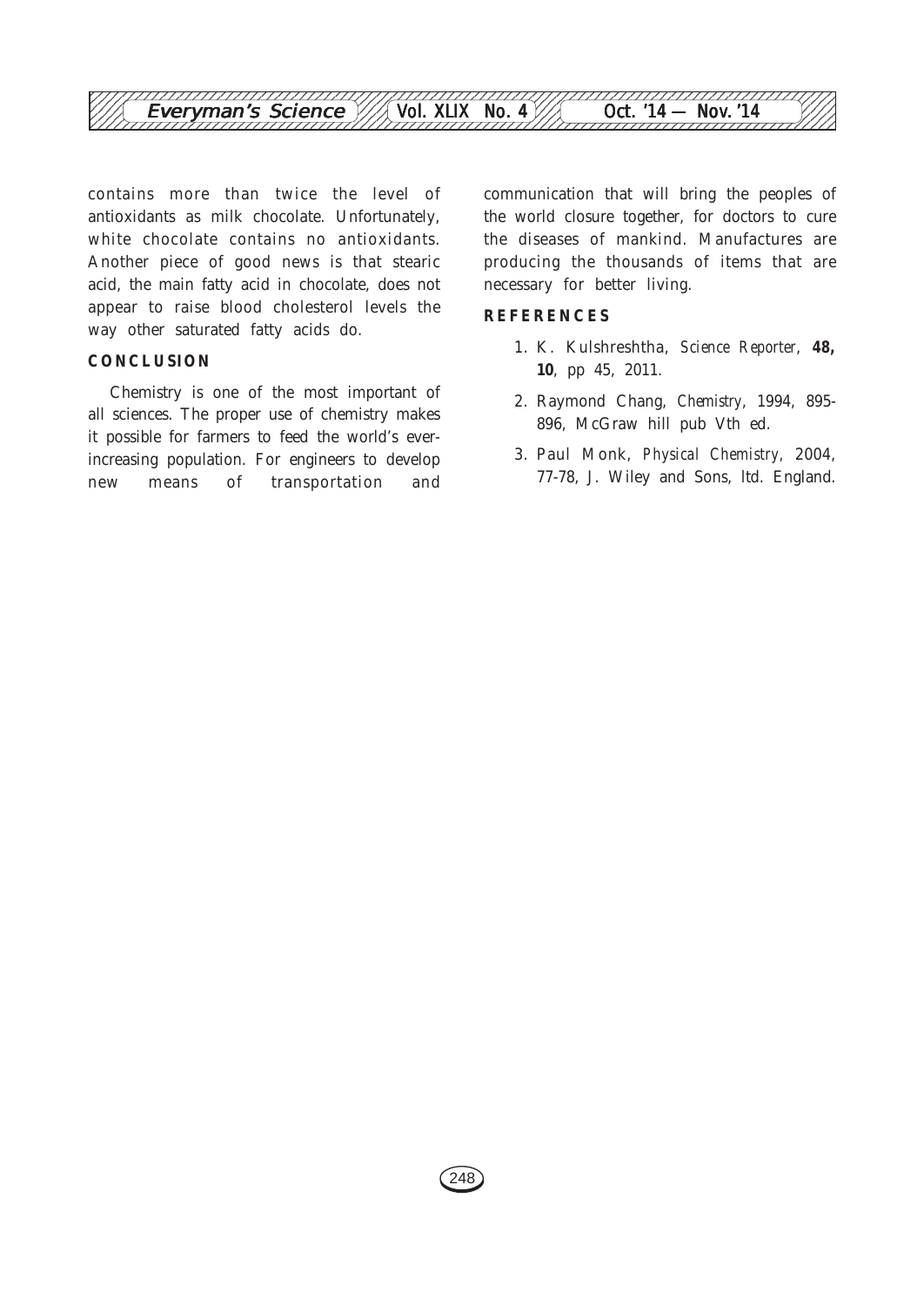contains more than twice the level of antioxidants as milk chocolate. Unfortunately, white chocolate contains no antioxidants. Another piece of good news is that stearic acid, the main fatty acid in chocolate, does not appear to raise blood cholesterol levels the way other saturated fatty acids do.

## CONCLUSION

Chemistry is one of the most important of all sciences. The proper use of chemistry makes it possible for farmers to feed the world's ever-increasing population. For engineers to develop new means of transportation and communication that will bring the peoples of the world closure together, for doctors to cure the diseases of mankind. Manufactures are producing the thousands of items that are necessary for better living.

## REFERENCES

1. K. Kulshreshtha, *Science Reporter*, **48, 10**, pp 45, 2011.
2. Raymond Chang, *Chemistry*, 1994, 895-896, McGraw hill pub Vth ed.
3. Paul Monk, *Physical Chemistry*, 2004, 77-78, J. Wiley and Sons, ltd. England.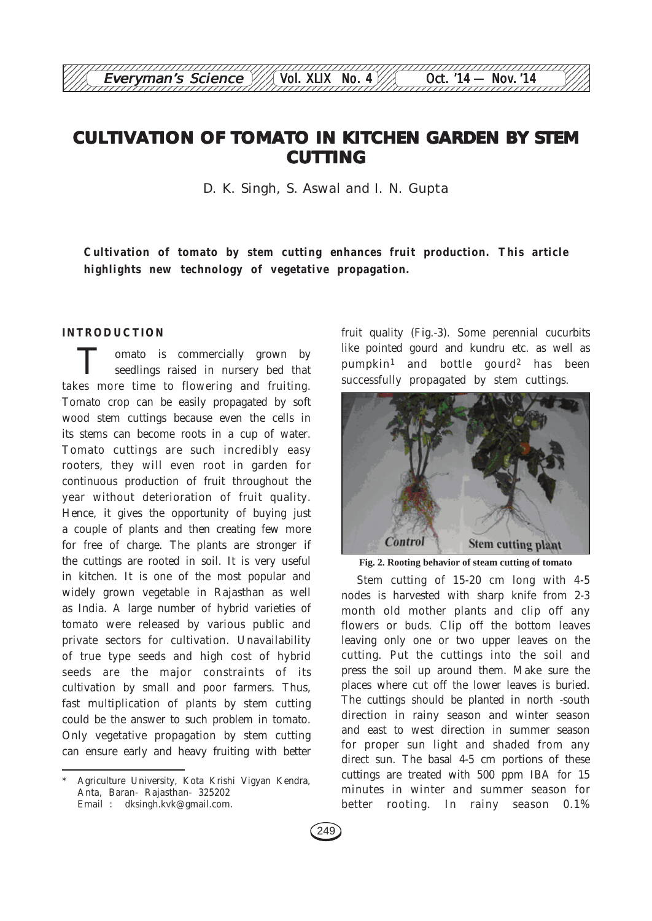# CULTIVATION OF TOMATO IN KITCHEN GARDEN BY STEM CUTTING

D. K. Singh, S. Aswal and I. N. Gupta

**Cultivation of tomato by stem cutting enhances fruit production. This article highlights new technology of vegetative propagation.**

## INTRODUCTION

Tomato is commercially grown by seedlings raised in nursery bed that takes more time to flowering and fruiting. Tomato crop can be easily propagated by soft wood stem cuttings because even the cells in its stems can become roots in a cup of water. Tomato cuttings are such incredibly easy rooters, they will even root in garden for continuous production of fruit throughout the year without deterioration of fruit quality. Hence, it gives the opportunity of buying just a couple of plants and then creating few more for free of charge. The plants are stronger if the cuttings are rooted in soil. It is very useful in kitchen. It is one of the most popular and widely grown vegetable in Rajasthan as well as India. A large number of hybrid varieties of tomato were released by various public and private sectors for cultivation. Unavailability of true type seeds and high cost of hybrid seeds are the major constraints of its cultivation by small and poor farmers. Thus, fast multiplication of plants by stem cutting could be the answer to such problem in tomato. Only vegetative propagation by stem cutting can ensure early and heavy fruiting with better fruit quality (Fig.-3). Some perennial cucurbits like pointed gourd and kundru etc. as well as pumpkin[1] and bottle gourd[2] has been successfully propagated by stem cuttings.

Fig. 2. Rooting behavior of steam cutting of tomato

Stem cutting of 15-20 cm long with 4-5 nodes is harvested with sharp knife from 2-3 month old mother plants and clip off any flowers or buds. Clip off the bottom leaves leaving only one or two upper leaves on the cutting. Put the cuttings into the soil and press the soil up around them. Make sure the places where cut off the lower leaves is buried. The cuttings should be planted in north -south direction in rainy season and winter season and east to west direction in summer season for proper sun light and shaded from any direct sun. The basal 4-5 cm portions of these cuttings are treated with 500 ppm IBA for 15 minutes in winter and summer season for better rooting. In rainy season 0.1%

---

\* Agriculture University, Kota Krishi Vigyan Kendra, Anta, Baran- Rajasthan- 325202
Email : dksingh.kvk@gmail.com.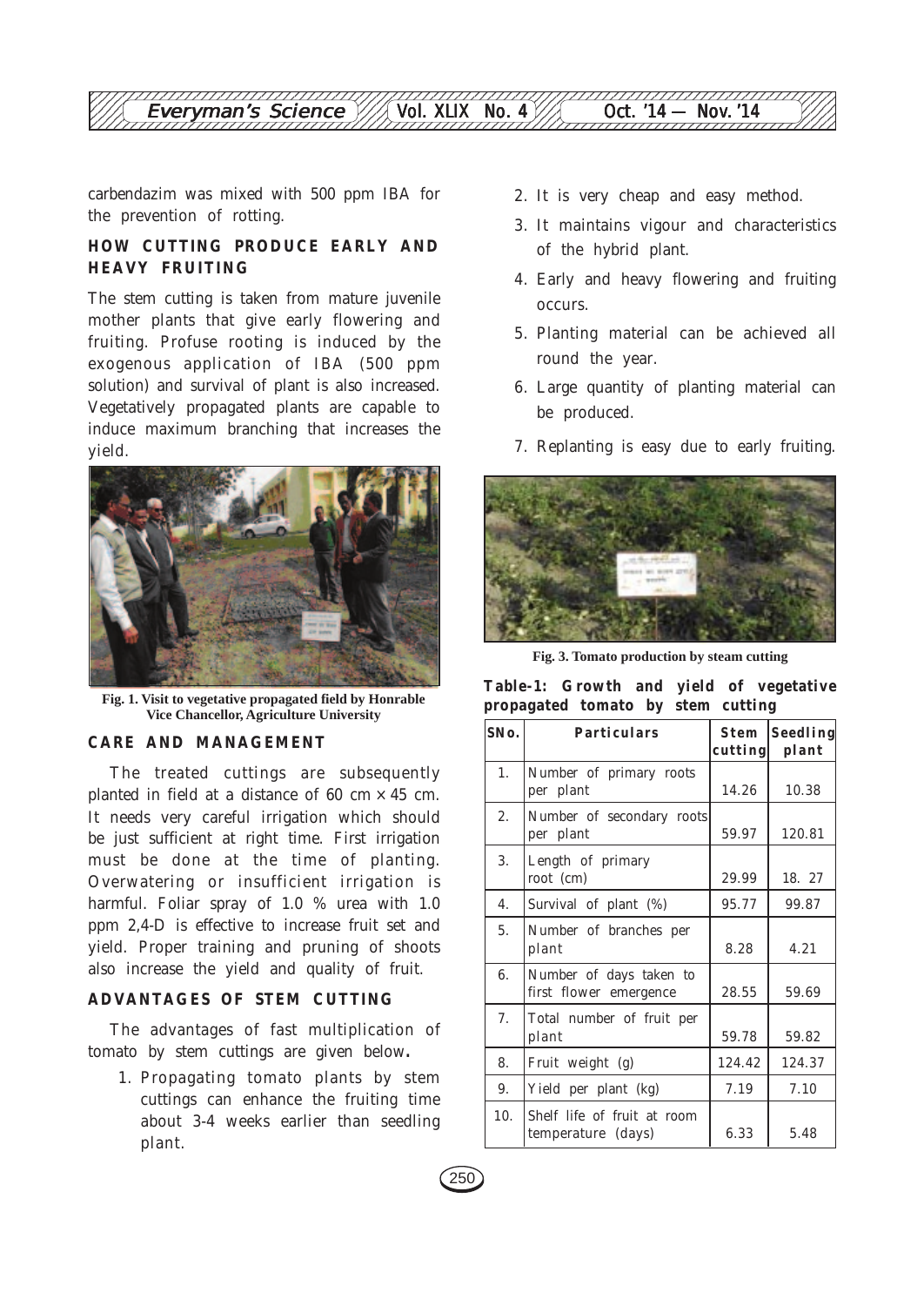carbendazim was mixed with 500 ppm IBA for the prevention of rotting.

## HOW CUTTING PRODUCE EARLY AND HEAVY FRUITING

The stem cutting is taken from mature juvenile mother plants that give early flowering and fruiting. Profuse rooting is induced by the exogenous application of IBA (500 ppm solution) and survival of plant is also increased. Vegetatively propagated plants are capable to induce maximum branching that increases the yield.

Fig. 1. Visit to vegetative propagated field by Honrable Vice Chancellor, Agriculture University

## CARE AND MANAGEMENT

The treated cuttings are subsequently planted in field at a distance of 60 cm × 45 cm. It needs very careful irrigation which should be just sufficient at right time. First irrigation must be done at the time of planting. Overwatering or insufficient irrigation is harmful. Foliar spray of 1.0 % urea with 1.0 ppm 2,4-D is effective to increase fruit set and yield. Proper training and pruning of shoots also increase the yield and quality of fruit.

## ADVANTAGES OF STEM CUTTING

The advantages of fast multiplication of tomato by stem cuttings are given below**.**

1. Propagating tomato plants by stem cuttings can enhance the fruiting time about 3-4 weeks earlier than seedling plant.
2. It is very cheap and easy method.
3. It maintains vigour and characteristics of the hybrid plant.
4. Early and heavy flowering and fruiting occurs.
5. Planting material can be achieved all round the year.
6. Large quantity of planting material can be produced.
7. Replanting is easy due to early fruiting.

Fig. 3. Tomato production by steam cutting

**Table-1: Growth and yield of vegetative propagated tomato by stem cutting**

| SNo. | Particulars | Stem cutting | Seedling plant |
|---|---|---|---|
| 1. | Number of primary roots per plant | 14.26 | 10.38 |
| 2. | Number of secondary roots per plant | 59.97 | 120.81 |
| 3. | Length of primary root (cm) | 29.99 | 18. 27 |
| 4. | Survival of plant (%) | 95.77 | 99.87 |
| 5. | Number of branches per plant | 8.28 | 4.21 |
| 6. | Number of days taken to first flower emergence | 28.55 | 59.69 |
| 7. | Total number of fruit per plant | 59.78 | 59.82 |
| 8. | Fruit weight (g) | 124.42 | 124.37 |
| 9. | Yield per plant (kg) | 7.19 | 7.10 |
| 10. | Shelf life of fruit at room temperature (days) | 6.33 | 5.48 |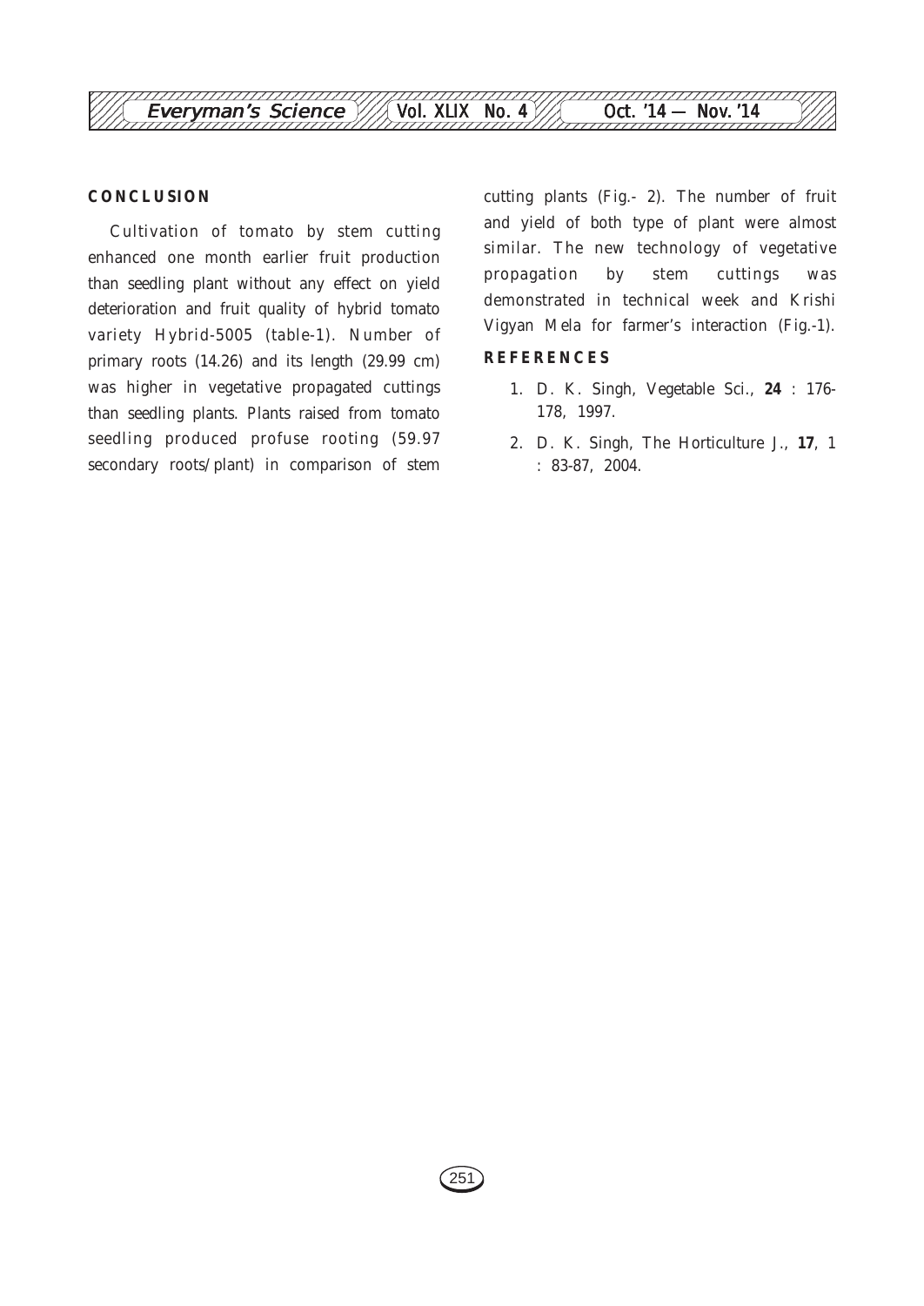## CONCLUSION

Cultivation of tomato by stem cutting enhanced one month earlier fruit production than seedling plant without any effect on yield deterioration and fruit quality of hybrid tomato variety Hybrid-5005 (table-1). Number of primary roots (14.26) and its length (29.99 cm) was higher in vegetative propagated cuttings than seedling plants. Plants raised from tomato seedling produced profuse rooting (59.97 secondary roots/plant) in comparison of stem cutting plants (Fig.- 2). The number of fruit and yield of both type of plant were almost similar. The new technology of vegetative propagation by stem cuttings was demonstrated in technical week and Krishi Vigyan Mela for farmer's interaction (Fig.-1).

## REFERENCES

1. D. K. Singh, Vegetable Sci., **24** : 176-178, 1997.
2. D. K. Singh, The Horticulture J., **17**, 1 : 83-87, 2004.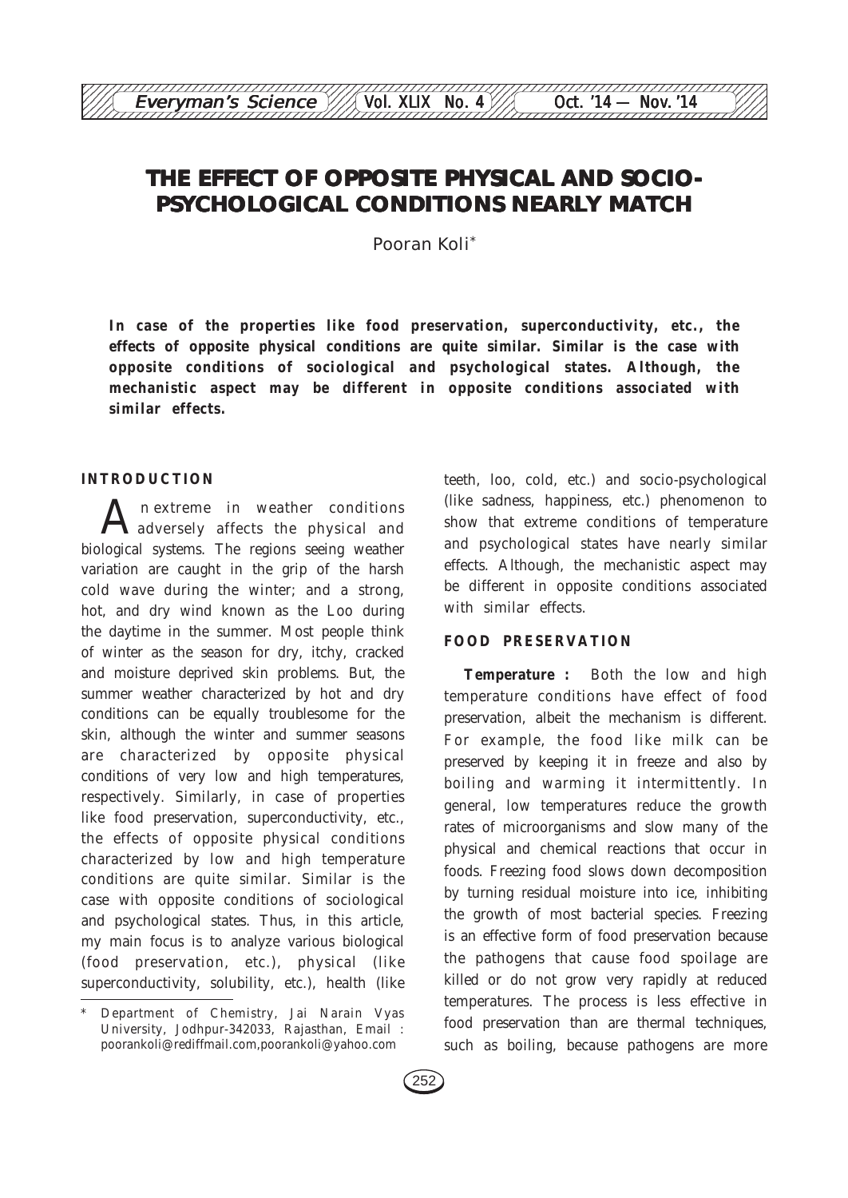# THE EFFECT OF OPPOSITE PHYSICAL AND SOCIO-PSYCHOLOGICAL CONDITIONS NEARLY MATCH

Pooran Koli*

**In case of the properties like food preservation, superconductivity, etc., the effects of opposite physical conditions are quite similar. Similar is the case with opposite conditions of sociological and psychological states. Although, the mechanistic aspect may be different in opposite conditions associated with similar effects.**

## INTRODUCTION

An extreme in weather conditions adversely affects the physical and biological systems. The regions seeing weather variation are caught in the grip of the harsh cold wave during the winter; and a strong, hot, and dry wind known as the Loo during the daytime in the summer. Most people think of winter as the season for dry, itchy, cracked and moisture deprived skin problems. But, the summer weather characterized by hot and dry conditions can be equally troublesome for the skin, although the winter and summer seasons are characterized by opposite physical conditions of very low and high temperatures, respectively. Similarly, in case of properties like food preservation, superconductivity, etc., the effects of opposite physical conditions characterized by low and high temperature conditions are quite similar. Similar is the case with opposite conditions of sociological and psychological states. Thus, in this article, my main focus is to analyze various biological (food preservation, etc.), physical (like superconductivity, solubility, etc.), health (like teeth, loo, cold, etc.) and socio-psychological (like sadness, happiness, etc.) phenomenon to show that extreme conditions of temperature and psychological states have nearly similar effects. Although, the mechanistic aspect may be different in opposite conditions associated with similar effects.

## FOOD PRESERVATION

**Temperature :** Both the low and high temperature conditions have effect of food preservation, albeit the mechanism is different. For example, the food like milk can be preserved by keeping it in freeze and also by boiling and warming it intermittently. In general, low temperatures reduce the growth rates of microorganisms and slow many of the physical and chemical reactions that occur in foods. Freezing food slows down decomposition by turning residual moisture into ice, inhibiting the growth of most bacterial species. Freezing is an effective form of food preservation because the pathogens that cause food spoilage are killed or do not grow very rapidly at reduced temperatures. The process is less effective in food preservation than are thermal techniques, such as boiling, because pathogens are more

---

* Department of Chemistry, Jai Narain Vyas University, Jodhpur-342033, Rajasthan, Email : poorankoli@rediffmail.com,poorankoli@yahoo.com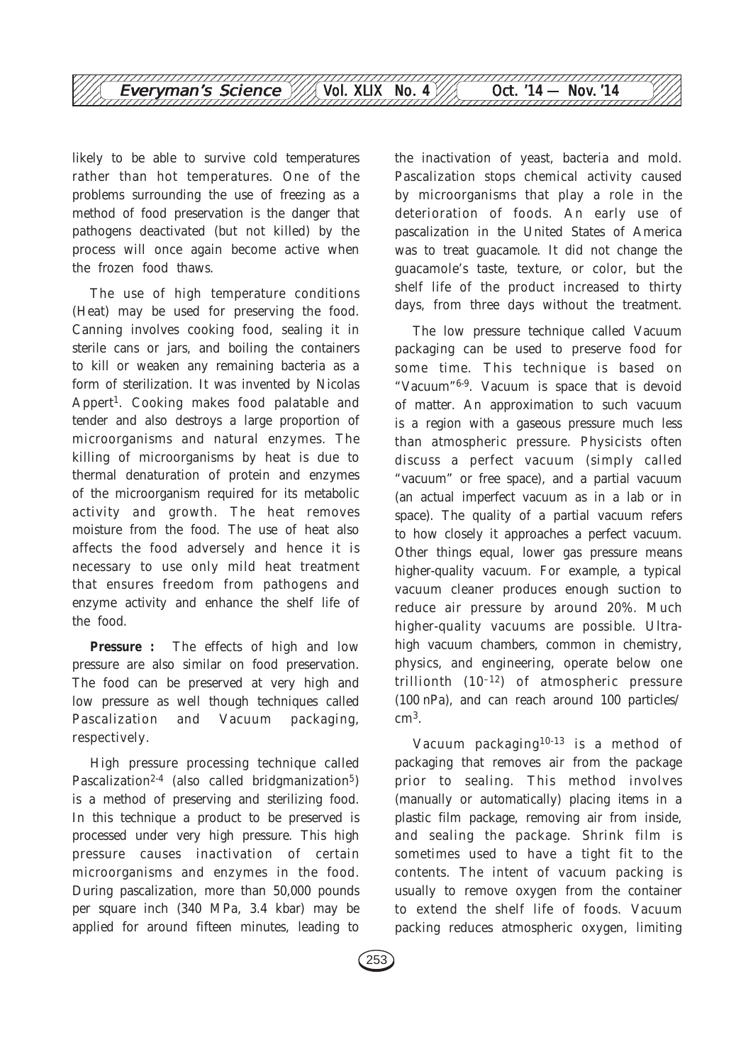likely to be able to survive cold temperatures rather than hot temperatures. One of the problems surrounding the use of freezing as a method of food preservation is the danger that pathogens deactivated (but not killed) by the process will once again become active when the frozen food thaws.

The use of high temperature conditions (Heat) may be used for preserving the food. Canning involves cooking food, sealing it in sterile cans or jars, and boiling the containers to kill or weaken any remaining bacteria as a form of sterilization. It was invented by Nicolas Appert[1]. Cooking makes food palatable and tender and also destroys a large proportion of microorganisms and natural enzymes. The killing of microorganisms by heat is due to thermal denaturation of protein and enzymes of the microorganism required for its metabolic activity and growth. The heat removes moisture from the food. The use of heat also affects the food adversely and hence it is necessary to use only mild heat treatment that ensures freedom from pathogens and enzyme activity and enhance the shelf life of the food.

**Pressure :** The effects of high and low pressure are also similar on food preservation. The food can be preserved at very high and low pressure as well though techniques called Pascalization and Vacuum packaging, respectively.

High pressure processing technique called Pascalization[2-4] (also called bridgmanization[5]) is a method of preserving and sterilizing food. In this technique a product to be preserved is processed under very high pressure. This high pressure causes inactivation of certain microorganisms and enzymes in the food. During pascalization, more than 50,000 pounds per square inch (340 MPa, 3.4 kbar) may be applied for around fifteen minutes, leading to the inactivation of yeast, bacteria and mold. Pascalization stops chemical activity caused by microorganisms that play a role in the deterioration of foods. An early use of pascalization in the United States of America was to treat guacamole. It did not change the guacamole's taste, texture, or color, but the shelf life of the product increased to thirty days, from three days without the treatment.

The low pressure technique called Vacuum packaging can be used to preserve food for some time. This technique is based on "Vacuum"[6-9]. Vacuum is space that is devoid of matter. An approximation to such vacuum is a region with a gaseous pressure much less than atmospheric pressure. Physicists often discuss a perfect vacuum (simply called "vacuum" or free space), and a partial vacuum (an actual imperfect vacuum as in a lab or in space). The quality of a partial vacuum refers to how closely it approaches a perfect vacuum. Other things equal, lower gas pressure means higher-quality vacuum. For example, a typical vacuum cleaner produces enough suction to reduce air pressure by around 20%. Much higher-quality vacuums are possible. Ultra-high vacuum chambers, common in chemistry, physics, and engineering, operate below one trillionth ($10^{-12}$) of atmospheric pressure (100 nPa), and can reach around 100 particles/$cm^3$.

Vacuum packaging[10-13] is a method of packaging that removes air from the package prior to sealing. This method involves (manually or automatically) placing items in a plastic film package, removing air from inside, and sealing the package. Shrink film is sometimes used to have a tight fit to the contents. The intent of vacuum packing is usually to remove oxygen from the container to extend the shelf life of foods. Vacuum packing reduces atmospheric oxygen, limiting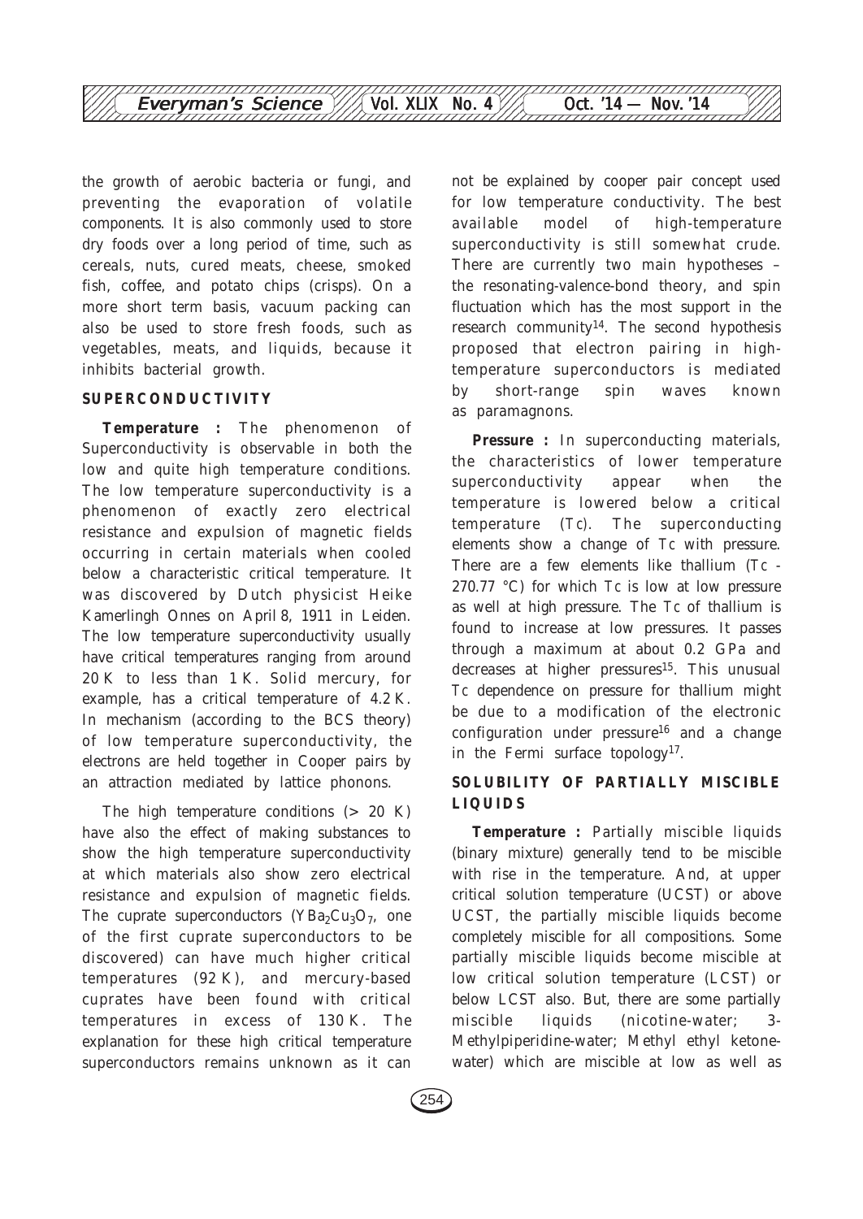the growth of aerobic bacteria or fungi, and preventing the evaporation of volatile components. It is also commonly used to store dry foods over a long period of time, such as cereals, nuts, cured meats, cheese, smoked fish, coffee, and potato chips (crisps). On a more short term basis, vacuum packing can also be used to store fresh foods, such as vegetables, meats, and liquids, because it inhibits bacterial growth.

## SUPERCONDUCTIVITY

**Temperature :** The phenomenon of Superconductivity is observable in both the low and quite high temperature conditions. The low temperature superconductivity is a phenomenon of exactly zero electrical resistance and expulsion of magnetic fields occurring in certain materials when cooled below a characteristic critical temperature. It was discovered by Dutch physicist Heike Kamerlingh Onnes on April 8, 1911 in Leiden. The low temperature superconductivity usually have critical temperatures ranging from around 20 K to less than 1 K. Solid mercury, for example, has a critical temperature of 4.2 K. In mechanism (according to the BCS theory) of low temperature superconductivity, the electrons are held together in Cooper pairs by an attraction mediated by lattice phonons.

The high temperature conditions (> 20 K) have also the effect of making substances to show the high temperature superconductivity at which materials also show zero electrical resistance and expulsion of magnetic fields. The cuprate superconductors ($YBa_2Cu_3O_7$, one of the first cuprate superconductors to be discovered) can have much higher critical temperatures (92 K), and mercury-based cuprates have been found with critical temperatures in excess of 130 K. The explanation for these high critical temperature superconductors remains unknown as it can not be explained by cooper pair concept used for low temperature conductivity. The best available model of high-temperature superconductivity is still somewhat crude. There are currently two main hypotheses – the resonating-valence-bond theory, and spin fluctuation which has the most support in the research community[14]. The second hypothesis proposed that electron pairing in high-temperature superconductors is mediated by short-range spin waves known as paramagnons.

**Pressure :** In superconducting materials, the characteristics of lower temperature superconductivity appear when the temperature is lowered below a critical temperature ($T_c$). The superconducting elements show a change of $T_c$ with pressure. There are a few elements like thallium ($T_c$ - 270.77 °C) for which $T_c$ is low at low pressure as well at high pressure. The $T_c$ of thallium is found to increase at low pressures. It passes through a maximum at about 0.2 GPa and decreases at higher pressures[15]. This unusual $T_c$ dependence on pressure for thallium might be due to a modification of the electronic configuration under pressure[16] and a change in the Fermi surface topology[17].

## SOLUBILITY OF PARTIALLY MISCIBLE LIQUIDS

**Temperature :** Partially miscible liquids (binary mixture) generally tend to be miscible with rise in the temperature. And, at upper critical solution temperature (UCST) or above UCST, the partially miscible liquids become completely miscible for all compositions. Some partially miscible liquids become miscible at low critical solution temperature (LCST) or below LCST also. But, there are some partially miscible liquids (nicotine-water; 3-Methylpiperidine-water; Methyl ethyl ketone-water) which are miscible at low as well as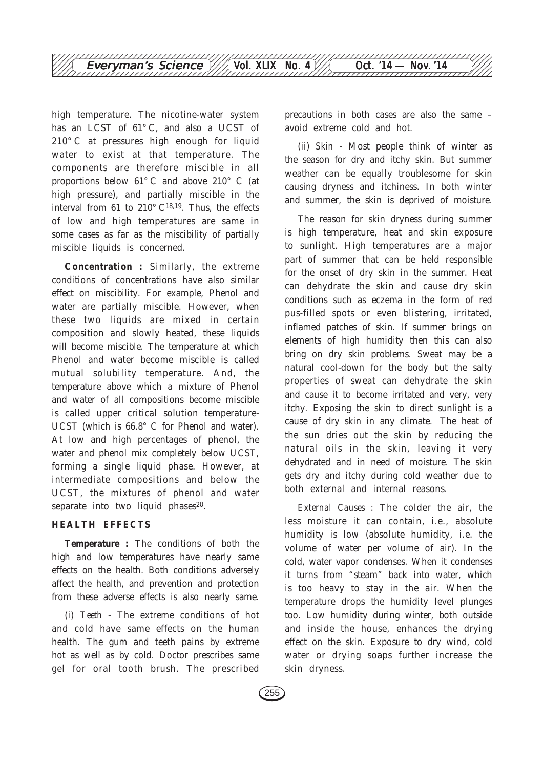high temperature. The nicotine-water system has an LCST of 61° C, and also a UCST of 210° C at pressures high enough for liquid water to exist at that temperature. The components are therefore miscible in all proportions below 61° C and above 210° C (at high pressure), and partially miscible in the interval from 61 to 210° C[18,19]. Thus, the effects of low and high temperatures are same in some cases as far as the miscibility of partially miscible liquids is concerned.

**Concentration :** Similarly, the extreme conditions of concentrations have also similar effect on miscibility. For example, Phenol and water are partially miscible. However, when these two liquids are mixed in certain composition and slowly heated, these liquids will become miscible. The temperature at which Phenol and water become miscible is called mutual solubility temperature. And, the temperature above which a mixture of Phenol and water of all compositions become miscible is called upper critical solution temperature-UCST (which is 66.8° C for Phenol and water). At low and high percentages of phenol, the water and phenol mix completely below UCST, forming a single liquid phase. However, at intermediate compositions and below the UCST, the mixtures of phenol and water separate into two liquid phases[20].

## HEALTH EFFECTS

**Temperature :** The conditions of both the high and low temperatures have nearly same effects on the health. Both conditions adversely affect the health, and prevention and protection from these adverse effects is also nearly same.

(i) *Teeth* - The extreme conditions of hot and cold have same effects on the human health. The gum and teeth pains by extreme hot as well as by cold. Doctor prescribes same gel for oral tooth brush. The prescribed precautions in both cases are also the same – avoid extreme cold and hot.

(ii) *Skin* - Most people think of winter as the season for dry and itchy skin. But summer weather can be equally troublesome for skin causing dryness and itchiness. In both winter and summer, the skin is deprived of moisture.

The reason for skin dryness during summer is high temperature, heat and skin exposure to sunlight. High temperatures are a major part of summer that can be held responsible for the onset of dry skin in the summer. Heat can dehydrate the skin and cause dry skin conditions such as eczema in the form of red pus-filled spots or even blistering, irritated, inflamed patches of skin. If summer brings on elements of high humidity then this can also bring on dry skin problems. Sweat may be a natural cool-down for the body but the salty properties of sweat can dehydrate the skin and cause it to become irritated and very, very itchy. Exposing the skin to direct sunlight is a cause of dry skin in any climate. The heat of the sun dries out the skin by reducing the natural oils in the skin, leaving it very dehydrated and in need of moisture. The skin gets dry and itchy during cold weather due to both external and internal reasons.

*External Causes* : The colder the air, the less moisture it can contain, i.e., absolute humidity is low (absolute humidity, i.e. the volume of water per volume of air). In the cold, water vapor condenses. When it condenses it turns from "steam" back into water, which is too heavy to stay in the air. When the temperature drops the humidity level plunges too. Low humidity during winter, both outside and inside the house, enhances the drying effect on the skin. Exposure to dry wind, cold water or drying soaps further increase the skin dryness.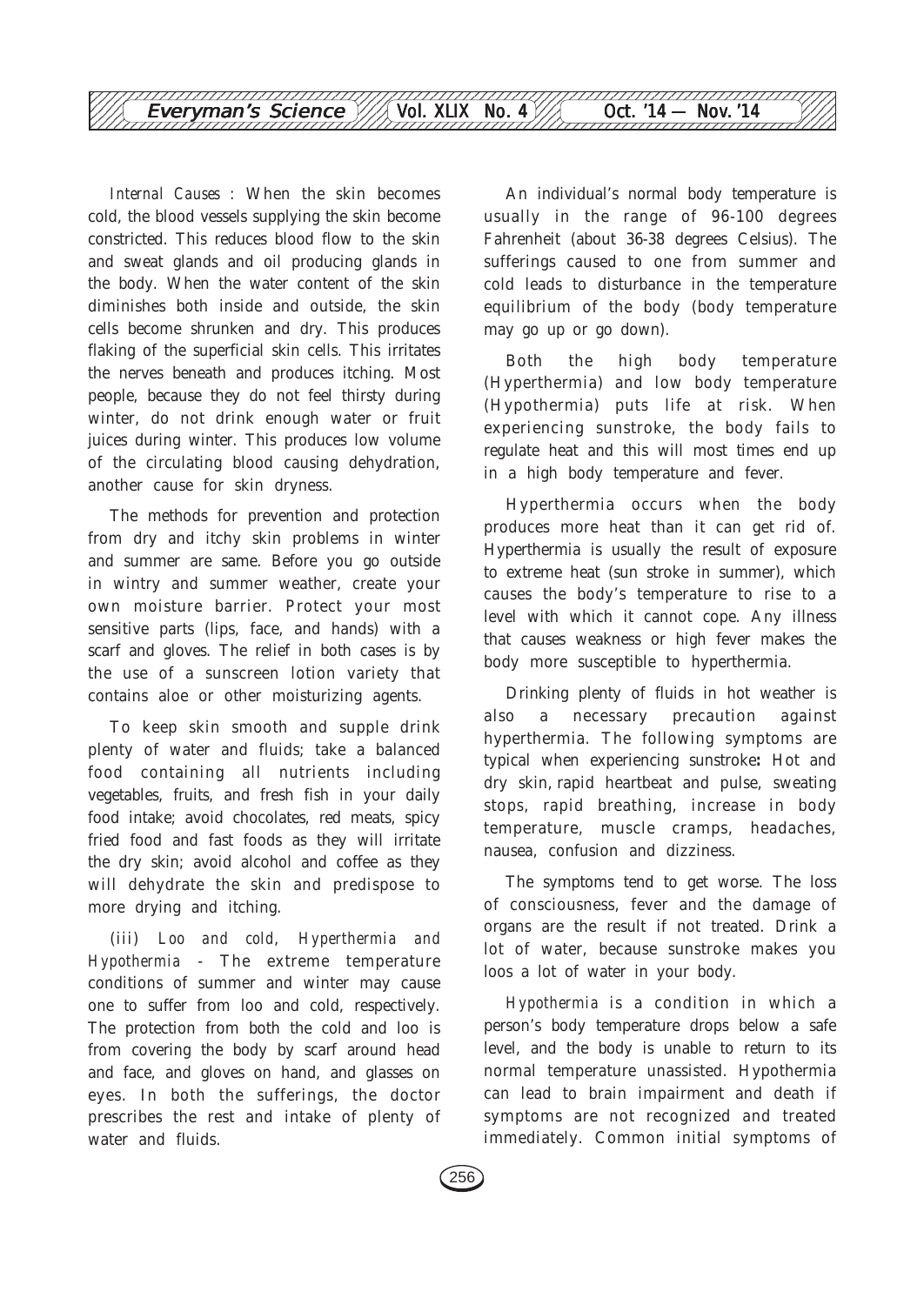*Internal Causes* : When the skin becomes cold, the blood vessels supplying the skin become constricted. This reduces blood flow to the skin and sweat glands and oil producing glands in the body. When the water content of the skin diminishes both inside and outside, the skin cells become shrunken and dry. This produces flaking of the superficial skin cells. This irritates the nerves beneath and produces itching. Most people, because they do not feel thirsty during winter, do not drink enough water or fruit juices during winter. This produces low volume of the circulating blood causing dehydration, another cause for skin dryness.

The methods for prevention and protection from dry and itchy skin problems in winter and summer are same. Before you go outside in wintry and summer weather, create your own moisture barrier. Protect your most sensitive parts (lips, face, and hands) with a scarf and gloves. The relief in both cases is by the use of a sunscreen lotion variety that contains aloe or other moisturizing agents.

To keep skin smooth and supple drink plenty of water and fluids; take a balanced food containing all nutrients including vegetables, fruits, and fresh fish in your daily food intake; avoid chocolates, red meats, spicy fried food and fast foods as they will irritate the dry skin; avoid alcohol and coffee as they will dehydrate the skin and predispose to more drying and itching.

*(iii) Loo and cold, Hyperthermia and Hypothermia* - The extreme temperature conditions of summer and winter may cause one to suffer from loo and cold, respectively. The protection from both the cold and loo is from covering the body by scarf around head and face, and gloves on hand, and glasses on eyes. In both the sufferings, the doctor prescribes the rest and intake of plenty of water and fluids.

An individual's normal body temperature is usually in the range of 96-100 degrees Fahrenheit (about 36-38 degrees Celsius). The sufferings caused to one from summer and cold leads to disturbance in the temperature equilibrium of the body (body temperature may go up or go down).

Both the high body temperature (Hyperthermia) and low body temperature (Hypothermia) puts life at risk. When experiencing sunstroke, the body fails to regulate heat and this will most times end up in a high body temperature and fever.

Hyperthermia occurs when the body produces more heat than it can get rid of. Hyperthermia is usually the result of exposure to extreme heat (sun stroke in summer), which causes the body's temperature to rise to a level with which it cannot cope. Any illness that causes weakness or high fever makes the body more susceptible to hyperthermia.

Drinking plenty of fluids in hot weather is also a necessary precaution against hyperthermia. The following symptoms are typical when experiencing sunstroke**:** Hot and dry skin, rapid heartbeat and pulse, sweating stops, rapid breathing, increase in body temperature, muscle cramps, headaches, nausea, confusion and dizziness.

The symptoms tend to get worse. The loss of consciousness, fever and the damage of organs are the result if not treated. Drink a lot of water, because sunstroke makes you loos a lot of water in your body.

*Hypothermia* is a condition in which a person's body temperature drops below a safe level, and the body is unable to return to its normal temperature unassisted. Hypothermia can lead to brain impairment and death if symptoms are not recognized and treated immediately. Common initial symptoms of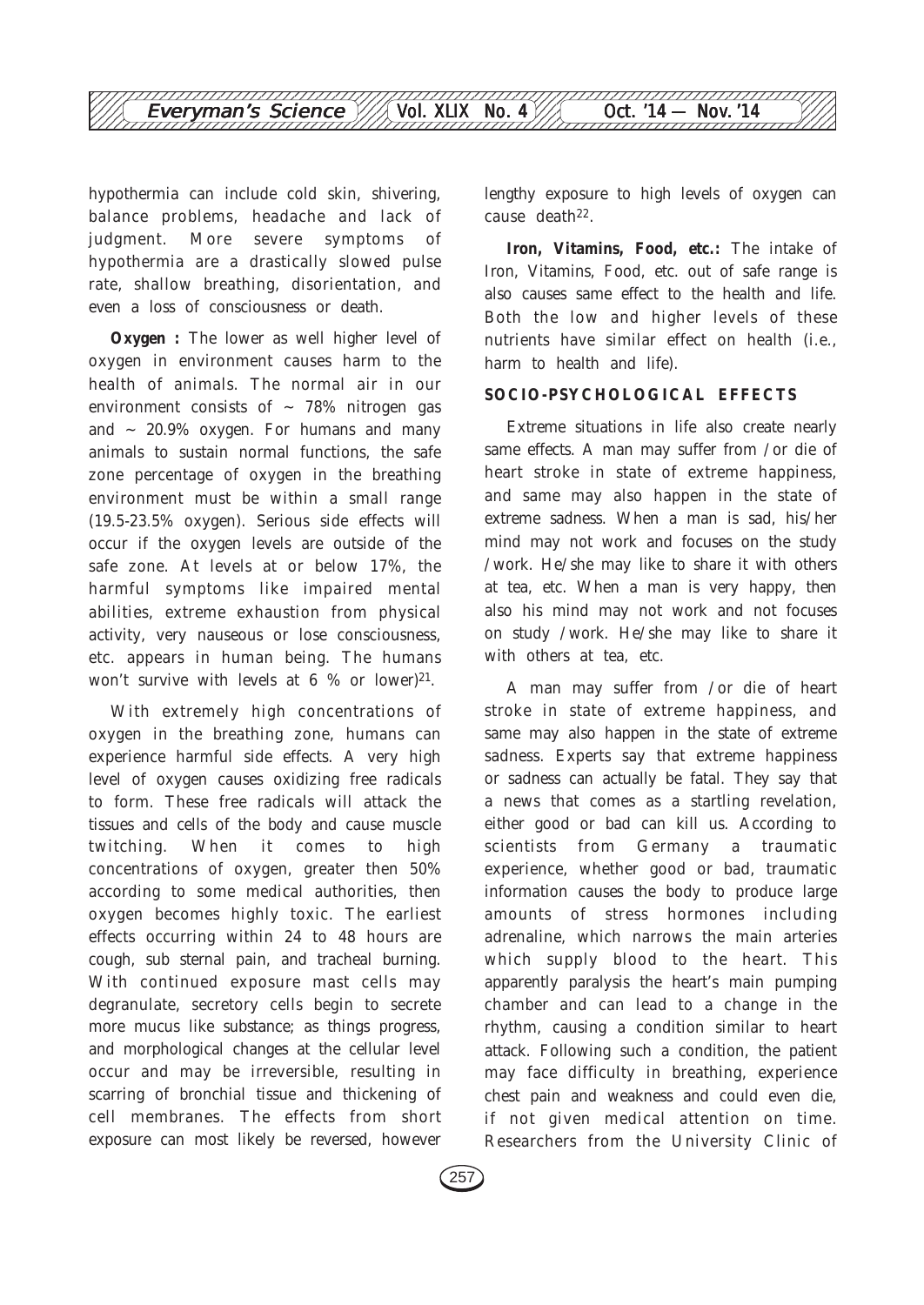hypothermia can include cold skin, shivering, balance problems, headache and lack of judgment. More severe symptoms of hypothermia are a drastically slowed pulse rate, shallow breathing, disorientation, and even a loss of consciousness or death.

**Oxygen :** The lower as well higher level of oxygen in environment causes harm to the health of animals. The normal air in our environment consists of ~ 78% nitrogen gas and ~ 20.9% oxygen. For humans and many animals to sustain normal functions, the safe zone percentage of oxygen in the breathing environment must be within a small range (19.5-23.5% oxygen). Serious side effects will occur if the oxygen levels are outside of the safe zone. At levels at or below 17%, the harmful symptoms like impaired mental abilities, extreme exhaustion from physical activity, very nauseous or lose consciousness, etc. appears in human being. The humans won't survive with levels at 6 % or lower)[21].

With extremely high concentrations of oxygen in the breathing zone, humans can experience harmful side effects. A very high level of oxygen causes oxidizing free radicals to form. These free radicals will attack the tissues and cells of the body and cause muscle twitching. When it comes to high concentrations of oxygen, greater then 50% according to some medical authorities, then oxygen becomes highly toxic. The earliest effects occurring within 24 to 48 hours are cough, sub sternal pain, and tracheal burning. With continued exposure mast cells may degranulate, secretory cells begin to secrete more mucus like substance; as things progress, and morphological changes at the cellular level occur and may be irreversible, resulting in scarring of bronchial tissue and thickening of cell membranes. The effects from short exposure can most likely be reversed, however lengthy exposure to high levels of oxygen can cause death[22].

**Iron, Vitamins, Food, etc.:** The intake of Iron, Vitamins, Food, etc. out of safe range is also causes same effect to the health and life. Both the low and higher levels of these nutrients have similar effect on health (i.e., harm to health and life).

## SOCIO-PSYCHOLOGICAL EFFECTS

Extreme situations in life also create nearly same effects. A man may suffer from /or die of heart stroke in state of extreme happiness, and same may also happen in the state of extreme sadness. When a man is sad, his/her mind may not work and focuses on the study /work. He/she may like to share it with others at tea, etc. When a man is very happy, then also his mind may not work and not focuses on study /work. He/she may like to share it with others at tea, etc.

A man may suffer from /or die of heart stroke in state of extreme happiness, and same may also happen in the state of extreme sadness. Experts say that extreme happiness or sadness can actually be fatal. They say that a news that comes as a startling revelation, either good or bad can kill us. According to scientists from Germany a traumatic experience, whether good or bad, traumatic information causes the body to produce large amounts of stress hormones including adrenaline, which narrows the main arteries which supply blood to the heart. This apparently paralysis the heart's main pumping chamber and can lead to a change in the rhythm, causing a condition similar to heart attack. Following such a condition, the patient may face difficulty in breathing, experience chest pain and weakness and could even die, if not given medical attention on time. Researchers from the University Clinic of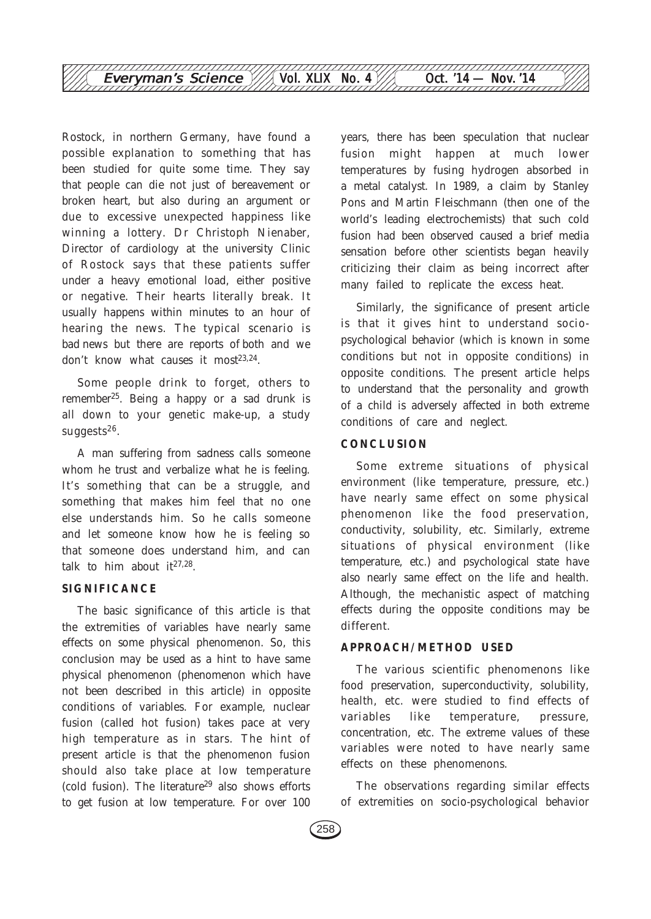Rostock, in northern Germany, have found a possible explanation to something that has been studied for quite some time. They say that people can die not just of bereavement or broken heart, but also during an argument or due to excessive unexpected happiness like winning a lottery. Dr Christoph Nienaber, Director of cardiology at the university Clinic of Rostock says that these patients suffer under a heavy emotional load, either positive or negative. Their hearts literally break. It usually happens within minutes to an hour of hearing the news. The typical scenario is bad news but there are reports of both and we don't know what causes it most[23,24].

Some people drink to forget, others to remember[25]. Being a happy or a sad drunk is all down to your genetic make-up, a study suggests[26].

A man suffering from sadness calls someone whom he trust and verbalize what he is feeling. It's something that can be a struggle, and something that makes him feel that no one else understands him. So he calls someone and let someone know how he is feeling so that someone does understand him, and can talk to him about it[27,28].

## SIGNIFICANCE

The basic significance of this article is that the extremities of variables have nearly same effects on some physical phenomenon. So, this conclusion may be used as a hint to have same physical phenomenon (phenomenon which have not been described in this article) in opposite conditions of variables. For example, nuclear fusion (called hot fusion) takes pace at very high temperature as in stars. The hint of present article is that the phenomenon fusion should also take place at low temperature (cold fusion). The literature[29] also shows efforts to get fusion at low temperature. For over 100 years, there has been speculation that nuclear fusion might happen at much lower temperatures by fusing hydrogen absorbed in a metal catalyst. In 1989, a claim by Stanley Pons and Martin Fleischmann (then one of the world's leading electrochemists) that such cold fusion had been observed caused a brief media sensation before other scientists began heavily criticizing their claim as being incorrect after many failed to replicate the excess heat.

Similarly, the significance of present article is that it gives hint to understand socio-psychological behavior (which is known in some conditions but not in opposite conditions) in opposite conditions. The present article helps to understand that the personality and growth of a child is adversely affected in both extreme conditions of care and neglect.

## CONCLUSION

Some extreme situations of physical environment (like temperature, pressure, etc.) have nearly same effect on some physical phenomenon like the food preservation, conductivity, solubility, etc. Similarly, extreme situations of physical environment (like temperature, etc.) and psychological state have also nearly same effect on the life and health. Although, the mechanistic aspect of matching effects during the opposite conditions may be different.

## APPROACH/METHOD USED

The various scientific phenomenons like food preservation, superconductivity, solubility, health, etc. were studied to find effects of variables like temperature, pressure, concentration, etc. The extreme values of these variables were noted to have nearly same effects on these phenomenons.

The observations regarding similar effects of extremities on socio-psychological behavior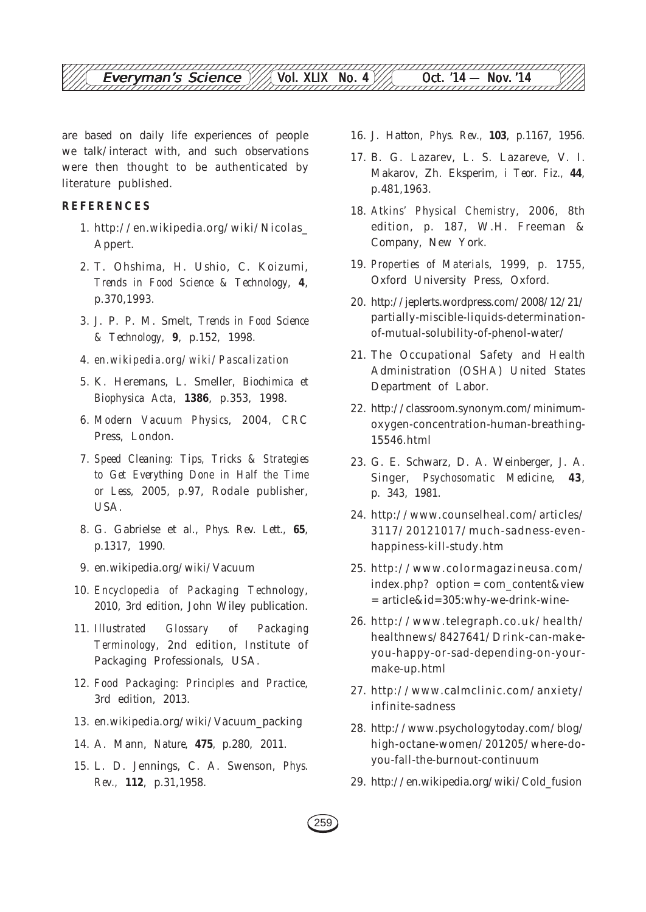are based on daily life experiences of people we talk/interact with, and such observations were then thought to be authenticated by literature published.

## REFERENCES

1. http://en.wikipedia.org/wiki/Nicolas_Appert.
2. T. Ohshima, H. Ushio, C. Koizumi, *Trends in Food Science & Technology*, **4**, p.370,1993.
3. J. P. P. M. Smelt, *Trends in Food Science & Technology*, **9**, p.152, 1998.
4. *en.wikipedia.org/wiki/Pascalization*
5. K. Heremans, L. Smeller, *Biochimica et Biophysica Acta*, **1386**, p.353, 1998.
6. *Modern Vacuum Physics*, 2004, CRC Press, London.
7. *Speed Cleaning: Tips, Tricks & Strategies to Get Everything Done in Half the Time or Less*, 2005, p.97, Rodale publisher, USA.
8. G. Gabrielse et al., *Phys. Rev. Lett.*, **65**, p.1317, 1990.
9. en.wikipedia.org/wiki/Vacuum
10. *Encyclopedia of Packaging Technology*, 2010, 3rd edition, John Wiley publication.
11. *Illustrated Glossary of Packaging Terminology*, 2nd edition, Institute of Packaging Professionals, USA.
12. *Food Packaging: Principles and Practice*, 3rd edition, 2013.
13. en.wikipedia.org/wiki/Vacuum_packing
14. A. Mann, *Nature*, **475**, p.280, 2011.
15. L. D. Jennings, C. A. Swenson, *Phys. Rev.*, **112**, p.31,1958.
16. J. Hatton, *Phys. Rev.*, **103**, p.1167, 1956.
17. B. G. Lazarev, L. S. Lazareve, V. I. Makarov, Zh. Eksperim, *i Teor. Fiz.*, **44**, p.481,1963.
18. *Atkins' Physical Chemistry*, 2006, 8th edition, p. 187, W.H. Freeman & Company, New York.
19. *Properties of Materials*, 1999, p. 1755, Oxford University Press, Oxford.
20. http://jeplerts.wordpress.com/2008/12/21/partially-miscible-liquids-determination-of-mutual-solubility-of-phenol-water/
21. The Occupational Safety and Health Administration (OSHA) United States Department of Labor.
22. http://classroom.synonym.com/minimum-oxygen-concentration-human-breathing-15546.html
23. G. E. Schwarz, D. A. Weinberger, J. A. Singer, *Psychosomatic Medicine*, **43**, p. 343, 1981.
24. http://www.counselheal.com/articles/3117/20121017/much-sadness-even-happiness-kill-study.htm
25. http://www.colormagazineusa.com/index.php? option = com_content&view = article&id=305:why-we-drink-wine-
26. http://www.telegraph.co.uk/health/healthnews/8427641/Drink-can-make-you-happy-or-sad-depending-on-your-make-up.html
27. http://www.calmclinic.com/anxiety/infinite-sadness
28. http://www.psychologytoday.com/blog/high-octane-women/201205/where-do-you-fall-the-burnout-continuum
29. http://en.wikipedia.org/wiki/Cold_fusion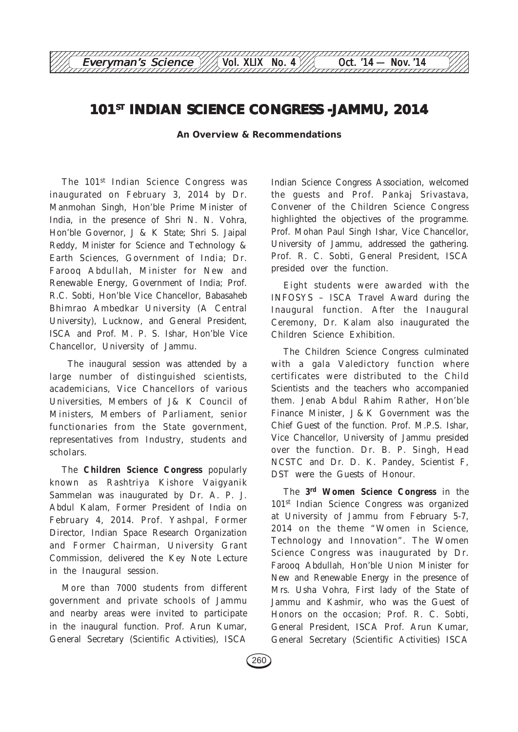# 101ST INDIAN SCIENCE CONGRESS -JAMMU, 2014

**An Overview & Recommendations**

The 101st Indian Science Congress was inaugurated on February 3, 2014 by Dr. Manmohan Singh, Hon'ble Prime Minister of India, in the presence of Shri N. N. Vohra, Hon'ble Governor, J & K State; Shri S. Jaipal Reddy, Minister for Science and Technology & Earth Sciences, Government of India; Dr. Farooq Abdullah, Minister for New and Renewable Energy, Government of India; Prof. R.C. Sobti, Hon'ble Vice Chancellor, Babasaheb Bhimrao Ambedkar University (A Central University), Lucknow, and General President, ISCA and Prof. M. P. S. Ishar, Hon'ble Vice Chancellor, University of Jammu.

The inaugural session was attended by a large number of distinguished scientists, academicians, Vice Chancellors of various Universities, Members of J& K Council of Ministers, Members of Parliament, senior functionaries from the State government, representatives from Industry, students and scholars.

The **Children Science Congress** popularly known as Rashtriya Kishore Vaigyanik Sammelan was inaugurated by Dr. A. P. J. Abdul Kalam, Former President of India on February 4, 2014. Prof. Yashpal, Former Director, Indian Space Research Organization and Former Chairman, University Grant Commission, delivered the Key Note Lecture in the Inaugural session.

More than 7000 students from different government and private schools of Jammu and nearby areas were invited to participate in the inaugural function. Prof. Arun Kumar, General Secretary (Scientific Activities), ISCA Indian Science Congress Association, welcomed the guests and Prof. Pankaj Srivastava, Convener of the Children Science Congress highlighted the objectives of the programme. Prof. Mohan Paul Singh Ishar, Vice Chancellor, University of Jammu, addressed the gathering. Prof. R. C. Sobti, General President, ISCA presided over the function.

Eight students were awarded with the INFOSYS – ISCA Travel Award during the Inaugural function. After the Inaugural Ceremony, Dr. Kalam also inaugurated the Children Science Exhibition.

The Children Science Congress culminated with a gala Valedictory function where certificates were distributed to the Child Scientists and the teachers who accompanied them. Jenab Abdul Rahim Rather, Hon'ble Finance Minister, J& K Government was the Chief Guest of the function. Prof. M.P.S. Ishar, Vice Chancellor, University of Jammu presided over the function. Dr. B. P. Singh, Head NCSTC and Dr. D. K. Pandey, Scientist F, DST were the Guests of Honour.

The **3rd Women Science Congress** in the 101st Indian Science Congress was organized at University of Jammu from February 5-7, 2014 on the theme "Women in Science, Technology and Innovation". The Women Science Congress was inaugurated by Dr. Farooq Abdullah, Hon'ble Union Minister for New and Renewable Energy in the presence of Mrs. Usha Vohra, First lady of the State of Jammu and Kashmir, who was the Guest of Honors on the occasion; Prof. R. C. Sobti, General President, ISCA Prof. Arun Kumar, General Secretary (Scientific Activities) ISCA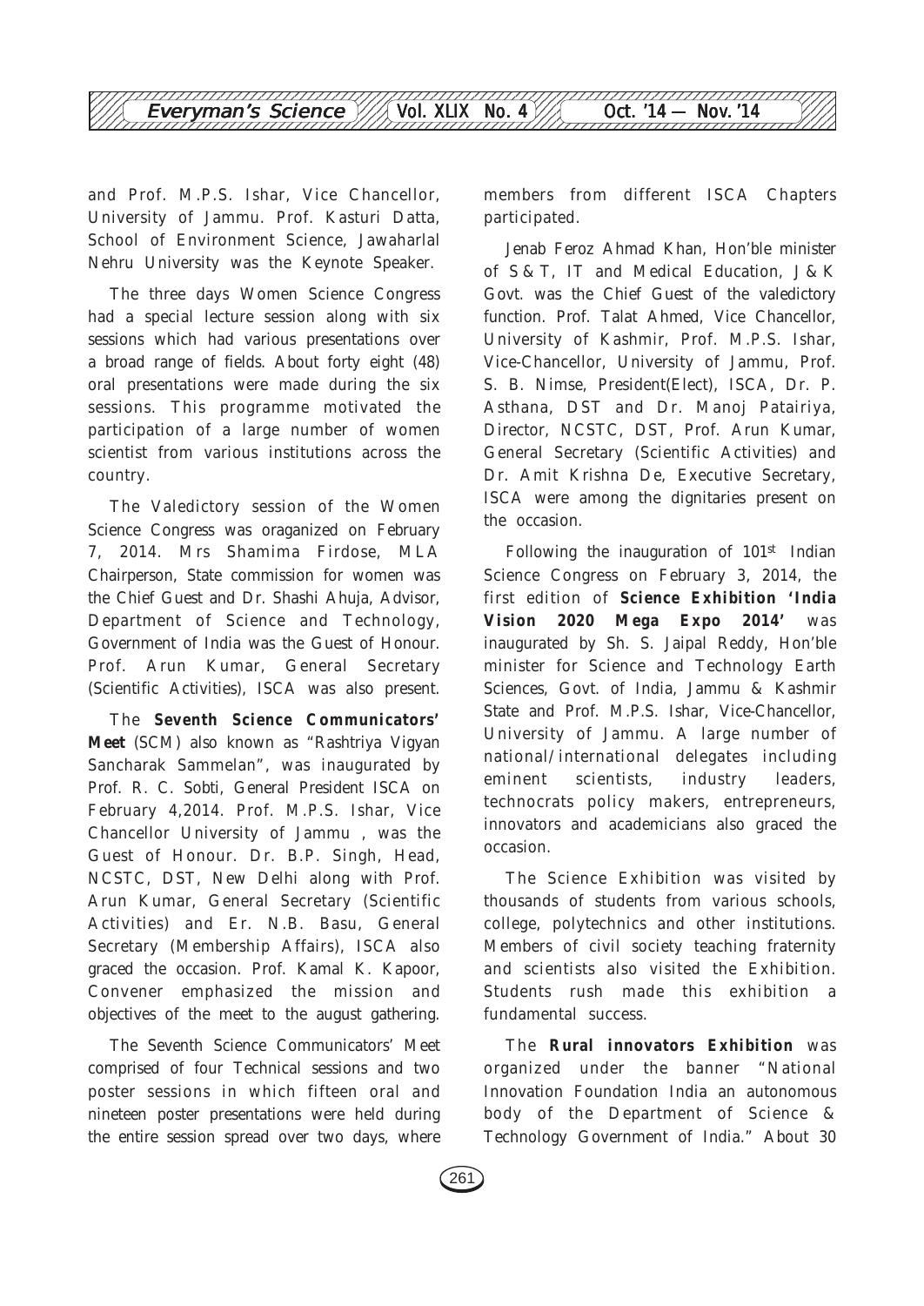and Prof. M.P.S. Ishar, Vice Chancellor, University of Jammu. Prof. Kasturi Datta, School of Environment Science, Jawaharlal Nehru University was the Keynote Speaker.

The three days Women Science Congress had a special lecture session along with six sessions which had various presentations over a broad range of fields. About forty eight (48) oral presentations were made during the six sessions. This programme motivated the participation of a large number of women scientist from various institutions across the country.

The Valedictory session of the Women Science Congress was oraganized on February 7, 2014. Mrs Shamima Firdose, MLA Chairperson, State commission for women was the Chief Guest and Dr. Shashi Ahuja, Advisor, Department of Science and Technology, Government of India was the Guest of Honour. Prof. Arun Kumar, General Secretary (Scientific Activities), ISCA was also present.

The **Seventh Science Communicators' Meet** (SCM) also known as "Rashtriya Vigyan Sancharak Sammelan", was inaugurated by Prof. R. C. Sobti, General President ISCA on February 4,2014. Prof. M.P.S. Ishar, Vice Chancellor University of Jammu , was the Guest of Honour. Dr. B.P. Singh, Head, NCSTC, DST, New Delhi along with Prof. Arun Kumar, General Secretary (Scientific Activities) and Er. N.B. Basu, General Secretary (Membership Affairs), ISCA also graced the occasion. Prof. Kamal K. Kapoor, Convener emphasized the mission and objectives of the meet to the august gathering.

The Seventh Science Communicators' Meet comprised of four Technical sessions and two poster sessions in which fifteen oral and nineteen poster presentations were held during the entire session spread over two days, where members from different ISCA Chapters participated.

Jenab Feroz Ahmad Khan, Hon'ble minister of S & T, IT and Medical Education, J & K Govt. was the Chief Guest of the valedictory function. Prof. Talat Ahmed, Vice Chancellor, University of Kashmir, Prof. M.P.S. Ishar, Vice-Chancellor, University of Jammu, Prof. S. B. Nimse, President(Elect), ISCA, Dr. P. Asthana, DST and Dr. Manoj Patairiya, Director, NCSTC, DST, Prof. Arun Kumar, General Secretary (Scientific Activities) and Dr. Amit Krishna De, Executive Secretary, ISCA were among the dignitaries present on the occasion.

Following the inauguration of 101st Indian Science Congress on February 3, 2014, the first edition of **Science Exhibition 'India Vision 2020 Mega Expo 2014'** was inaugurated by Sh. S. Jaipal Reddy, Hon'ble minister for Science and Technology Earth Sciences, Govt. of India, Jammu & Kashmir State and Prof. M.P.S. Ishar, Vice-Chancellor, University of Jammu. A large number of national/international delegates including eminent scientists, industry leaders, technocrats policy makers, entrepreneurs, innovators and academicians also graced the occasion.

The Science Exhibition was visited by thousands of students from various schools, college, polytechnics and other institutions. Members of civil society teaching fraternity and scientists also visited the Exhibition. Students rush made this exhibition a fundamental success.

The **Rural innovators Exhibition** was organized under the banner "National Innovation Foundation India an autonomous body of the Department of Science & Technology Government of India." About 30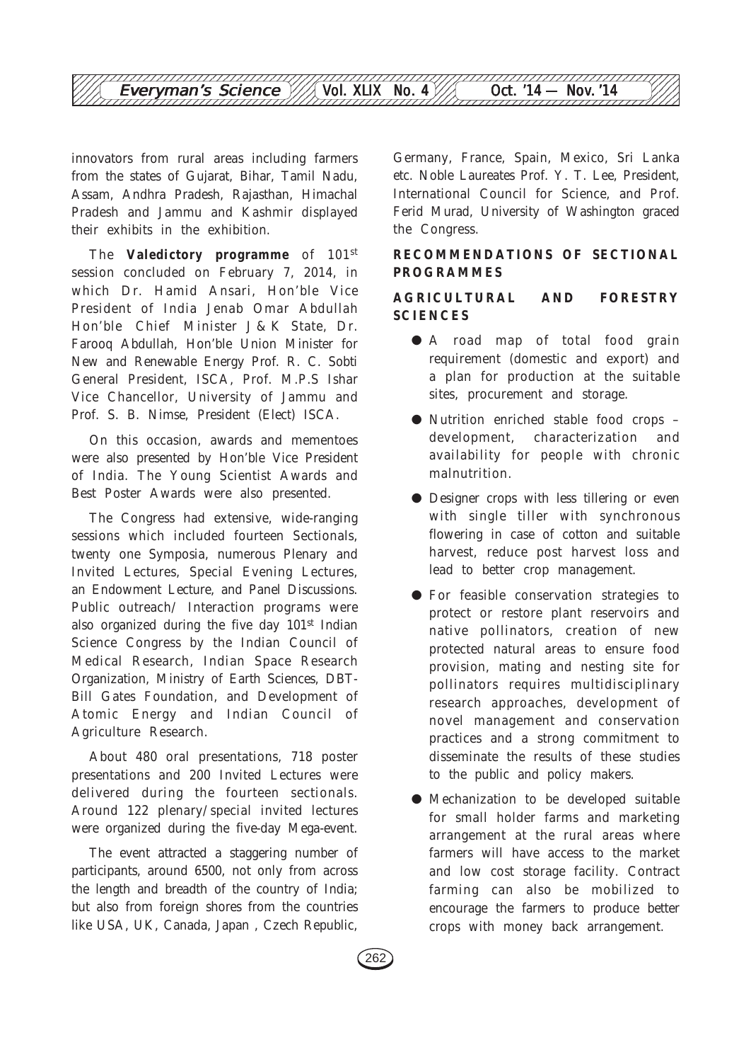innovators from rural areas including farmers from the states of Gujarat, Bihar, Tamil Nadu, Assam, Andhra Pradesh, Rajasthan, Himachal Pradesh and Jammu and Kashmir displayed their exhibits in the exhibition.

The **Valedictory programme** of 101st session concluded on February 7, 2014, in which Dr. Hamid Ansari, Hon'ble Vice President of India Jenab Omar Abdullah Hon'ble Chief Minister J & K State, Dr. Farooq Abdullah, Hon'ble Union Minister for New and Renewable Energy Prof. R. C. Sobti General President, ISCA, Prof. M.P.S Ishar Vice Chancellor, University of Jammu and Prof. S. B. Nimse, President (Elect) ISCA.

On this occasion, awards and mementoes were also presented by Hon'ble Vice President of India. The Young Scientist Awards and Best Poster Awards were also presented.

The Congress had extensive, wide-ranging sessions which included fourteen Sectionals, twenty one Symposia, numerous Plenary and Invited Lectures, Special Evening Lectures, an Endowment Lecture, and Panel Discussions. Public outreach/ Interaction programs were also organized during the five day 101st Indian Science Congress by the Indian Council of Medical Research, Indian Space Research Organization, Ministry of Earth Sciences, DBT-Bill Gates Foundation, and Development of Atomic Energy and Indian Council of Agriculture Research.

About 480 oral presentations, 718 poster presentations and 200 Invited Lectures were delivered during the fourteen sectionals. Around 122 plenary/special invited lectures were organized during the five-day Mega-event.

The event attracted a staggering number of participants, around 6500, not only from across the length and breadth of the country of India; but also from foreign shores from the countries like USA, UK, Canada, Japan , Czech Republic, Germany, France, Spain, Mexico, Sri Lanka etc. Noble Laureates Prof. Y. T. Lee, President, International Council for Science, and Prof. Ferid Murad, University of Washington graced the Congress.

## RECOMMENDATIONS OF SECTIONAL PROGRAMMES

### AGRICULTURAL AND FORESTRY SCIENCES

- A road map of total food grain requirement (domestic and export) and a plan for production at the suitable sites, procurement and storage.
- Nutrition enriched stable food crops – development, characterization and availability for people with chronic malnutrition.
- Designer crops with less tillering or even with single tiller with synchronous flowering in case of cotton and suitable harvest, reduce post harvest loss and lead to better crop management.
- For feasible conservation strategies to protect or restore plant reservoirs and native pollinators, creation of new protected natural areas to ensure food provision, mating and nesting site for pollinators requires multidisciplinary research approaches, development of novel management and conservation practices and a strong commitment to disseminate the results of these studies to the public and policy makers.
- Mechanization to be developed suitable for small holder farms and marketing arrangement at the rural areas where farmers will have access to the market and low cost storage facility. Contract farming can also be mobilized to encourage the farmers to produce better crops with money back arrangement.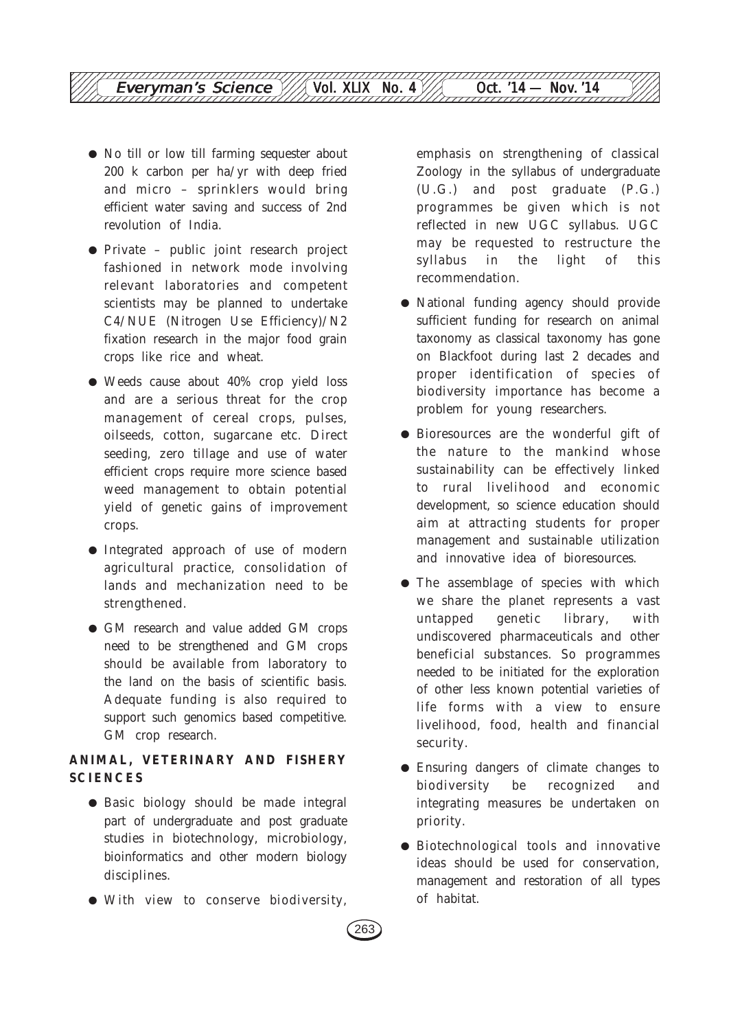- No till or low till farming sequester about 200 k carbon per ha/yr with deep fried and micro – sprinklers would bring efficient water saving and success of 2nd revolution of India.

- Private – public joint research project fashioned in network mode involving relevant laboratories and competent scientists may be planned to undertake C4/NUE (Nitrogen Use Efficiency)/N2 fixation research in the major food grain crops like rice and wheat.

- Weeds cause about 40% crop yield loss and are a serious threat for the crop management of cereal crops, pulses, oilseeds, cotton, sugarcane etc. Direct seeding, zero tillage and use of water efficient crops require more science based weed management to obtain potential yield of genetic gains of improvement crops.

- Integrated approach of use of modern agricultural practice, consolidation of lands and mechanization need to be strengthened.

- GM research and value added GM crops need to be strengthened and GM crops should be available from laboratory to the land on the basis of scientific basis. Adequate funding is also required to support such genomics based competitive. GM crop research.

**ANIMAL, VETERINARY AND FISHERY SCIENCES**

- Basic biology should be made integral part of undergraduate and post graduate studies in biotechnology, microbiology, bioinformatics and other modern biology disciplines.

- With view to conserve biodiversity, emphasis on strengthening of classical Zoology in the syllabus of undergraduate (U.G.) and post graduate (P.G.) programmes be given which is not reflected in new UGC syllabus. UGC may be requested to restructure the syllabus in the light of this recommendation.

- National funding agency should provide sufficient funding for research on animal taxonomy as classical taxonomy has gone on Blackfoot during last 2 decades and proper identification of species of biodiversity importance has become a problem for young researchers.

- Bioresources are the wonderful gift of the nature to the mankind whose sustainability can be effectively linked to rural livelihood and economic development, so science education should aim at attracting students for proper management and sustainable utilization and innovative idea of bioresources.

- The assemblage of species with which we share the planet represents a vast untapped genetic library, with undiscovered pharmaceuticals and other beneficial substances. So programmes needed to be initiated for the exploration of other less known potential varieties of life forms with a view to ensure livelihood, food, health and financial security.

- Ensuring dangers of climate changes to biodiversity be recognized and integrating measures be undertaken on priority.

- Biotechnological tools and innovative ideas should be used for conservation, management and restoration of all types of habitat.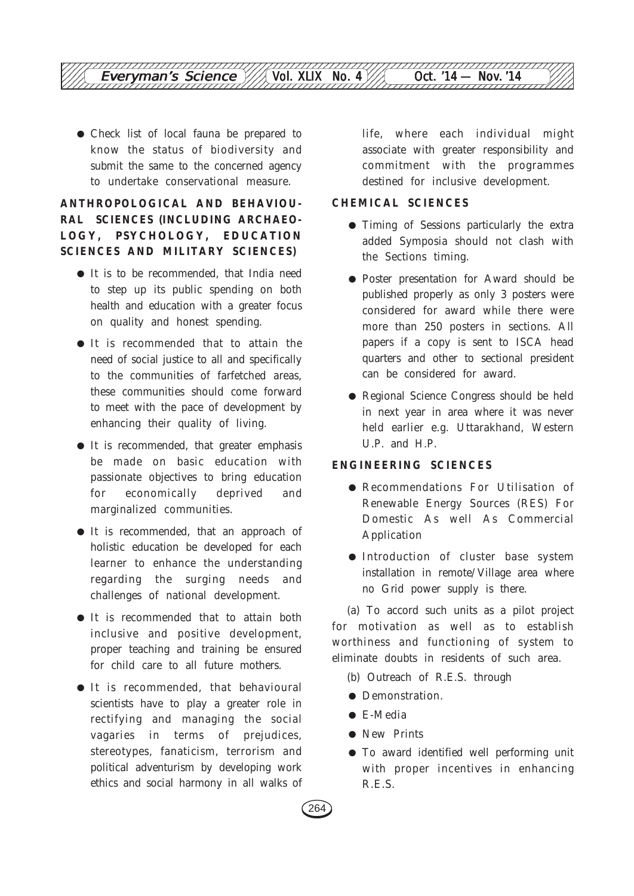- Check list of local fauna be prepared to know the status of biodiversity and submit the same to the concerned agency to undertake conservational measure.

## ANTHROPOLOGICAL AND BEHAVIOURAL SCIENCES (INCLUDING ARCHAEOLOGY, PSYCHOLOGY, EDUCATION SCIENCES AND MILITARY SCIENCES)

- It is to be recommended, that India need to step up its public spending on both health and education with a greater focus on quality and honest spending.
- It is recommended that to attain the need of social justice to all and specifically to the communities of farfetched areas, these communities should come forward to meet with the pace of development by enhancing their quality of living.
- It is recommended, that greater emphasis be made on basic education with passionate objectives to bring education for economically deprived and marginalized communities.
- It is recommended, that an approach of holistic education be developed for each learner to enhance the understanding regarding the surging needs and challenges of national development.
- It is recommended that to attain both inclusive and positive development, proper teaching and training be ensured for child care to all future mothers.
- It is recommended, that behavioural scientists have to play a greater role in rectifying and managing the social vagaries in terms of prejudices, stereotypes, fanaticism, terrorism and political adventurism by developing work ethics and social harmony in all walks of life, where each individual might associate with greater responsibility and commitment with the programmes destined for inclusive development.

## CHEMICAL SCIENCES

- Timing of Sessions particularly the extra added Symposia should not clash with the Sections timing.
- Poster presentation for Award should be published properly as only 3 posters were considered for award while there were more than 250 posters in sections. All papers if a copy is sent to ISCA head quarters and other to sectional president can be considered for award.
- Regional Science Congress should be held in next year in area where it was never held earlier e.g. Uttarakhand, Western U.P. and H.P.

## ENGINEERING SCIENCES

- Recommendations For Utilisation of Renewable Energy Sources (RES) For Domestic As well As Commercial Application
- Introduction of cluster base system installation in remote/Village area where no Grid power supply is there.

(a) To accord such units as a pilot project for motivation as well as to establish worthiness and functioning of system to eliminate doubts in residents of such area.

(b) Outreach of R.E.S. through

- Demonstration.
- E-Media
- New Prints
- To award identified well performing unit with proper incentives in enhancing R.E.S.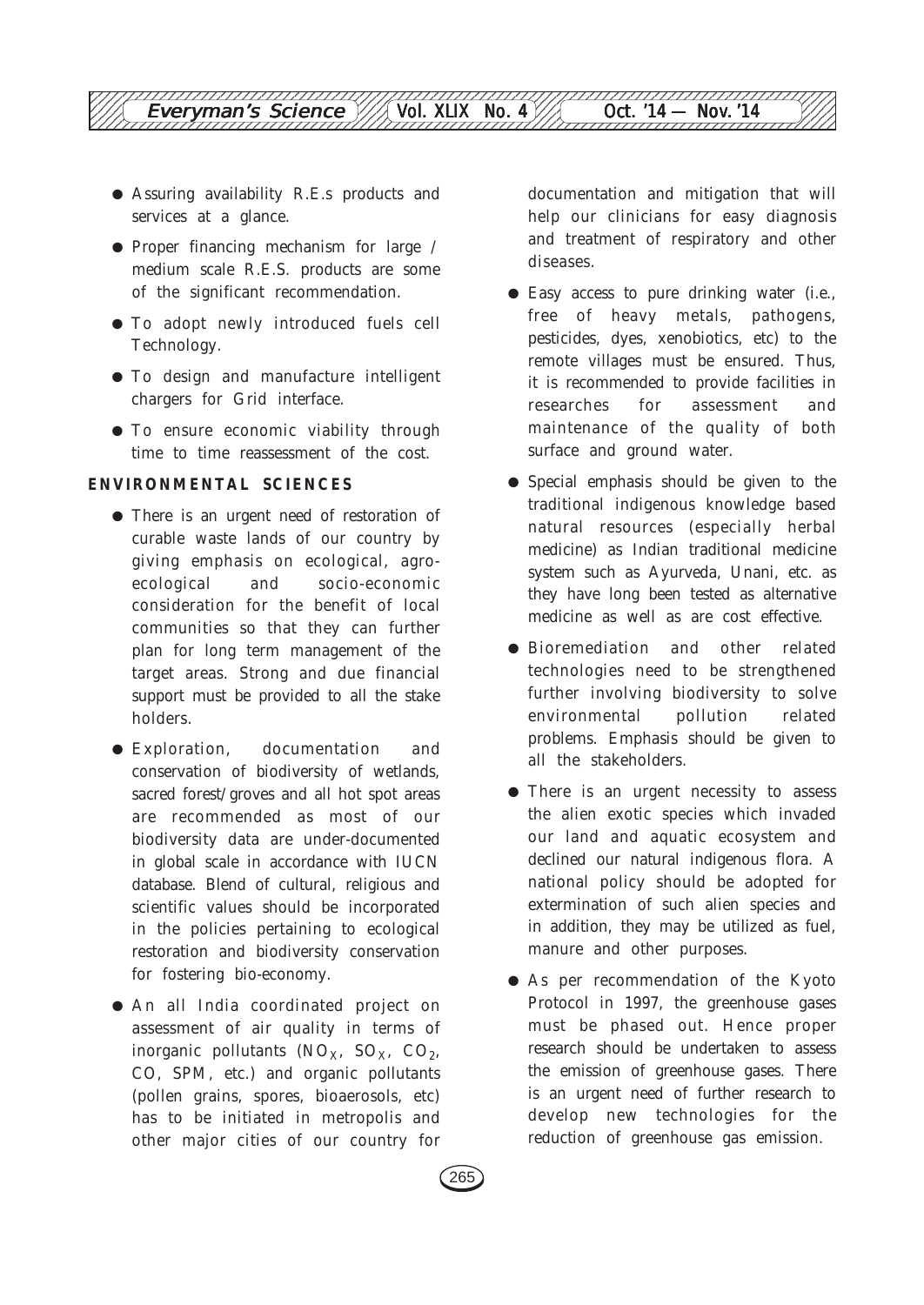- Assuring availability R.E.s products and services at a glance.
- Proper financing mechanism for large / medium scale R.E.S. products are some of the significant recommendation.
- To adopt newly introduced fuels cell Technology.
- To design and manufacture intelligent chargers for Grid interface.
- To ensure economic viability through time to time reassessment of the cost.

**ENVIRONMENTAL SCIENCES**

- There is an urgent need of restoration of curable waste lands of our country by giving emphasis on ecological, agro-ecological and socio-economic consideration for the benefit of local communities so that they can further plan for long term management of the target areas. Strong and due financial support must be provided to all the stake holders.
- Exploration, documentation and conservation of biodiversity of wetlands, sacred forest/groves and all hot spot areas are recommended as most of our biodiversity data are under-documented in global scale in accordance with IUCN database. Blend of cultural, religious and scientific values should be incorporated in the policies pertaining to ecological restoration and biodiversity conservation for fostering bio-economy.
- An all India coordinated project on assessment of air quality in terms of inorganic pollutants ($NO_X$, $SO_X$, $CO_2$, CO, SPM, etc.) and organic pollutants (pollen grains, spores, bioaerosols, etc) has to be initiated in metropolis and other major cities of our country for documentation and mitigation that will help our clinicians for easy diagnosis and treatment of respiratory and other diseases.
- Easy access to pure drinking water (i.e., free of heavy metals, pathogens, pesticides, dyes, xenobiotics, etc) to the remote villages must be ensured. Thus, it is recommended to provide facilities in researches for assessment and maintenance of the quality of both surface and ground water.
- Special emphasis should be given to the traditional indigenous knowledge based natural resources (especially herbal medicine) as Indian traditional medicine system such as Ayurveda, Unani, etc. as they have long been tested as alternative medicine as well as are cost effective.
- Bioremediation and other related technologies need to be strengthened further involving biodiversity to solve environmental pollution related problems. Emphasis should be given to all the stakeholders.
- There is an urgent necessity to assess the alien exotic species which invaded our land and aquatic ecosystem and declined our natural indigenous flora. A national policy should be adopted for extermination of such alien species and in addition, they may be utilized as fuel, manure and other purposes.
- As per recommendation of the Kyoto Protocol in 1997, the greenhouse gases must be phased out. Hence proper research should be undertaken to assess the emission of greenhouse gases. There is an urgent need of further research to develop new technologies for the reduction of greenhouse gas emission.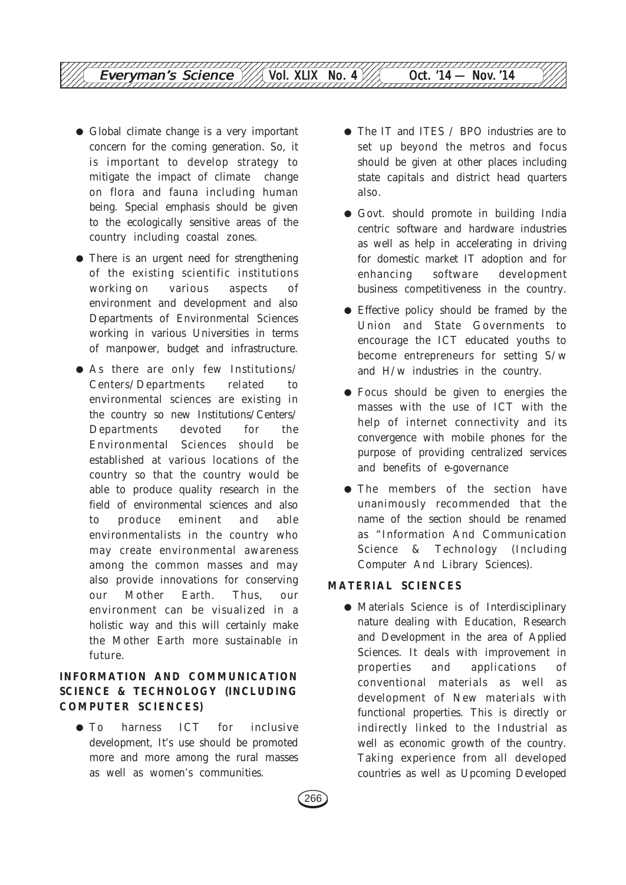- Global climate change is a very important concern for the coming generation. So, it is important to develop strategy to mitigate the impact of climate change on flora and fauna including human being. Special emphasis should be given to the ecologically sensitive areas of the country including coastal zones.
- There is an urgent need for strengthening of the existing scientific institutions working on various aspects of environment and development and also Departments of Environmental Sciences working in various Universities in terms of manpower, budget and infrastructure.
- As there are only few Institutions/Centers/Departments related to environmental sciences are existing in the country so new Institutions/Centers/Departments devoted for the Environmental Sciences should be established at various locations of the country so that the country would be able to produce quality research in the field of environmental sciences and also to produce eminent and able environmentalists in the country who may create environmental awareness among the common masses and may also provide innovations for conserving our Mother Earth. Thus, our environment can be visualized in a holistic way and this will certainly make the Mother Earth more sustainable in future.

### INFORMATION AND COMMUNICATION SCIENCE & TECHNOLOGY (INCLUDING COMPUTER SCIENCES)

- To harness ICT for inclusive development, It's use should be promoted more and more among the rural masses as well as women's communities.
- The IT and ITES / BPO industries are to set up beyond the metros and focus should be given at other places including state capitals and district head quarters also.
- Govt. should promote in building India centric software and hardware industries as well as help in accelerating in driving for domestic market IT adoption and for enhancing software development business competitiveness in the country.
- Effective policy should be framed by the Union and State Governments to encourage the ICT educated youths to become entrepreneurs for setting S/w and H/w industries in the country.
- Focus should be given to energies the masses with the use of ICT with the help of internet connectivity and its convergence with mobile phones for the purpose of providing centralized services and benefits of e-governance
- The members of the section have unanimously recommended that the name of the section should be renamed as "Information And Communication Science & Technology (Including Computer And Library Sciences).

### MATERIAL SCIENCES

- Materials Science is of Interdisciplinary nature dealing with Education, Research and Development in the area of Applied Sciences. It deals with improvement in properties and applications of conventional materials as well as development of New materials with functional properties. This is directly or indirectly linked to the Industrial as well as economic growth of the country. Taking experience from all developed countries as well as Upcoming Developed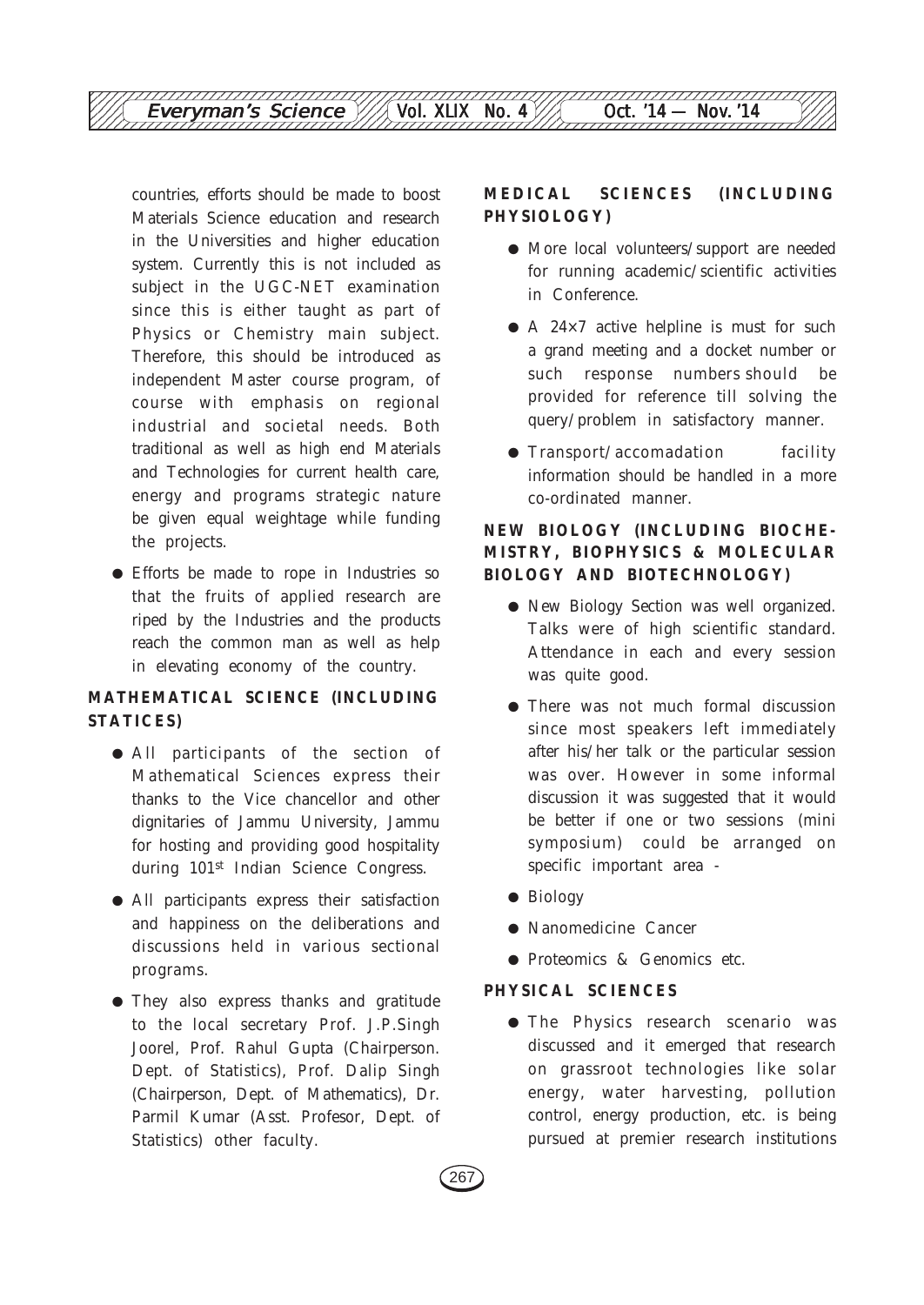countries, efforts should be made to boost Materials Science education and research in the Universities and higher education system. Currently this is not included as subject in the UGC-NET examination since this is either taught as part of Physics or Chemistry main subject. Therefore, this should be introduced as independent Master course program, of course with emphasis on regional industrial and societal needs. Both traditional as well as high end Materials and Technologies for current health care, energy and programs strategic nature be given equal weightage while funding the projects.

- Efforts be made to rope in Industries so that the fruits of applied research are riped by the Industries and the products reach the common man as well as help in elevating economy of the country.

**MATHEMATICAL SCIENCE (INCLUDING STATICES)**

- All participants of the section of Mathematical Sciences express their thanks to the Vice chancellor and other dignitaries of Jammu University, Jammu for hosting and providing good hospitality during 101st Indian Science Congress.
- All participants express their satisfaction and happiness on the deliberations and discussions held in various sectional programs.
- They also express thanks and gratitude to the local secretary Prof. J.P.Singh Joorel, Prof. Rahul Gupta (Chairperson. Dept. of Statistics), Prof. Dalip Singh (Chairperson, Dept. of Mathematics), Dr. Parmil Kumar (Asst. Profesor, Dept. of Statistics) other faculty.

**MEDICAL SCIENCES (INCLUDING PHYSIOLOGY)**

- More local volunteers/support are needed for running academic/scientific activities in Conference.
- A 24×7 active helpline is must for such a grand meeting and a docket number or such response numbers should be provided for reference till solving the query/problem in satisfactory manner.
- Transport/accomadation facility information should be handled in a more co-ordinated manner.

**NEW BIOLOGY (INCLUDING BIOCHEMISTRY, BIOPHYSICS & MOLECULAR BIOLOGY AND BIOTECHNOLOGY)**

- New Biology Section was well organized. Talks were of high scientific standard. Attendance in each and every session was quite good.
- There was not much formal discussion since most speakers left immediately after his/her talk or the particular session was over. However in some informal discussion it was suggested that it would be better if one or two sessions (mini symposium) could be arranged on specific important area -
- Biology
- Nanomedicine Cancer
- Proteomics & Genomics etc.

**PHYSICAL SCIENCES**

- The Physics research scenario was discussed and it emerged that research on grassroot technologies like solar energy, water harvesting, pollution control, energy production, etc. is being pursued at premier research institutions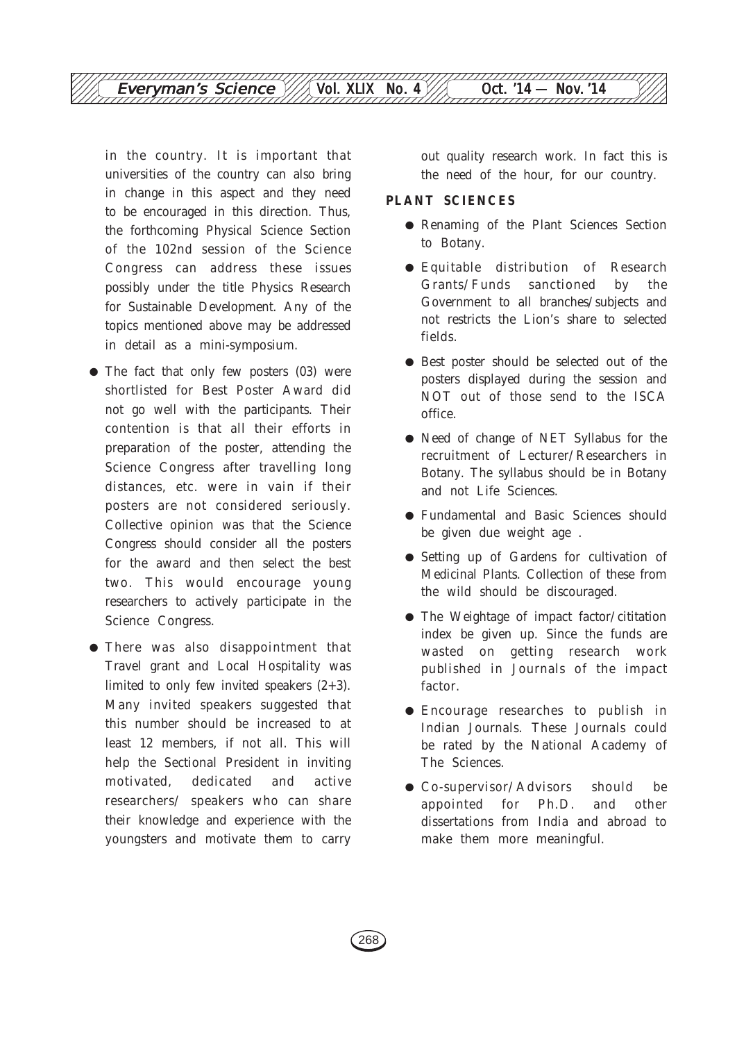in the country. It is important that universities of the country can also bring in change in this aspect and they need to be encouraged in this direction. Thus, the forthcoming Physical Science Section of the 102nd session of the Science Congress can address these issues possibly under the title Physics Research for Sustainable Development. Any of the topics mentioned above may be addressed in detail as a mini-symposium.

- The fact that only few posters (03) were shortlisted for Best Poster Award did not go well with the participants. Their contention is that all their efforts in preparation of the poster, attending the Science Congress after travelling long distances, etc. were in vain if their posters are not considered seriously. Collective opinion was that the Science Congress should consider all the posters for the award and then select the best two. This would encourage young researchers to actively participate in the Science Congress.
- There was also disappointment that Travel grant and Local Hospitality was limited to only few invited speakers (2+3). Many invited speakers suggested that this number should be increased to at least 12 members, if not all. This will help the Sectional President in inviting motivated, dedicated and active researchers/ speakers who can share their knowledge and experience with the youngsters and motivate them to carry out quality research work. In fact this is the need of the hour, for our country.

**PLANT SCIENCES**

- Renaming of the Plant Sciences Section to Botany.
- Equitable distribution of Research Grants/Funds sanctioned by the Government to all branches/subjects and not restricts the Lion's share to selected fields.
- Best poster should be selected out of the posters displayed during the session and NOT out of those send to the ISCA office.
- Need of change of NET Syllabus for the recruitment of Lecturer/Researchers in Botany. The syllabus should be in Botany and not Life Sciences.
- Fundamental and Basic Sciences should be given due weight age .
- Setting up of Gardens for cultivation of Medicinal Plants. Collection of these from the wild should be discouraged.
- The Weightage of impact factor/cititation index be given up. Since the funds are wasted on getting research work published in Journals of the impact factor.
- Encourage researches to publish in Indian Journals. These Journals could be rated by the National Academy of The Sciences.
- Co-supervisor/Advisors should be appointed for Ph.D. and other dissertations from India and abroad to make them more meaningful.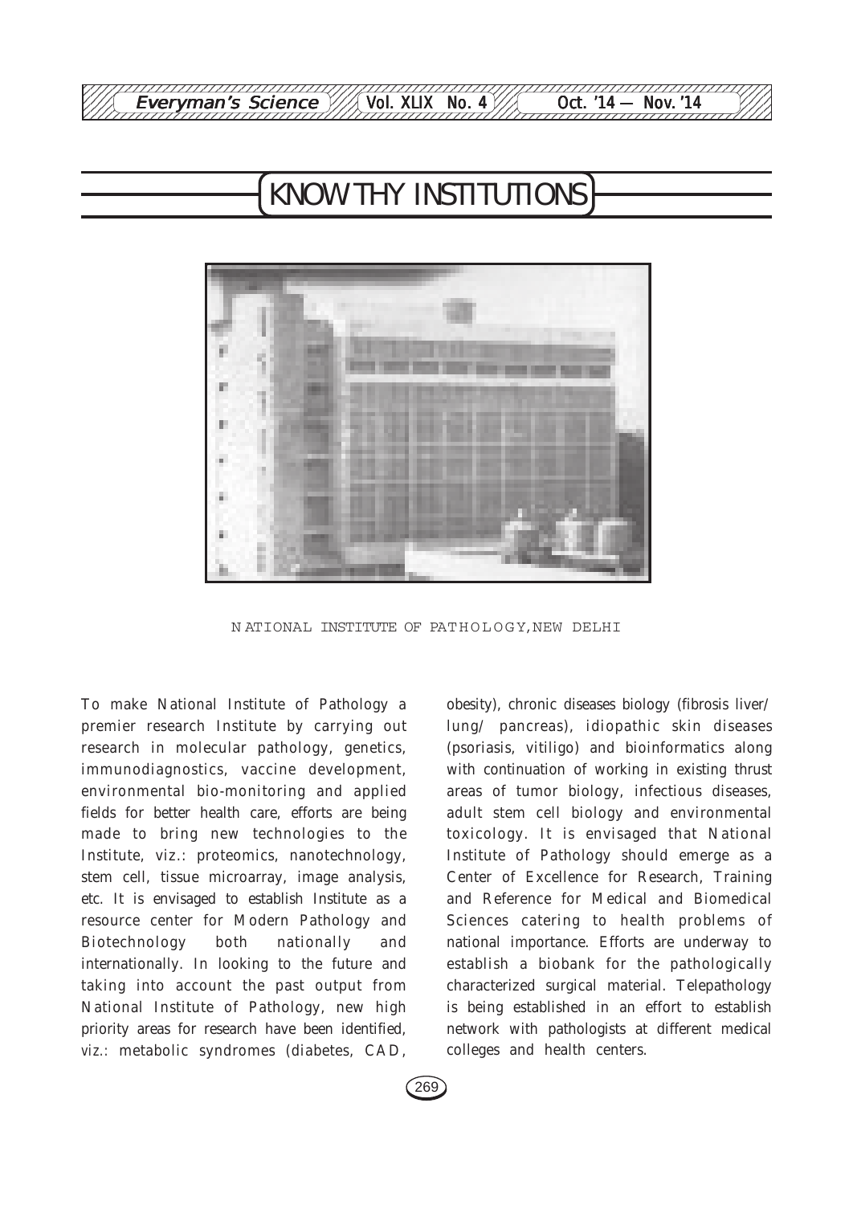# KNOW THY INSTITUTIONS

NATIONAL INSTITUTE OF PATHOLOGY,NEW DELHI

To make National Institute of Pathology a premier research Institute by carrying out research in molecular pathology, genetics, immunodiagnostics, vaccine development, environmental bio-monitoring and applied fields for better health care, efforts are being made to bring new technologies to the Institute, viz.: proteomics, nanotechnology, stem cell, tissue microarray, image analysis, etc. It is envisaged to establish Institute as a resource center for Modern Pathology and Biotechnology both nationally and internationally. In looking to the future and taking into account the past output from National Institute of Pathology, new high priority areas for research have been identified, viz.: metabolic syndromes (diabetes, CAD, obesity), chronic diseases biology (fibrosis liver/ lung/ pancreas), idiopathic skin diseases (psoriasis, vitiligo) and bioinformatics along with continuation of working in existing thrust areas of tumor biology, infectious diseases, adult stem cell biology and environmental toxicology. It is envisaged that National Institute of Pathology should emerge as a Center of Excellence for Research, Training and Reference for Medical and Biomedical Sciences catering to health problems of national importance. Efforts are underway to establish a biobank for the pathologically characterized surgical material. Telepathology is being established in an effort to establish network with pathologists at different medical colleges and health centers.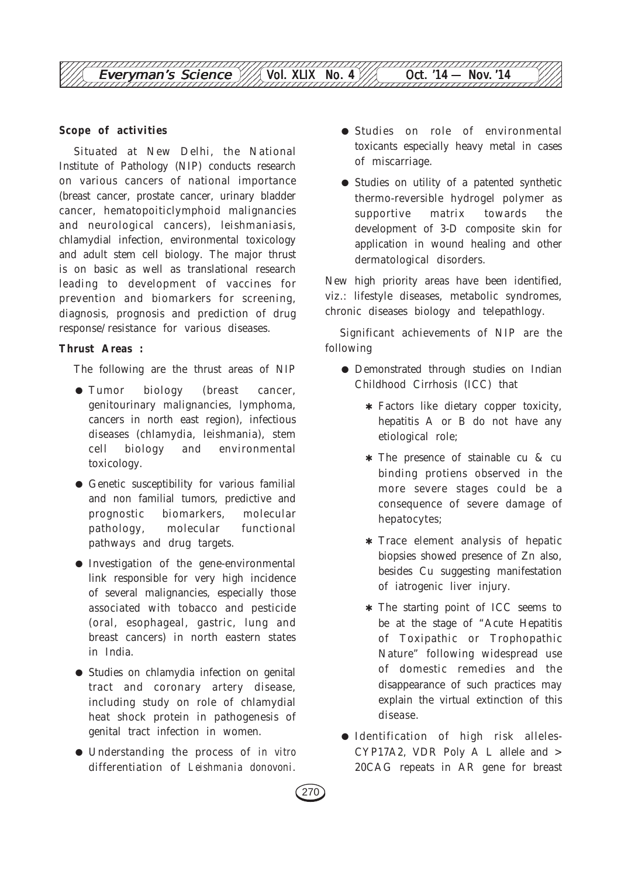**Scope of activities**

Situated at New Delhi, the National Institute of Pathology (NIP) conducts research on various cancers of national importance (breast cancer, prostate cancer, urinary bladder cancer, hematopoiticlymphoid malignancies and neurological cancers), leishmaniasis, chlamydial infection, environmental toxicology and adult stem cell biology. The major thrust is on basic as well as translational research leading to development of vaccines for prevention and biomarkers for screening, diagnosis, prognosis and prediction of drug response/resistance for various diseases.

**Thrust Areas :**

The following are the thrust areas of NIP

- Tumor biology (breast cancer, genitourinary malignancies, lymphoma, cancers in north east region), infectious diseases (chlamydia, leishmania), stem cell biology and environmental toxicology.
- Genetic susceptibility for various familial and non familial tumors, predictive and prognostic biomarkers, molecular pathology, molecular functional pathways and drug targets.
- Investigation of the gene-environmental link responsible for very high incidence of several malignancies, especially those associated with tobacco and pesticide (oral, esophageal, gastric, lung and breast cancers) in north eastern states in India.
- Studies on chlamydia infection on genital tract and coronary artery disease, including study on role of chlamydial heat shock protein in pathogenesis of genital tract infection in women.
- Understanding the process of *in vitro* differentiation of *Leishmania donovoni*.
- Studies on role of environmental toxicants especially heavy metal in cases of miscarriage.
- Studies on utility of a patented synthetic thermo-reversible hydrogel polymer as supportive matrix towards the development of 3-D composite skin for application in wound healing and other dermatological disorders.

New high priority areas have been identified, viz.: lifestyle diseases, metabolic syndromes, chronic diseases biology and telepathlogy.

Significant achievements of NIP are the following

- Demonstrated through studies on Indian Childhood Cirrhosis (ICC) that
  - Factors like dietary copper toxicity, hepatitis A or B do not have any etiological role;
  - The presence of stainable cu & cu binding protiens observed in the more severe stages could be a consequence of severe damage of hepatocytes;
  - Trace element analysis of hepatic biopsies showed presence of Zn also, besides Cu suggesting manifestation of iatrogenic liver injury.
  - The starting point of ICC seems to be at the stage of "Acute Hepatitis of Toxipathic or Trophopathic Nature" following widespread use of domestic remedies and the disappearance of such practices may explain the virtual extinction of this disease.
- Identification of high risk alleles- CYP17A2, VDR Poly A L allele and > 20CAG repeats in AR gene for breast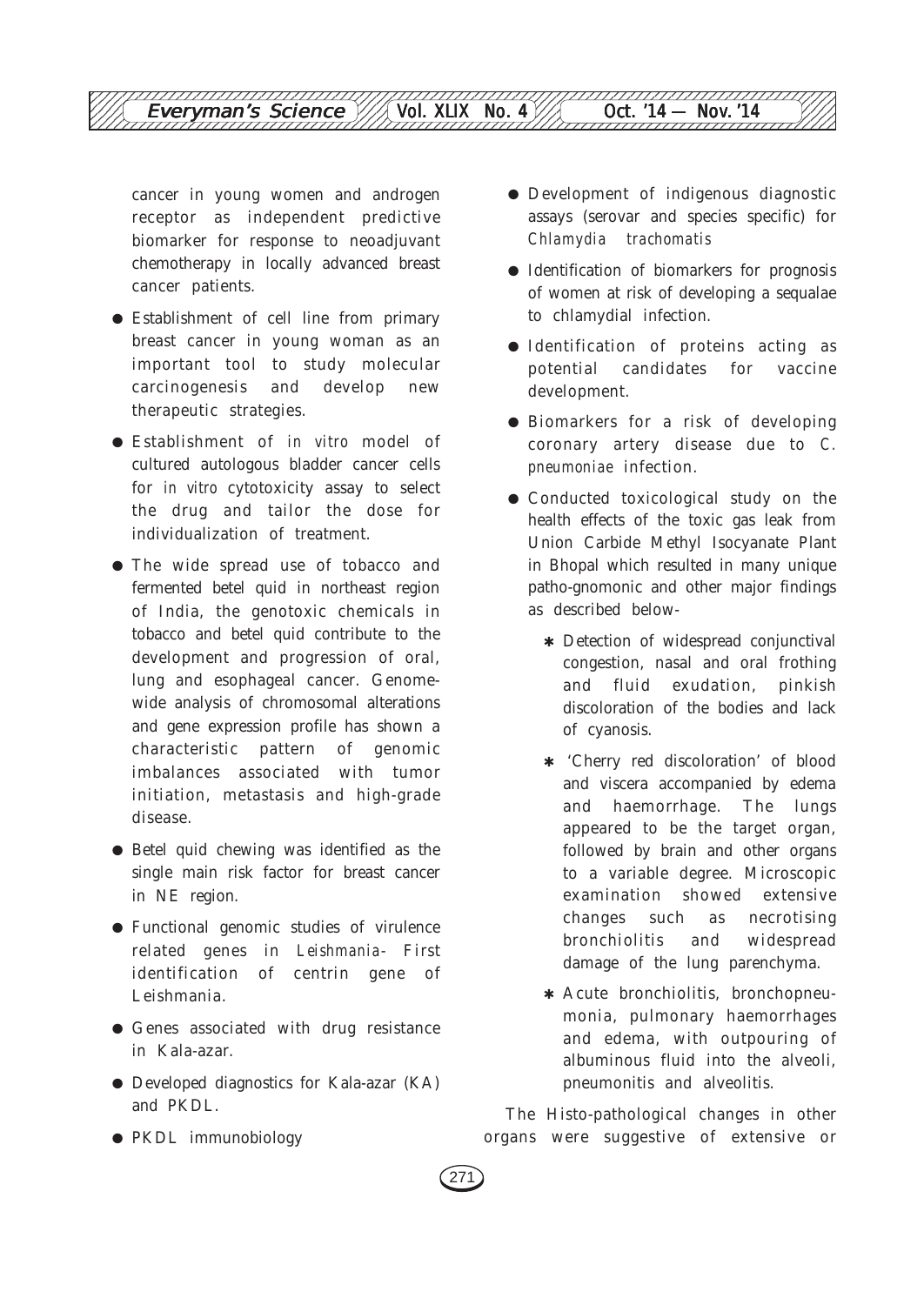cancer in young women and androgen receptor as independent predictive biomarker for response to neoadjuvant chemotherapy in locally advanced breast cancer patients.

- Establishment of cell line from primary breast cancer in young woman as an important tool to study molecular carcinogenesis and develop new therapeutic strategies.
- Establishment of *in vitro* model of cultured autologous bladder cancer cells for *in vitro* cytotoxicity assay to select the drug and tailor the dose for individualization of treatment.
- The wide spread use of tobacco and fermented betel quid in northeast region of India, the genotoxic chemicals in tobacco and betel quid contribute to the development and progression of oral, lung and esophageal cancer. Genome-wide analysis of chromosomal alterations and gene expression profile has shown a characteristic pattern of genomic imbalances associated with tumor initiation, metastasis and high-grade disease.
- Betel quid chewing was identified as the single main risk factor for breast cancer in NE region.
- Functional genomic studies of virulence related genes in *Leishmania*- First identification of centrin gene of Leishmania.
- Genes associated with drug resistance in Kala-azar.
- Developed diagnostics for Kala-azar (KA) and PKDL.
- PKDL immunobiology
- Development of indigenous diagnostic assays (serovar and species specific) for *Chlamydia trachomatis*
- Identification of biomarkers for prognosis of women at risk of developing a sequalae to chlamydial infection.
- Identification of proteins acting as potential candidates for vaccine development.
- Biomarkers for a risk of developing coronary artery disease due to *C. pneumoniae* infection.
- Conducted toxicological study on the health effects of the toxic gas leak from Union Carbide Methyl Isocyanate Plant in Bhopal which resulted in many unique patho-gnomonic and other major findings as described below-
  - Detection of widespread conjunctival congestion, nasal and oral frothing and fluid exudation, pinkish discoloration of the bodies and lack of cyanosis.
  - 'Cherry red discoloration' of blood and viscera accompanied by edema and haemorrhage. The lungs appeared to be the target organ, followed by brain and other organs to a variable degree. Microscopic examination showed extensive changes such as necrotising bronchiolitis and widespread damage of the lung parenchyma.
  - Acute bronchiolitis, bronchopneumonia, pulmonary haemorrhages and edema, with outpouring of albuminous fluid into the alveoli, pneumonitis and alveolitis.

The Histo-pathological changes in other organs were suggestive of extensive or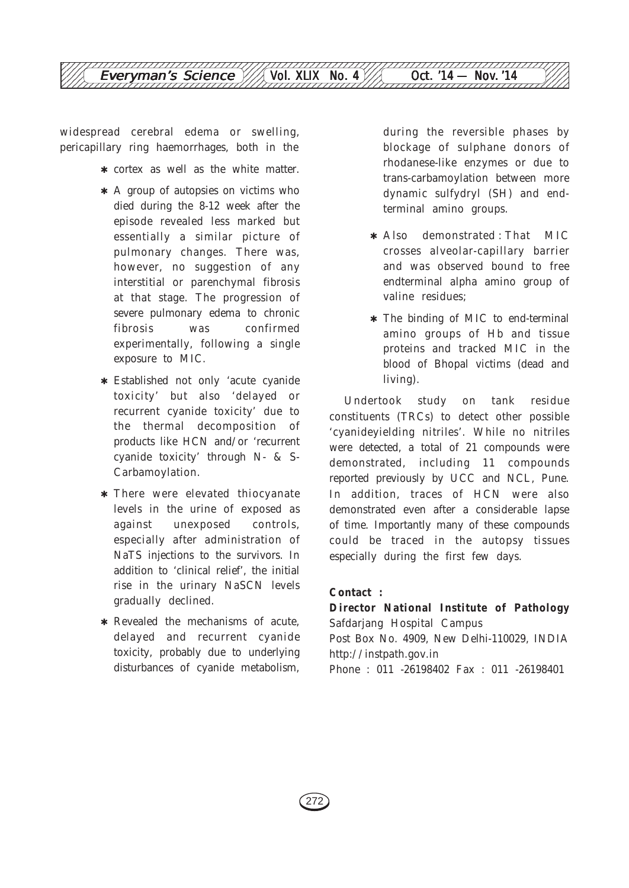widespread cerebral edema or swelling, pericapillary ring haemorrhages, both in the

* cortex as well as the white matter.
* A group of autopsies on victims who died during the 8-12 week after the episode revealed less marked but essentially a similar picture of pulmonary changes. There was, however, no suggestion of any interstitial or parenchymal fibrosis at that stage. The progression of severe pulmonary edema to chronic fibrosis was confirmed experimentally, following a single exposure to MIC.
* Established not only 'acute cyanide toxicity' but also 'delayed or recurrent cyanide toxicity' due to the thermal decomposition of products like HCN and/or 'recurrent cyanide toxicity' through N- & S-Carbamoylation.
* There were elevated thiocyanate levels in the urine of exposed as against unexposed controls, especially after administration of NaTS injections to the survivors. In addition to 'clinical relief', the initial rise in the urinary NaSCN levels gradually declined.
* Revealed the mechanisms of acute, delayed and recurrent cyanide toxicity, probably due to underlying disturbances of cyanide metabolism, during the reversible phases by blockage of sulphane donors of rhodanese-like enzymes or due to trans-carbamoylation between more dynamic sulfydryl (SH) and end-terminal amino groups.
* Also demonstrated : That MIC crosses alveolar-capillary barrier and was observed bound to free endterminal alpha amino group of valine residues;
* The binding of MIC to end-terminal amino groups of Hb and tissue proteins and tracked MIC in the blood of Bhopal victims (dead and living).

Undertook study on tank residue constituents (TRCs) to detect other possible 'cyanideyielding nitriles'. While no nitriles were detected, a total of 21 compounds were demonstrated, including 11 compounds reported previously by UCC and NCL, Pune. In addition, traces of HCN were also demonstrated even after a considerable lapse of time. Importantly many of these compounds could be traced in the autopsy tissues especially during the first few days.

**Contact :**

**Director National Institute of Pathology**
Safdarjang Hospital Campus
Post Box No. 4909, New Delhi-110029, INDIA
http://instpath.gov.in
Phone : 011 -26198402 Fax : 011 -26198401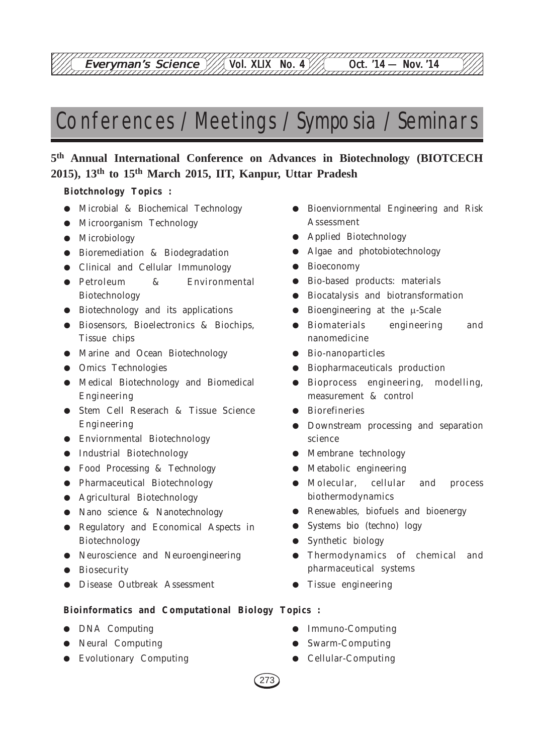# Conferences / Meetings / Symposia / Seminars

## 5th Annual International Conference on Advances in Biotechnology (BIOTCECH 2015), 13th to 15th March 2015, IIT, Kanpur, Uttar Pradesh

**Biotchnology Topics :**

- Microbial & Biochemical Technology
- Microorganism Technology
- Microbiology
- Bioremediation & Biodegradation
- Clinical and Cellular Immunology
- Petroleum & Environmental Biotechnology
- Biotechnology and its applications
- Biosensors, Bioelectronics & Biochips, Tissue chips
- Marine and Ocean Biotechnology
- Omics Technologies
- Medical Biotechnology and Biomedical Engineering
- Stem Cell Reserach & Tissue Science Engineering
- Enviornmental Biotechnology
- Industrial Biotechnology
- Food Processing & Technology
- Pharmaceutical Biotechnology
- Agricultural Biotechnology
- Nano science & Nanotechnology
- Regulatory and Economical Aspects in Biotechnology
- Neuroscience and Neuroengineering
- Biosecurity
- Disease Outbreak Assessment
- Bioenviornmental Engineering and Risk Assessment
- Applied Biotechnology
- Algae and photobiotechnology
- Bioeconomy
- Bio-based products: materials
- Biocatalysis and biotransformation
- Bioengineering at the $\mu$-Scale
- Biomaterials engineering and nanomedicine
- Bio-nanoparticles
- Biopharmaceuticals production
- Bioprocess engineering, modelling, measurement & control
- Biorefineries
- Downstream processing and separation science
- Membrane technology
- Metabolic engineering
- Molecular, cellular and process biothermodynamics
- Renewables, biofuels and bioenergy
- Systems bio (techno) logy
- Synthetic biology
- Thermodynamics of chemical and pharmaceutical systems
- Tissue engineering

**Bioinformatics and Computational Biology Topics :**

- DNA Computing
- Neural Computing
- Evolutionary Computing
- Immuno-Computing
- Swarm-Computing
- Cellular-Computing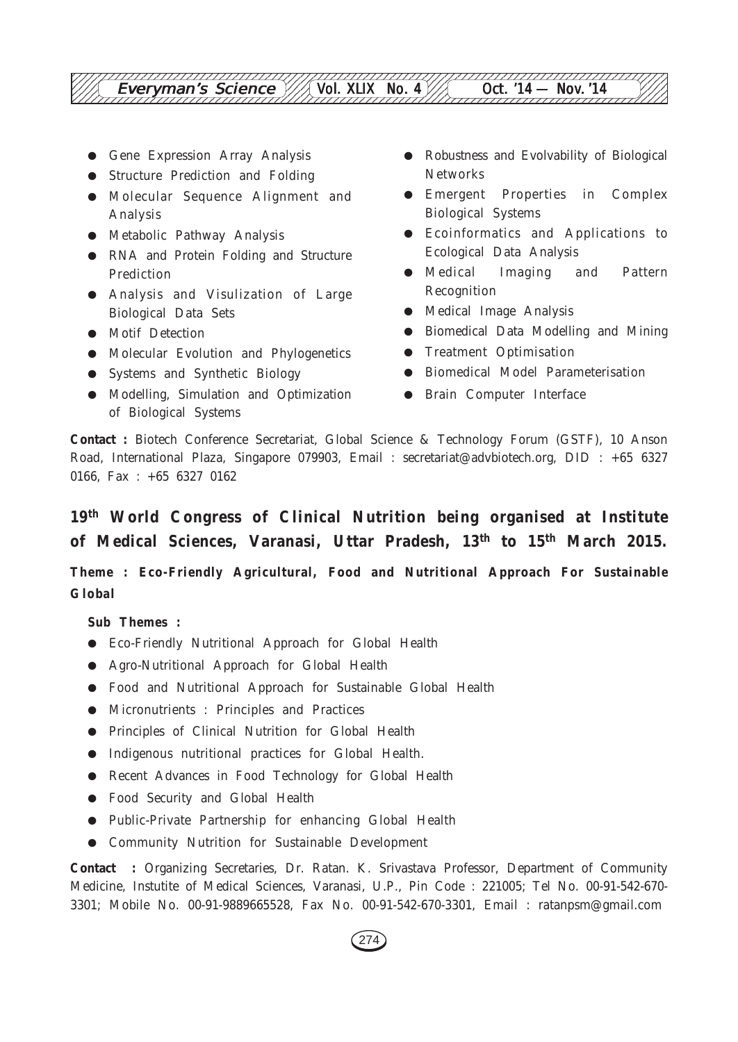- Gene Expression Array Analysis
- Structure Prediction and Folding
- Molecular Sequence Alignment and Analysis
- Metabolic Pathway Analysis
- RNA and Protein Folding and Structure Prediction
- Analysis and Visulization of Large Biological Data Sets
- Motif Detection
- Molecular Evolution and Phylogenetics
- Systems and Synthetic Biology
- Modelling, Simulation and Optimization of Biological Systems
- Robustness and Evolvability of Biological Networks
- Emergent Properties in Complex Biological Systems
- Ecoinformatics and Applications to Ecological Data Analysis
- Medical Imaging and Pattern Recognition
- Medical Image Analysis
- Biomedical Data Modelling and Mining
- Treatment Optimisation
- Biomedical Model Parameterisation
- Brain Computer Interface

**Contact :** Biotech Conference Secretariat, Global Science & Technology Forum (GSTF), 10 Anson Road, International Plaza, Singapore 079903, Email : secretariat@advbiotech.org, DID : +65 6327 0166, Fax : +65 6327 0162

## 19th World Congress of Clinical Nutrition being organised at Institute of Medical Sciences, Varanasi, Uttar Pradesh, 13th to 15th March 2015.

**Theme : Eco-Friendly Agricultural, Food and Nutritional Approach For Sustainable Global**

**Sub Themes :**

- Eco-Friendly Nutritional Approach for Global Health
- Agro-Nutritional Approach for Global Health
- Food and Nutritional Approach for Sustainable Global Health
- Micronutrients : Principles and Practices
- Principles of Clinical Nutrition for Global Health
- Indigenous nutritional practices for Global Health.
- Recent Advances in Food Technology for Global Health
- Food Security and Global Health
- Public-Private Partnership for enhancing Global Health
- Community Nutrition for Sustainable Development

**Contact :** Organizing Secretaries, Dr. Ratan. K. Srivastava Professor, Department of Community Medicine, Instutite of Medical Sciences, Varanasi, U.P., Pin Code : 221005; Tel No. 00-91-542-670-3301; Mobile No. 00-91-9889665528, Fax No. 00-91-542-670-3301, Email : ratanpsm@gmail.com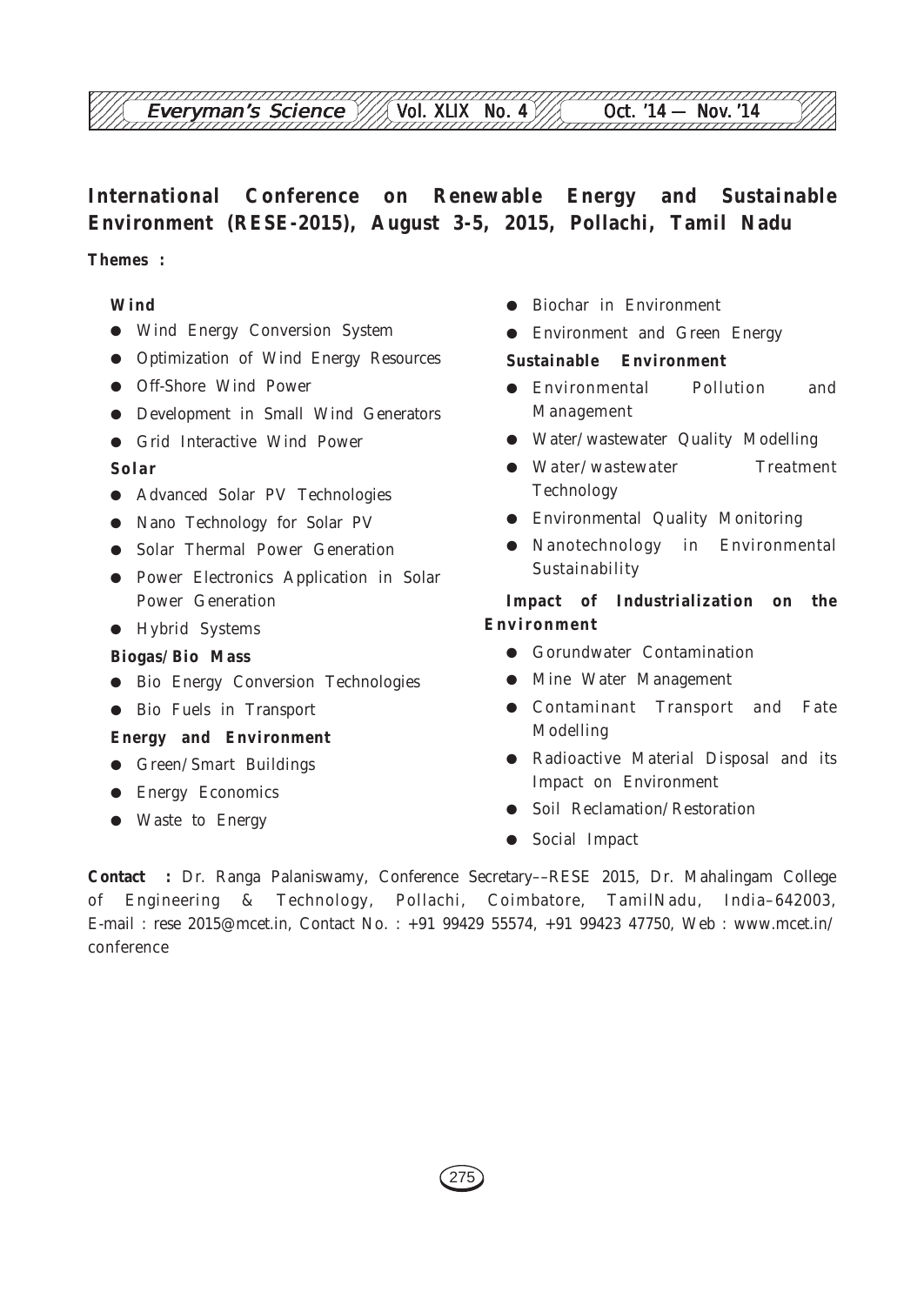## International Conference on Renewable Energy and Sustainable Environment (RESE-2015), August 3-5, 2015, Pollachi, Tamil Nadu

**Themes :**

**Wind**

- Wind Energy Conversion System
- Optimization of Wind Energy Resources
- Off-Shore Wind Power
- Development in Small Wind Generators
- Grid Interactive Wind Power

**Solar**

- Advanced Solar PV Technologies
- Nano Technology for Solar PV
- Solar Thermal Power Generation
- Power Electronics Application in Solar Power Generation
- Hybrid Systems

**Biogas/Bio Mass**

- Bio Energy Conversion Technologies
- Bio Fuels in Transport

**Energy and Environment**

- Green/Smart Buildings
- Energy Economics
- Waste to Energy
- Biochar in Environment
- Environment and Green Energy

**Sustainable Environment**

- Environmental Pollution and Management
- Water/wastewater Quality Modelling
- Water/wastewater Treatment Technology
- Environmental Quality Monitoring
- Nanotechnology in Environmental Sustainability

**Impact of Industrialization on the Environment**

- Gorundwater Contamination
- Mine Water Management
- Contaminant Transport and Fate Modelling
- Radioactive Material Disposal and its Impact on Environment
- Soil Reclamation/Restoration
- Social Impact

**Contact :** Dr. Ranga Palaniswamy, Conference Secretary––RESE 2015, Dr. Mahalingam College of Engineering & Technology, Pollachi, Coimbatore, TamilNadu, India–642003, E-mail : rese 2015@mcet.in, Contact No. : +91 99429 55574, +91 99423 47750, Web : www.mcet.in/conference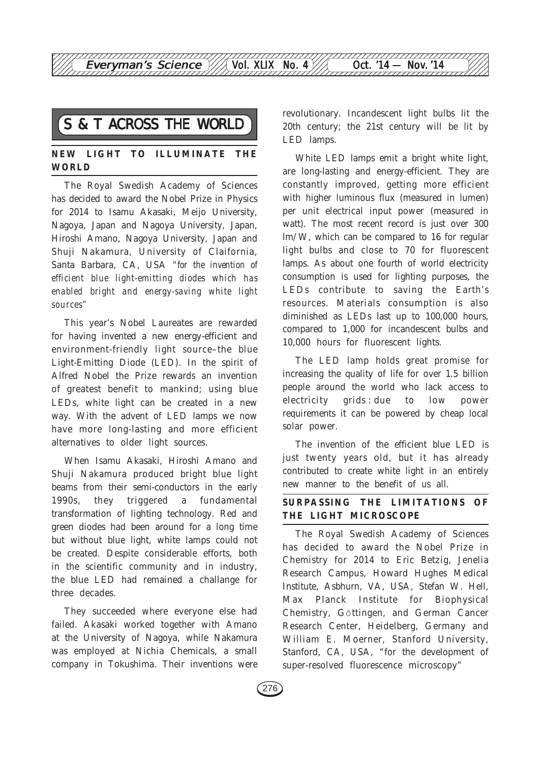# S & T ACROSS THE WORLD

## NEW LIGHT TO ILLUMINATE THE WORLD

The Royal Swedish Academy of Sciences has decided to award the Nobel Prize in Physics for 2014 to Isamu Akasaki, Meijo University, Nagoya, Japan and Nagoya University, Japan, Hiroshi Amano, Nagoya University, Japan and Shuji Nakamura, University of Claifornia, Santa Barbara, CA, USA *"for the invention of efficient blue light-emitting diodes which has enabled bright and energy-saving white light sources"*

This year's Nobel Laureates are rewarded for having invented a new energy-efficient and environment-friendly light source–the blue Light-Emitting Diode (LED). In the spirit of Alfred Nobel the Prize rewards an invention of greatest benefit to mankind; using blue LEDs, white light can be created in a new way. With the advent of LED lamps we now have more long-lasting and more efficient alternatives to older light sources.

When Isamu Akasaki, Hiroshi Amano and Shuji Nakamura produced bright blue light beams from their semi-conductors in the early 1990s, they triggered a fundamental transformation of lighting technology. Red and green diodes had been around for a long time but without blue light, white lamps could not be created. Despite considerable efforts, both in the scientific community and in industry, the blue LED had remained a challange for three decades.

They succeeded where everyone else had failed. Akasaki worked together with Amano at the University of Nagoya, while Nakamura was employed at Nichia Chemicals, a small company in Tokushima. Their inventions were revolutionary. Incandescent light bulbs lit the 20th century; the 21st century will be lit by LED lamps.

White LED lamps emit a bright white light, are long-lasting and energy-efficient. They are constantly improved, getting more efficient with higher luminous flux (measured in lumen) per unit electrical input power (measured in watt). The most recent record is just over 300 lm/W, which can be compared to 16 for regular light bulbs and close to 70 for fluorescent lamps. As about one fourth of world electricity consumption is used for lighting purposes, the LEDs contribute to saving the Earth's resources. Materials consumption is also diminished as LEDs last up to 100,000 hours, compared to 1,000 for incandescent bulbs and 10,000 hours for fluorescent lights.

The LED lamp holds great promise for increasing the quality of life for over 1.5 billion people around the world who lack access to electricity grids : due to low power requirements it can be powered by cheap local solar power.

The invention of the efficient blue LED is just twenty years old, but it has already contributed to create white light in an entirely new manner to the benefit of us all.

## SURPASSING THE LIMITATIONS OF THE LIGHT MICROSCOPE

The Royal Swedish Academy of Sciences has decided to award the Nobel Prize in Chemistry for 2014 to Eric Betzig, Jenelia Research Campus, Howard Hughes Medical Institute, Asbhurn, VA, USA, Stefan W. Hell, Max Planck Institute for Biophysical Chemistry, Göttingen, and German Cancer Research Center, Heidelberg, Germany and William E. Moerner, Stanford University, Stanford, CA, USA, "for the development of super-resolved fluorescence microscopy"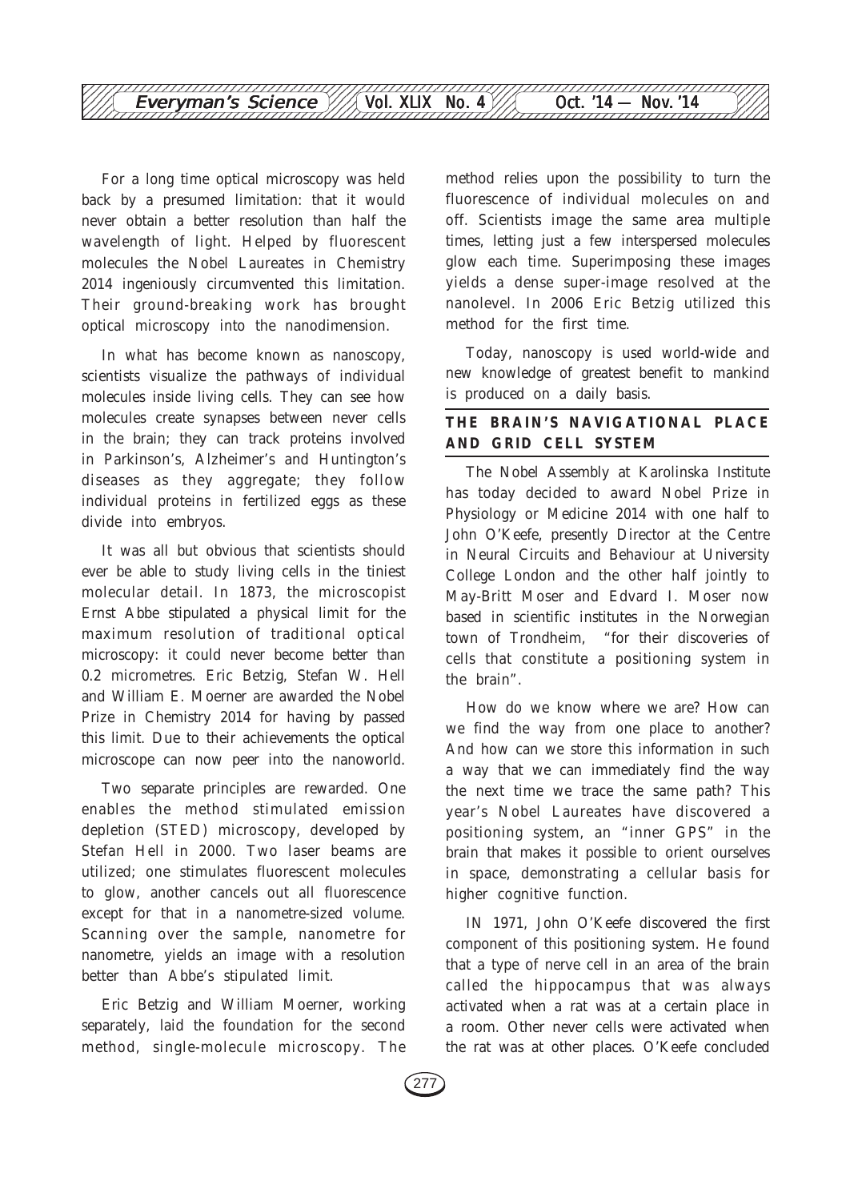For a long time optical microscopy was held back by a presumed limitation: that it would never obtain a better resolution than half the wavelength of light. Helped by fluorescent molecules the Nobel Laureates in Chemistry 2014 ingeniously circumvented this limitation. Their ground-breaking work has brought optical microscopy into the nanodimension.

In what has become known as nanoscopy, scientists visualize the pathways of individual molecules inside living cells. They can see how molecules create synapses between never cells in the brain; they can track proteins involved in Parkinson's, Alzheimer's and Huntington's diseases as they aggregate; they follow individual proteins in fertilized eggs as these divide into embryos.

It was all but obvious that scientists should ever be able to study living cells in the tiniest molecular detail. In 1873, the microscopist Ernst Abbe stipulated a physical limit for the maximum resolution of traditional optical microscopy: it could never become better than 0.2 micrometres. Eric Betzig, Stefan W. Hell and William E. Moerner are awarded the Nobel Prize in Chemistry 2014 for having by passed this limit. Due to their achievements the optical microscope can now peer into the nanoworld.

Two separate principles are rewarded. One enables the method stimulated emission depletion (STED) microscopy, developed by Stefan Hell in 2000. Two laser beams are utilized; one stimulates fluorescent molecules to glow, another cancels out all fluorescence except for that in a nanometre-sized volume. Scanning over the sample, nanometre for nanometre, yields an image with a resolution better than Abbe's stipulated limit.

Eric Betzig and William Moerner, working separately, laid the foundation for the second method, single-molecule microscopy. The method relies upon the possibility to turn the fluorescence of individual molecules on and off. Scientists image the same area multiple times, letting just a few interspersed molecules glow each time. Superimposing these images yields a dense super-image resolved at the nanolevel. In 2006 Eric Betzig utilized this method for the first time.

Today, nanoscopy is used world-wide and new knowledge of greatest benefit to mankind is produced on a daily basis.

## THE BRAIN'S NAVIGATIONAL PLACE AND GRID CELL SYSTEM

The Nobel Assembly at Karolinska Institute has today decided to award Nobel Prize in Physiology or Medicine 2014 with one half to John O'Keefe, presently Director at the Centre in Neural Circuits and Behaviour at University College London and the other half jointly to May-Britt Moser and Edvard I. Moser now based in scientific institutes in the Norwegian town of Trondheim, "for their discoveries of cells that constitute a positioning system in the brain".

How do we know where we are? How can we find the way from one place to another? And how can we store this information in such a way that we can immediately find the way the next time we trace the same path? This year's Nobel Laureates have discovered a positioning system, an "inner GPS" in the brain that makes it possible to orient ourselves in space, demonstrating a cellular basis for higher cognitive function.

IN 1971, John O'Keefe discovered the first component of this positioning system. He found that a type of nerve cell in an area of the brain called the hippocampus that was always activated when a rat was at a certain place in a room. Other never cells were activated when the rat was at other places. O'Keefe concluded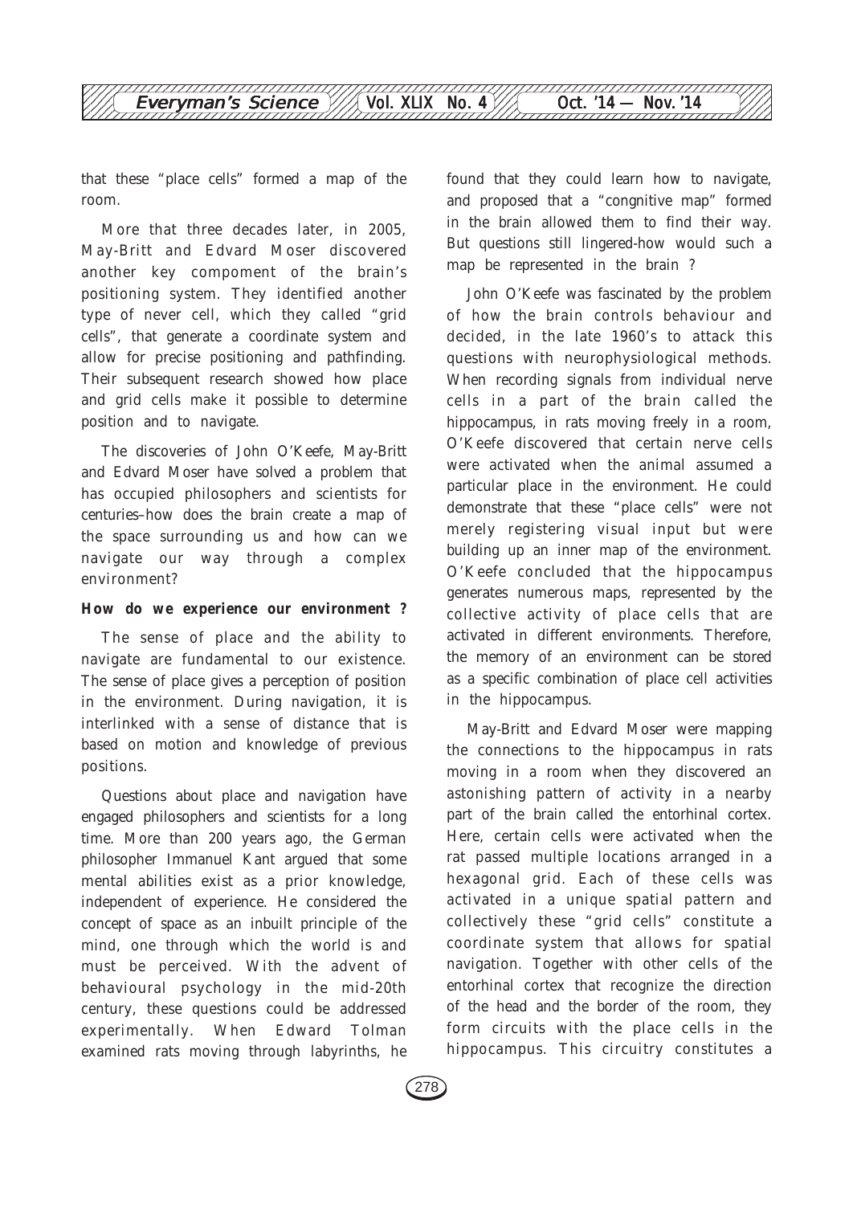that these "place cells" formed a map of the room.

More that three decades later, in 2005, May-Britt and Edvard Moser discovered another key compoment of the brain's positioning system. They identified another type of never cell, which they called "grid cells", that generate a coordinate system and allow for precise positioning and pathfinding. Their subsequent research showed how place and grid cells make it possible to determine position and to navigate.

The discoveries of John O'Keefe, May-Britt and Edvard Moser have solved a problem that has occupied philosophers and scientists for centuries–how does the brain create a map of the space surrounding us and how can we navigate our way through a complex environment?

**How do we experience our environment ?**

The sense of place and the ability to navigate are fundamental to our existence. The sense of place gives a perception of position in the environment. During navigation, it is interlinked with a sense of distance that is based on motion and knowledge of previous positions.

Questions about place and navigation have engaged philosophers and scientists for a long time. More than 200 years ago, the German philosopher Immanuel Kant argued that some mental abilities exist as a prior knowledge, independent of experience. He considered the concept of space as an inbuilt principle of the mind, one through which the world is and must be perceived. With the advent of behavioural psychology in the mid-20th century, these questions could be addressed experimentally. When Edward Tolman examined rats moving through labyrinths, he found that they could learn how to navigate, and proposed that a "congnitive map" formed in the brain allowed them to find their way. But questions still lingered-how would such a map be represented in the brain ?

John O'Keefe was fascinated by the problem of how the brain controls behaviour and decided, in the late 1960's to attack this questions with neurophysiological methods. When recording signals from individual nerve cells in a part of the brain called the hippocampus, in rats moving freely in a room, O'Keefe discovered that certain nerve cells were activated when the animal assumed a particular place in the environment. He could demonstrate that these "place cells" were not merely registering visual input but were building up an inner map of the environment. O'Keefe concluded that the hippocampus generates numerous maps, represented by the collective activity of place cells that are activated in different environments. Therefore, the memory of an environment can be stored as a specific combination of place cell activities in the hippocampus.

May-Britt and Edvard Moser were mapping the connections to the hippocampus in rats moving in a room when they discovered an astonishing pattern of activity in a nearby part of the brain called the entorhinal cortex. Here, certain cells were activated when the rat passed multiple locations arranged in a hexagonal grid. Each of these cells was activated in a unique spatial pattern and collectively these "grid cells" constitute a coordinate system that allows for spatial navigation. Together with other cells of the entorhinal cortex that recognize the direction of the head and the border of the room, they form circuits with the place cells in the hippocampus. This circuitry constitutes a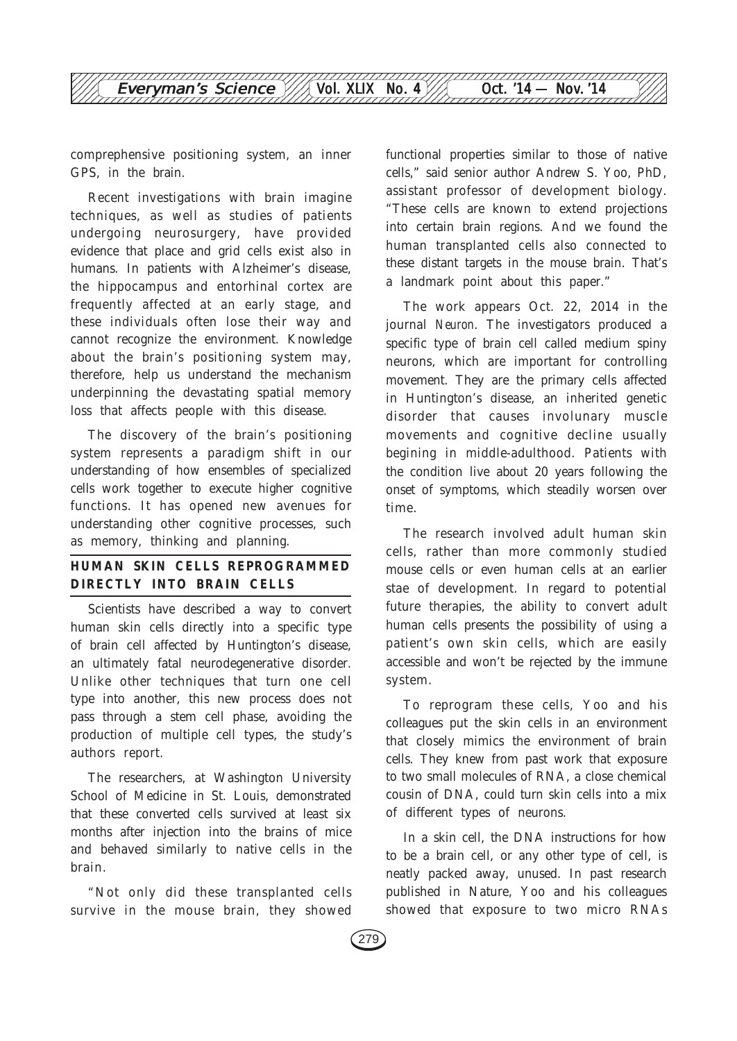comprehensive positioning system, an inner GPS, in the brain.

Recent investigations with brain imagine techniques, as well as studies of patients undergoing neurosurgery, have provided evidence that place and grid cells exist also in humans. In patients with Alzheimer's disease, the hippocampus and entorhinal cortex are frequently affected at an early stage, and these individuals often lose their way and cannot recognize the environment. Knowledge about the brain's positioning system may, therefore, help us understand the mechanism underpinning the devastating spatial memory loss that affects people with this disease.

The discovery of the brain's positioning system represents a paradigm shift in our understanding of how ensembles of specialized cells work together to execute higher cognitive functions. It has opened new avenues for understanding other cognitive processes, such as memory, thinking and planning.

## HUMAN SKIN CELLS REPROGRAMMED DIRECTLY INTO BRAIN CELLS

Scientists have described a way to convert human skin cells directly into a specific type of brain cell affected by Huntington's disease, an ultimately fatal neurodegenerative disorder. Unlike other techniques that turn one cell type into another, this new process does not pass through a stem cell phase, avoiding the production of multiple cell types, the study's authors report.

The researchers, at Washington University School of Medicine in St. Louis, demonstrated that these converted cells survived at least six months after injection into the brains of mice and behaved similarly to native cells in the brain.

"Not only did these transplanted cells survive in the mouse brain, they showed functional properties similar to those of native cells," said senior author Andrew S. Yoo, PhD, assistant professor of development biology. "These cells are known to extend projections into certain brain regions. And we found the human transplanted cells also connected to these distant targets in the mouse brain. That's a landmark point about this paper."

The work appears Oct. 22, 2014 in the journal *Neuron*. The investigators produced a specific type of brain cell called medium spiny neurons, which are important for controlling movement. They are the primary cells affected in Huntington's disease, an inherited genetic disorder that causes involunary muscle movements and cognitive decline usually begining in middle-adulthood. Patients with the condition live about 20 years following the onset of symptoms, which steadily worsen over time.

The research involved adult human skin cells, rather than more commonly studied mouse cells or even human cells at an earlier stae of development. In regard to potential future therapies, the ability to convert adult human cells presents the possibility of using a patient's own skin cells, which are easily accessible and won't be rejected by the immune system.

To reprogram these cells, Yoo and his colleagues put the skin cells in an environment that closely mimics the environment of brain cells. They knew from past work that exposure to two small molecules of RNA, a close chemical cousin of DNA, could turn skin cells into a mix of different types of neurons.

In a skin cell, the DNA instructions for how to be a brain cell, or any other type of cell, is neatly packed away, unused. In past research published in Nature, Yoo and his colleagues showed that exposure to two micro RNAs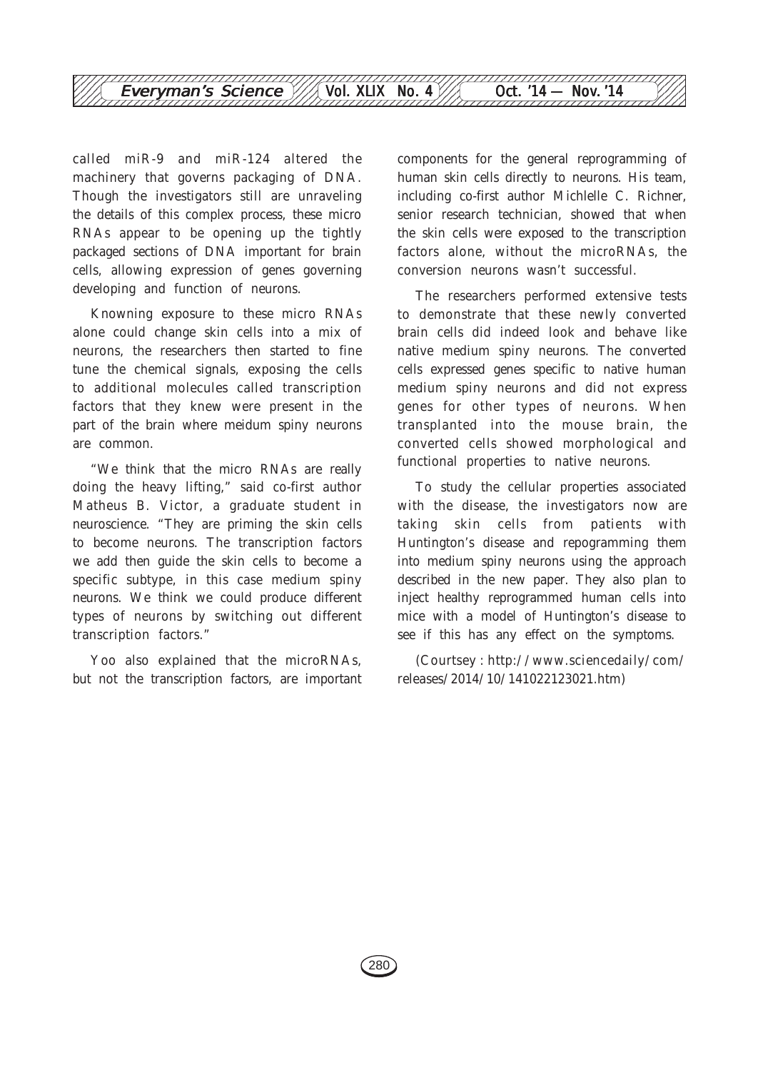called miR-9 and miR-124 altered the machinery that governs packaging of DNA. Though the investigators still are unraveling the details of this complex process, these micro RNAs appear to be opening up the tightly packaged sections of DNA important for brain cells, allowing expression of genes governing developing and function of neurons.

Knowning exposure to these micro RNAs alone could change skin cells into a mix of neurons, the researchers then started to fine tune the chemical signals, exposing the cells to additional molecules called transcription factors that they knew were present in the part of the brain where meidum spiny neurons are common.

"We think that the micro RNAs are really doing the heavy lifting," said co-first author Matheus B. Victor, a graduate student in neuroscience. "They are priming the skin cells to become neurons. The transcription factors we add then guide the skin cells to become a specific subtype, in this case medium spiny neurons. We think we could produce different types of neurons by switching out different transcription factors."

Yoo also explained that the microRNAs, but not the transcription factors, are important components for the general reprogramming of human skin cells directly to neurons. His team, including co-first author Michlelle C. Richner, senior research technician, showed that when the skin cells were exposed to the transcription factors alone, without the microRNAs, the conversion neurons wasn't successful.

The researchers performed extensive tests to demonstrate that these newly converted brain cells did indeed look and behave like native medium spiny neurons. The converted cells expressed genes specific to native human medium spiny neurons and did not express genes for other types of neurons. When transplanted into the mouse brain, the converted cells showed morphological and functional properties to native neurons.

To study the cellular properties associated with the disease, the investigators now are taking skin cells from patients with Huntington's disease and repogramming them into medium spiny neurons using the approach described in the new paper. They also plan to inject healthy reprogrammed human cells into mice with a model of Huntington's disease to see if this has any effect on the symptoms.

(Courtsey : http://www.sciencedaily/com/releases/2014/10/141022123021.htm)